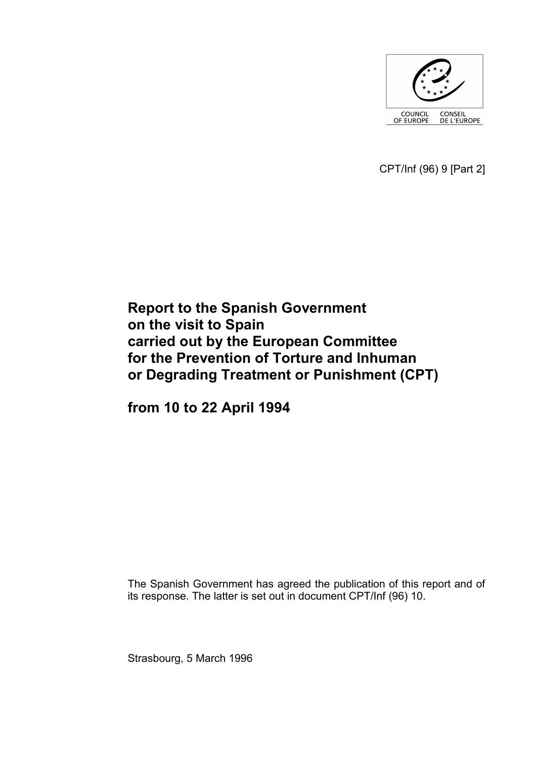COUNCIL OF EUROPE CONSEIL DE L'EUROPE

CPT/Inf (96) 9 [Part 2]

# Report to the Spanish Government on the visit to Spain carried out by the European Committee for the Prevention of Torture and Inhuman or Degrading Treatment or Punishment (CPT)

# from 10 to 22 April 1994

The Spanish Government has agreed the publication of this report and of its response. The latter is set out in document CPT/Inf (96) 10.

Strasbourg, 5 March 1996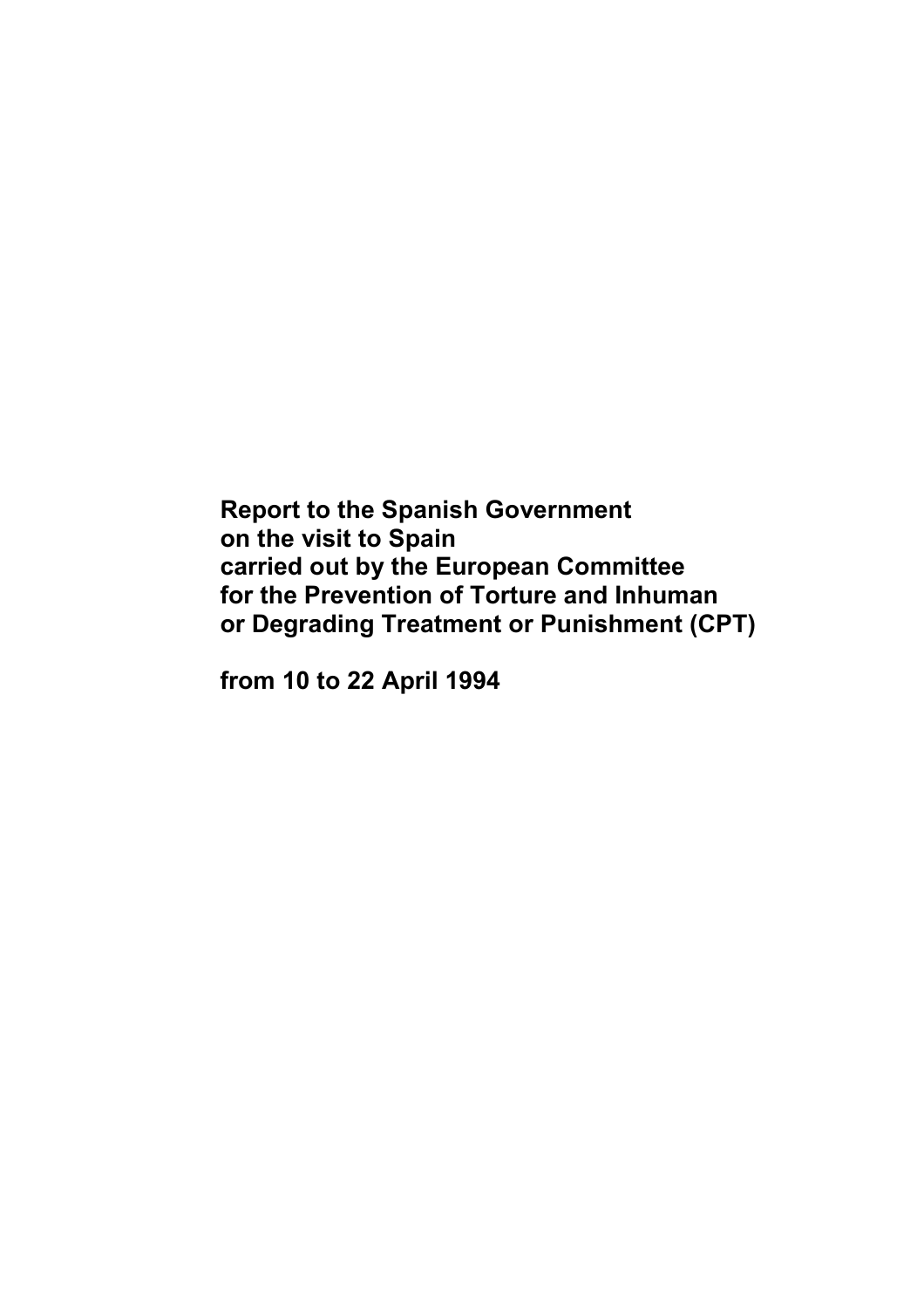**Report to the Spanish Government on the visit to Spain carried out by the European Committee for the Prevention of Torture and Inhuman or Degrading Treatment or Punishment (CPT)**

**from 10 to 22 April 1994**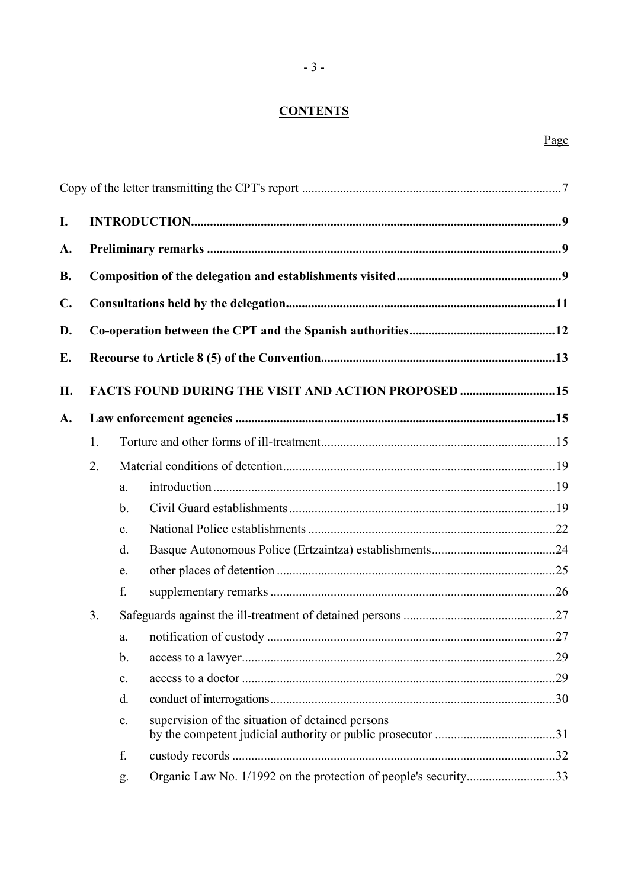**CONTENTS**

Page

Copy of the letter transmitting the CPT's report ..... 7

**I. INTRODUCTION** ..... 9

**A. Preliminary remarks** ..... 9

**B. Composition of the delegation and establishments visited** ..... 9

**C. Consultations held by the delegation** ..... 11

**D. Co-operation between the CPT and the Spanish authorities** ..... 12

**E. Recourse to Article 8 (5) of the Convention** ..... 13

**II. FACTS FOUND DURING THE VISIT AND ACTION PROPOSED** ..... 15

**A. Law enforcement agencies** ..... 15

1. Torture and other forms of ill-treatment ..... 15
2. Material conditions of detention ..... 19
   - a. introduction ..... 19
   - b. Civil Guard establishments ..... 19
   - c. National Police establishments ..... 22
   - d. Basque Autonomous Police (Ertzaintza) establishments ..... 24
   - e. other places of detention ..... 25
   - f. supplementary remarks ..... 26
3. Safeguards against the ill-treatment of detained persons ..... 27
   - a. notification of custody ..... 27
   - b. access to a lawyer ..... 29
   - c. access to a doctor ..... 29
   - d. conduct of interrogations ..... 30
   - e. supervision of the situation of detained persons by the competent judicial authority or public prosecutor ..... 31
   - f. custody records ..... 32
   - g. Organic Law No. 1/1992 on the protection of people's security ..... 33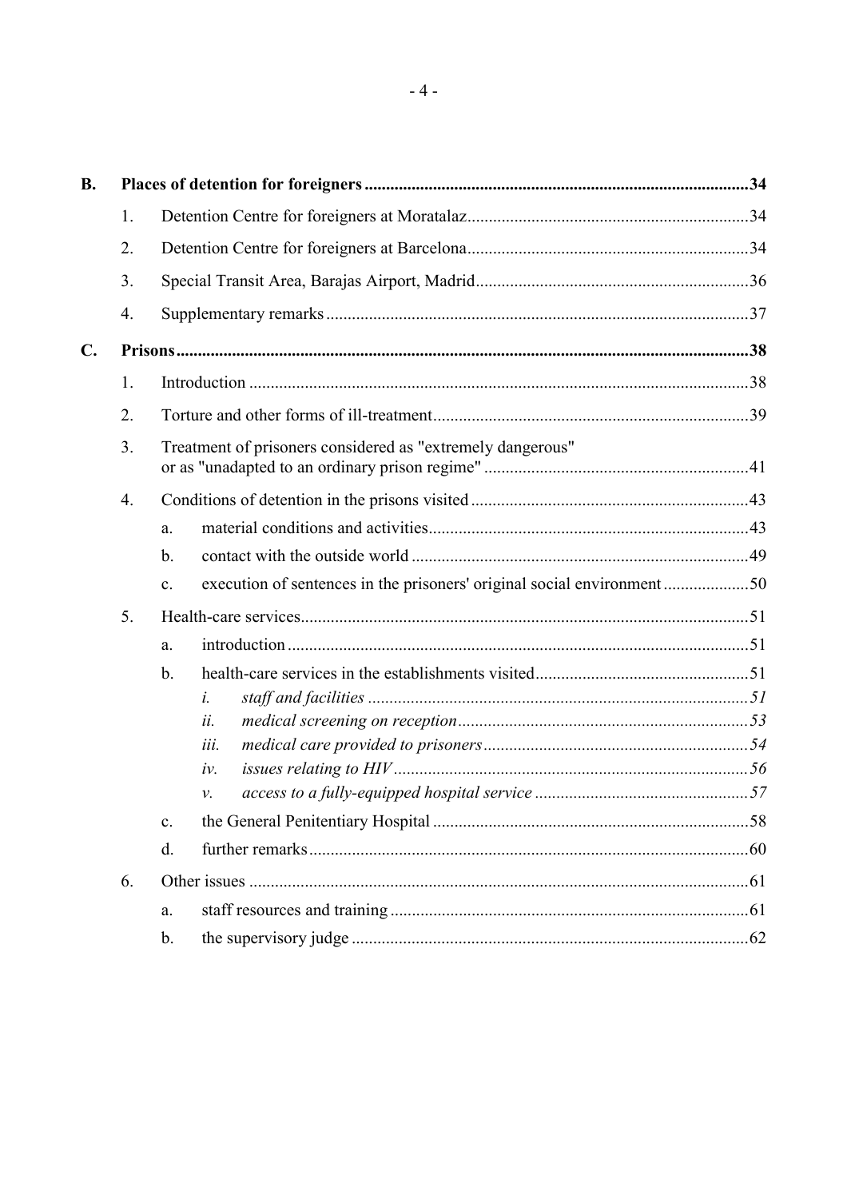| | | | | |
|---|---|---|---|---|
| **B.** | **Places of detention for foreigners** | | | **34** |
| | 1. | Detention Centre for foreigners at Moratalaz | | 34 |
| | 2. | Detention Centre for foreigners at Barcelona | | 34 |
| | 3. | Special Transit Area, Barajas Airport, Madrid | | 36 |
| | 4. | Supplementary remarks | | 37 |
| **C.** | **Prisons** | | | **38** |
| | 1. | Introduction | | 38 |
| | 2. | Torture and other forms of ill-treatment | | 39 |
| | 3. | Treatment of prisoners considered as "extremely dangerous" or as "unadapted to an ordinary prison regime" | | 41 |
| | 4. | Conditions of detention in the prisons visited | | 43 |
| | | a. | material conditions and activities | 43 |
| | | b. | contact with the outside world | 49 |
| | | c. | execution of sentences in the prisoners' original social environment | 50 |
| | 5. | Health-care services | | 51 |
| | | a. | introduction | 51 |
| | | b. | health-care services in the establishments visited | 51 |
| | | | *i. staff and facilities* | *51* |
| | | | *ii. medical screening on reception* | *53* |
| | | | *iii. medical care provided to prisoners* | *54* |
| | | | *iv. issues relating to HIV* | *56* |
| | | | *v. access to a fully-equipped hospital service* | *57* |
| | | c. | the General Penitentiary Hospital | 58 |
| | | d. | further remarks | 60 |
| | 6. | Other issues | | 61 |
| | | a. | staff resources and training | 61 |
| | | b. | the supervisory judge | 62 |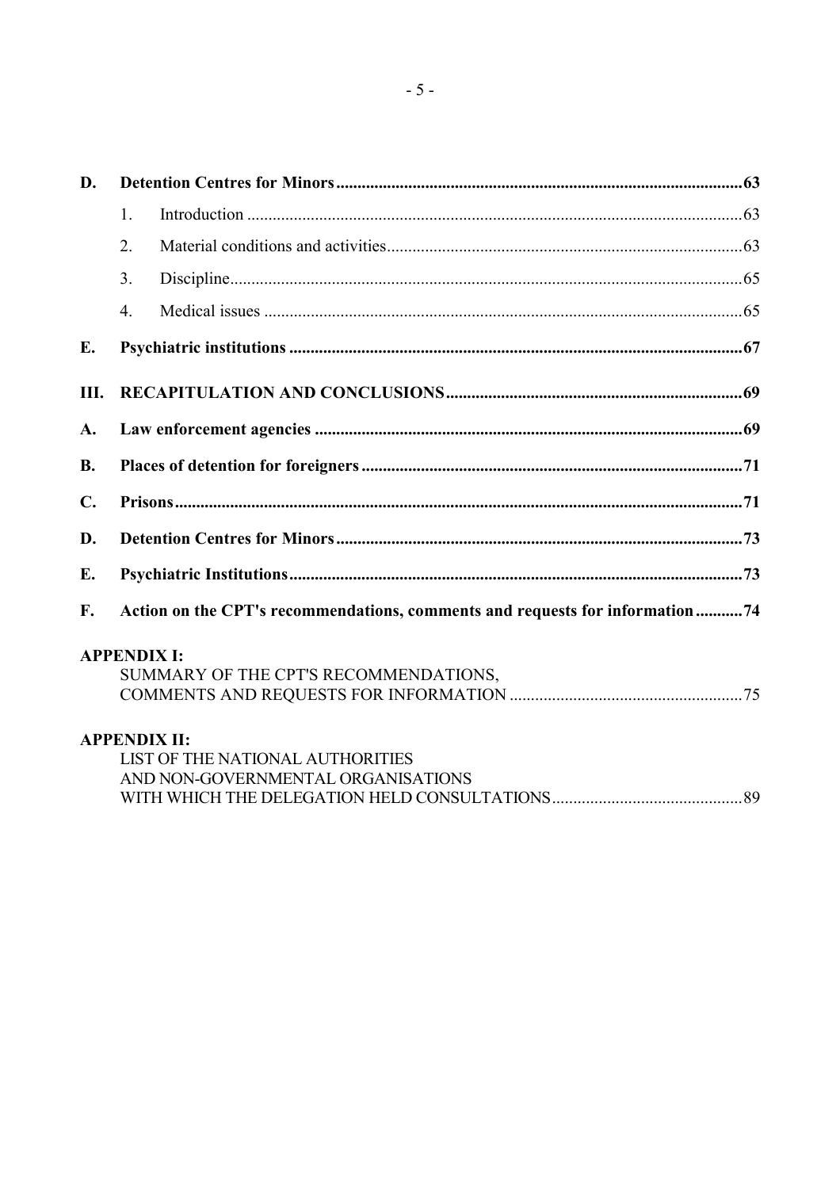**D. Detention Centres for Minors** ...................................................................................................63

1. Introduction ....................................................................................................................63
2. Material conditions and activities ...................................................................................63
3. Discipline ........................................................................................................................65
4. Medical issues ................................................................................................................65

**E. Psychiatric institutions** ..........................................................................................................67

**III. RECAPITULATION AND CONCLUSIONS** .....................................................................69

**A. Law enforcement agencies** ....................................................................................................69

**B. Places of detention for foreigners** .........................................................................................71

**C. Prisons** ....................................................................................................................................71

**D. Detention Centres for Minors** ................................................................................................73

**E. Psychiatric Institutions** ..........................................................................................................73

**F. Action on the CPT's recommendations, comments and requests for information** ...........74

**APPENDIX I:**
SUMMARY OF THE CPT'S RECOMMENDATIONS,
COMMENTS AND REQUESTS FOR INFORMATION ......................................................75

**APPENDIX II:**
LIST OF THE NATIONAL AUTHORITIES
AND NON-GOVERNMENTAL ORGANISATIONS
WITH WHICH THE DELEGATION HELD CONSULTATIONS ............................................89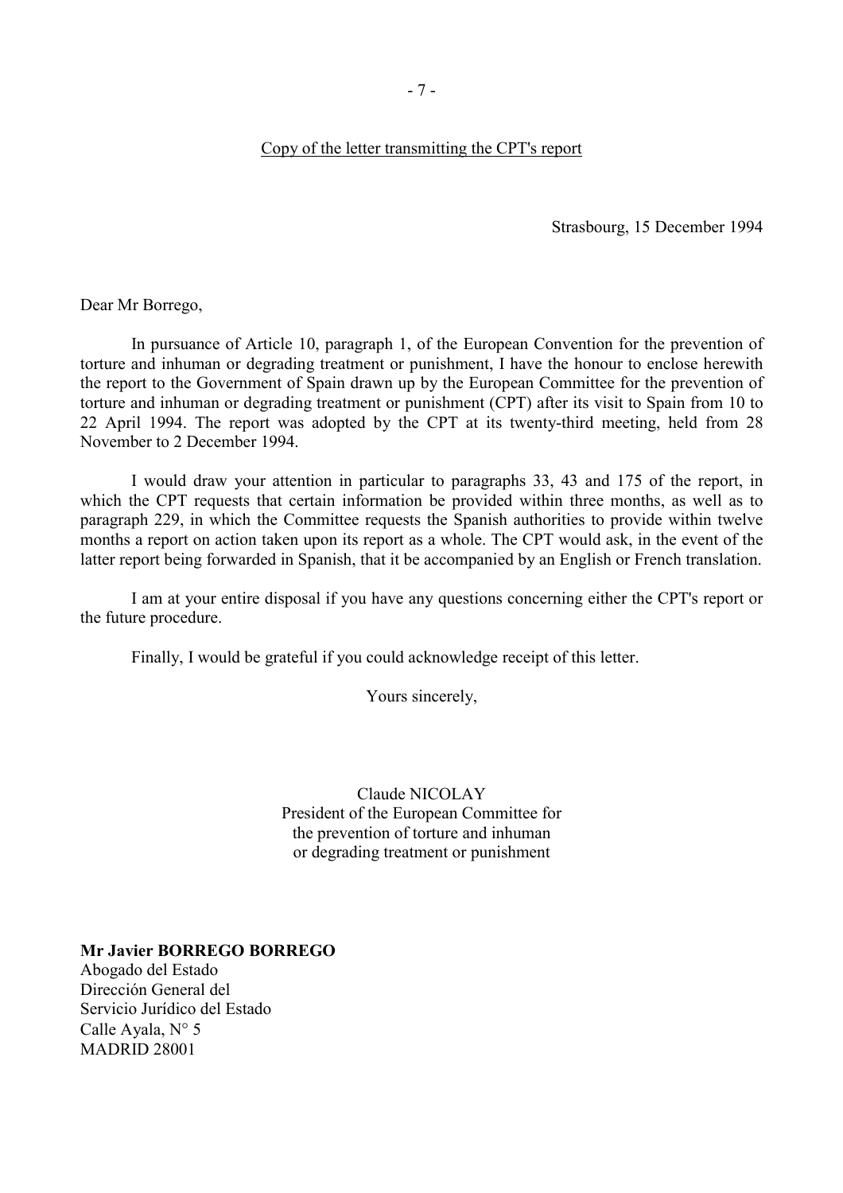Copy of the letter transmitting the CPT's report

Strasbourg, 15 December 1994

Dear Mr Borrego,

In pursuance of Article 10, paragraph 1, of the European Convention for the prevention of torture and inhuman or degrading treatment or punishment, I have the honour to enclose herewith the report to the Government of Spain drawn up by the European Committee for the prevention of torture and inhuman or degrading treatment or punishment (CPT) after its visit to Spain from 10 to 22 April 1994. The report was adopted by the CPT at its twenty-third meeting, held from 28 November to 2 December 1994.

I would draw your attention in particular to paragraphs 33, 43 and 175 of the report, in which the CPT requests that certain information be provided within three months, as well as to paragraph 229, in which the Committee requests the Spanish authorities to provide within twelve months a report on action taken upon its report as a whole. The CPT would ask, in the event of the latter report being forwarded in Spanish, that it be accompanied by an English or French translation.

I am at your entire disposal if you have any questions concerning either the CPT's report or the future procedure.

Finally, I would be grateful if you could acknowledge receipt of this letter.

Yours sincerely,

Claude NICOLAY
President of the European Committee for
the prevention of torture and inhuman
or degrading treatment or punishment

**Mr Javier BORREGO BORREGO**
Abogado del Estado
Dirección General del
Servicio Jurídico del Estado
Calle Ayala, N° 5
MADRID 28001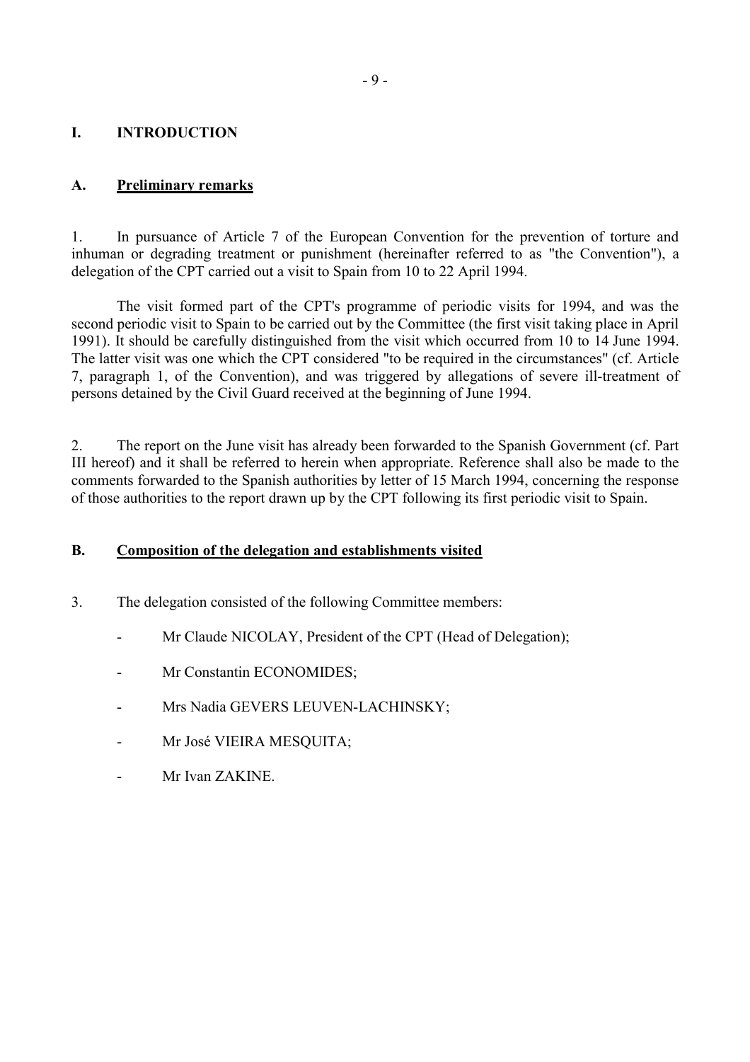# I. INTRODUCTION

## A. Preliminary remarks

1. In pursuance of Article 7 of the European Convention for the prevention of torture and inhuman or degrading treatment or punishment (hereinafter referred to as "the Convention"), a delegation of the CPT carried out a visit to Spain from 10 to 22 April 1994.

The visit formed part of the CPT's programme of periodic visits for 1994, and was the second periodic visit to Spain to be carried out by the Committee (the first visit taking place in April 1991). It should be carefully distinguished from the visit which occurred from 10 to 14 June 1994. The latter visit was one which the CPT considered "to be required in the circumstances" (cf. Article 7, paragraph 1, of the Convention), and was triggered by allegations of severe ill-treatment of persons detained by the Civil Guard received at the beginning of June 1994.

2. The report on the June visit has already been forwarded to the Spanish Government (cf. Part III hereof) and it shall be referred to herein when appropriate. Reference shall also be made to the comments forwarded to the Spanish authorities by letter of 15 March 1994, concerning the response of those authorities to the report drawn up by the CPT following its first periodic visit to Spain.

## B. Composition of the delegation and establishments visited

3. The delegation consisted of the following Committee members:

- Mr Claude NICOLAY, President of the CPT (Head of Delegation);
- Mr Constantin ECONOMIDES;
- Mrs Nadia GEVERS LEUVEN-LACHINSKY;
- Mr José VIEIRA MESQUITA;
- Mr Ivan ZAKINE.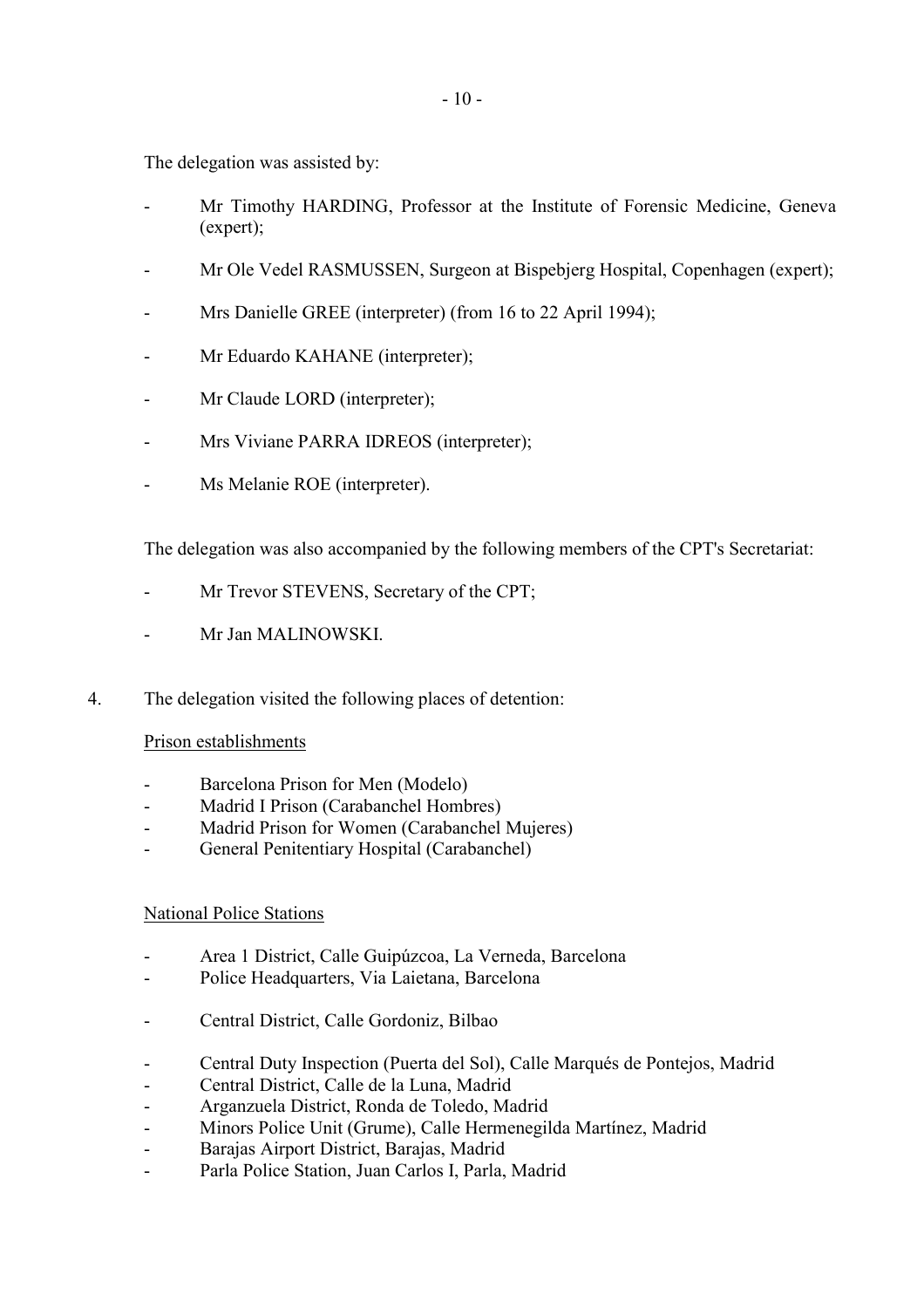The delegation was assisted by:

- Mr Timothy HARDING, Professor at the Institute of Forensic Medicine, Geneva (expert);
- Mr Ole Vedel RASMUSSEN, Surgeon at Bispebjerg Hospital, Copenhagen (expert);
- Mrs Danielle GREE (interpreter) (from 16 to 22 April 1994);
- Mr Eduardo KAHANE (interpreter);
- Mr Claude LORD (interpreter);
- Mrs Viviane PARRA IDREOS (interpreter);
- Ms Melanie ROE (interpreter).

The delegation was also accompanied by the following members of the CPT's Secretariat:

- Mr Trevor STEVENS, Secretary of the CPT;
- Mr Jan MALINOWSKI.

4. The delegation visited the following places of detention:

<u>Prison establishments</u>

- Barcelona Prison for Men (Modelo)
- Madrid I Prison (Carabanchel Hombres)
- Madrid Prison for Women (Carabanchel Mujeres)
- General Penitentiary Hospital (Carabanchel)

<u>National Police Stations</u>

- Area 1 District, Calle Guipúzcoa, La Verneda, Barcelona
- Police Headquarters, Via Laietana, Barcelona

- Central District, Calle Gordoniz, Bilbao

- Central Duty Inspection (Puerta del Sol), Calle Marqués de Pontejos, Madrid
- Central District, Calle de la Luna, Madrid
- Arganzuela District, Ronda de Toledo, Madrid
- Minors Police Unit (Grume), Calle Hermenegilda Martínez, Madrid
- Barajas Airport District, Barajas, Madrid
- Parla Police Station, Juan Carlos I, Parla, Madrid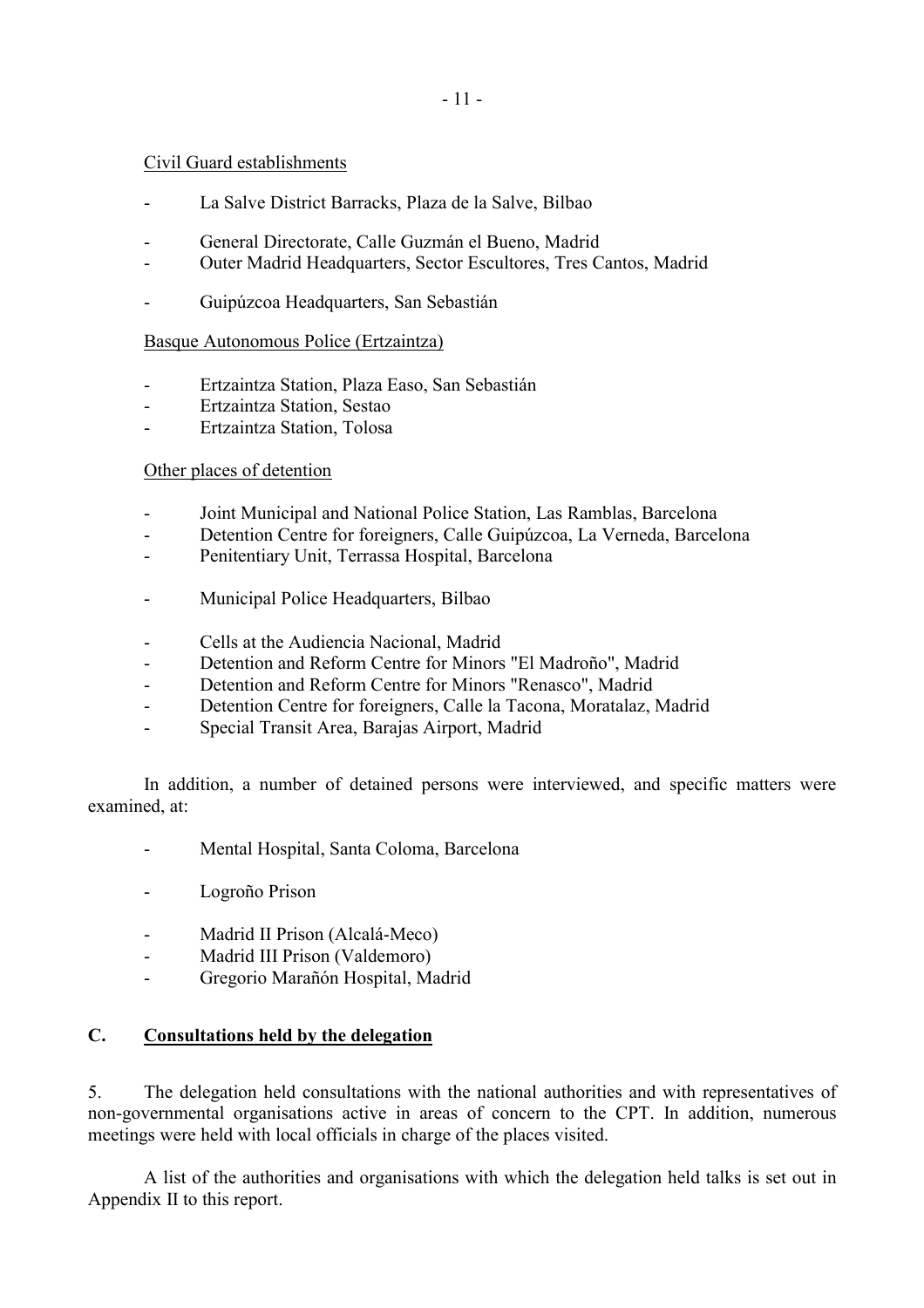Civil Guard establishments

- La Salve District Barracks, Plaza de la Salve, Bilbao

- General Directorate, Calle Guzmán el Bueno, Madrid
- Outer Madrid Headquarters, Sector Escultores, Tres Cantos, Madrid

- Guipúzcoa Headquarters, San Sebastián

Basque Autonomous Police (Ertzaintza)

- Ertzaintza Station, Plaza Easo, San Sebastián
- Ertzaintza Station, Sestao
- Ertzaintza Station, Tolosa

Other places of detention

- Joint Municipal and National Police Station, Las Ramblas, Barcelona
- Detention Centre for foreigners, Calle Guipúzcoa, La Verneda, Barcelona
- Penitentiary Unit, Terrassa Hospital, Barcelona

- Municipal Police Headquarters, Bilbao

- Cells at the Audiencia Nacional, Madrid
- Detention and Reform Centre for Minors "El Madroño", Madrid
- Detention and Reform Centre for Minors "Renasco", Madrid
- Detention Centre for foreigners, Calle la Tacona, Moratalaz, Madrid
- Special Transit Area, Barajas Airport, Madrid

In addition, a number of detained persons were interviewed, and specific matters were examined, at:

- Mental Hospital, Santa Coloma, Barcelona

- Logroño Prison

- Madrid II Prison (Alcalá-Meco)
- Madrid III Prison (Valdemoro)
- Gregorio Marañón Hospital, Madrid

## C. Consultations held by the delegation

5. The delegation held consultations with the national authorities and with representatives of non-governmental organisations active in areas of concern to the CPT. In addition, numerous meetings were held with local officials in charge of the places visited.

A list of the authorities and organisations with which the delegation held talks is set out in Appendix II to this report.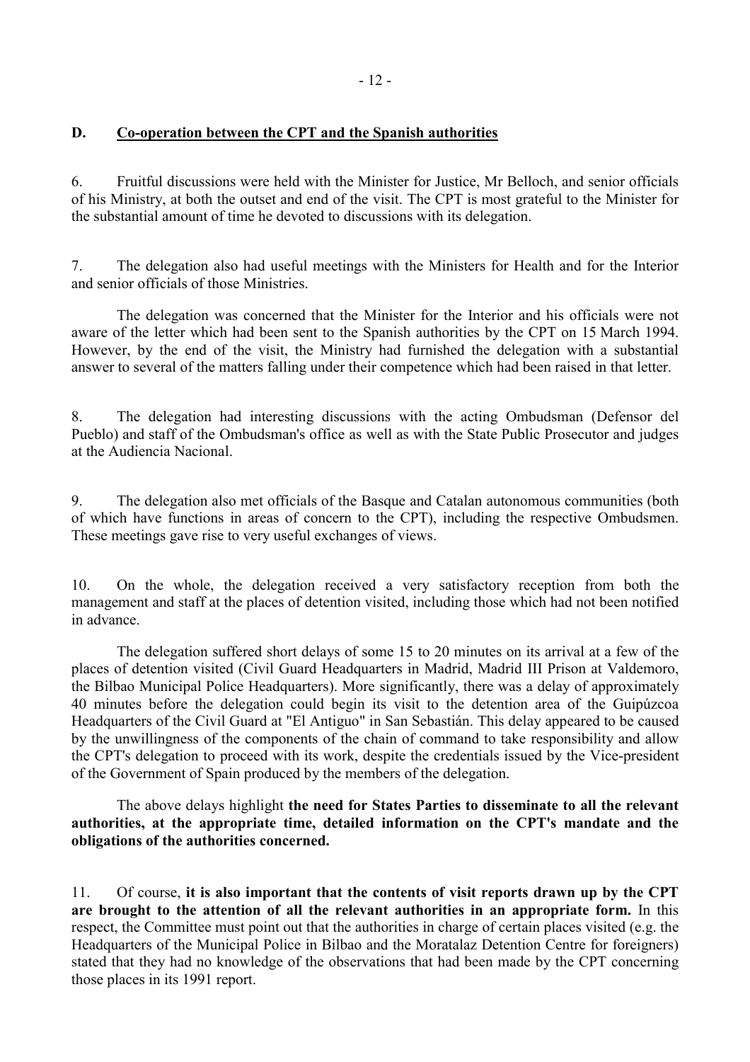## D. Co-operation between the CPT and the Spanish authorities

6. Fruitful discussions were held with the Minister for Justice, Mr Belloch, and senior officials of his Ministry, at both the outset and end of the visit. The CPT is most grateful to the Minister for the substantial amount of time he devoted to discussions with its delegation.

7. The delegation also had useful meetings with the Ministers for Health and for the Interior and senior officials of those Ministries.

The delegation was concerned that the Minister for the Interior and his officials were not aware of the letter which had been sent to the Spanish authorities by the CPT on 15 March 1994. However, by the end of the visit, the Ministry had furnished the delegation with a substantial answer to several of the matters falling under their competence which had been raised in that letter.

8. The delegation had interesting discussions with the acting Ombudsman (Defensor del Pueblo) and staff of the Ombudsman's office as well as with the State Public Prosecutor and judges at the Audiencia Nacional.

9. The delegation also met officials of the Basque and Catalan autonomous communities (both of which have functions in areas of concern to the CPT), including the respective Ombudsmen. These meetings gave rise to very useful exchanges of views.

10. On the whole, the delegation received a very satisfactory reception from both the management and staff at the places of detention visited, including those which had not been notified in advance.

The delegation suffered short delays of some 15 to 20 minutes on its arrival at a few of the places of detention visited (Civil Guard Headquarters in Madrid, Madrid III Prison at Valdemoro, the Bilbao Municipal Police Headquarters). More significantly, there was a delay of approximately 40 minutes before the delegation could begin its visit to the detention area of the Guipúzcoa Headquarters of the Civil Guard at "El Antiguo" in San Sebastián. This delay appeared to be caused by the unwillingness of the components of the chain of command to take responsibility and allow the CPT's delegation to proceed with its work, despite the credentials issued by the Vice-president of the Government of Spain produced by the members of the delegation.

The above delays highlight **the need for States Parties to disseminate to all the relevant authorities, at the appropriate time, detailed information on the CPT's mandate and the obligations of the authorities concerned.**

11. Of course, **it is also important that the contents of visit reports drawn up by the CPT are brought to the attention of all the relevant authorities in an appropriate form.** In this respect, the Committee must point out that the authorities in charge of certain places visited (e.g. the Headquarters of the Municipal Police in Bilbao and the Moratalaz Detention Centre for foreigners) stated that they had no knowledge of the observations that had been made by the CPT concerning those places in its 1991 report.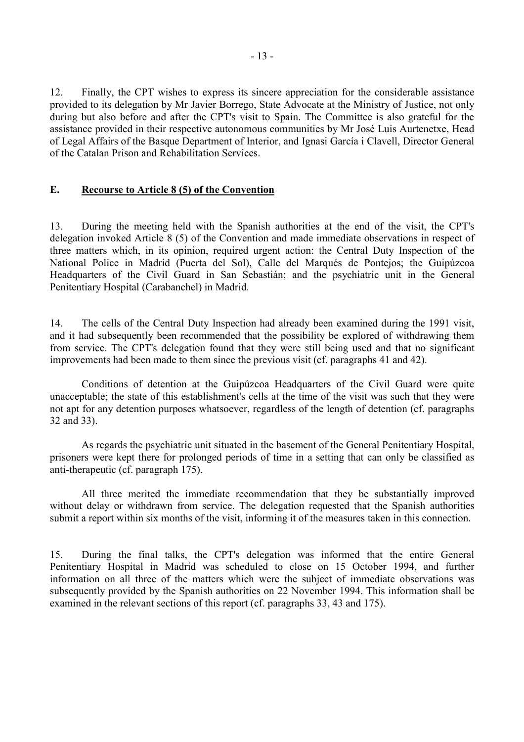12. Finally, the CPT wishes to express its sincere appreciation for the considerable assistance provided to its delegation by Mr Javier Borrego, State Advocate at the Ministry of Justice, not only during but also before and after the CPT's visit to Spain. The Committee is also grateful for the assistance provided in their respective autonomous communities by Mr José Luis Aurtenetxe, Head of Legal Affairs of the Basque Department of Interior, and Ignasi García i Clavell, Director General of the Catalan Prison and Rehabilitation Services.

## E. <u>Recourse to Article 8 (5) of the Convention</u>

13. During the meeting held with the Spanish authorities at the end of the visit, the CPT's delegation invoked Article 8 (5) of the Convention and made immediate observations in respect of three matters which, in its opinion, required urgent action: the Central Duty Inspection of the National Police in Madrid (Puerta del Sol), Calle del Marqués de Pontejos; the Guipúzcoa Headquarters of the Civil Guard in San Sebastián; and the psychiatric unit in the General Penitentiary Hospital (Carabanchel) in Madrid.

14. The cells of the Central Duty Inspection had already been examined during the 1991 visit, and it had subsequently been recommended that the possibility be explored of withdrawing them from service. The CPT's delegation found that they were still being used and that no significant improvements had been made to them since the previous visit (cf. paragraphs 41 and 42).

Conditions of detention at the Guipúzcoa Headquarters of the Civil Guard were quite unacceptable; the state of this establishment's cells at the time of the visit was such that they were not apt for any detention purposes whatsoever, regardless of the length of detention (cf. paragraphs 32 and 33).

As regards the psychiatric unit situated in the basement of the General Penitentiary Hospital, prisoners were kept there for prolonged periods of time in a setting that can only be classified as anti-therapeutic (cf. paragraph 175).

All three merited the immediate recommendation that they be substantially improved without delay or withdrawn from service. The delegation requested that the Spanish authorities submit a report within six months of the visit, informing it of the measures taken in this connection.

15. During the final talks, the CPT's delegation was informed that the entire General Penitentiary Hospital in Madrid was scheduled to close on 15 October 1994, and further information on all three of the matters which were the subject of immediate observations was subsequently provided by the Spanish authorities on 22 November 1994. This information shall be examined in the relevant sections of this report (cf. paragraphs 33, 43 and 175).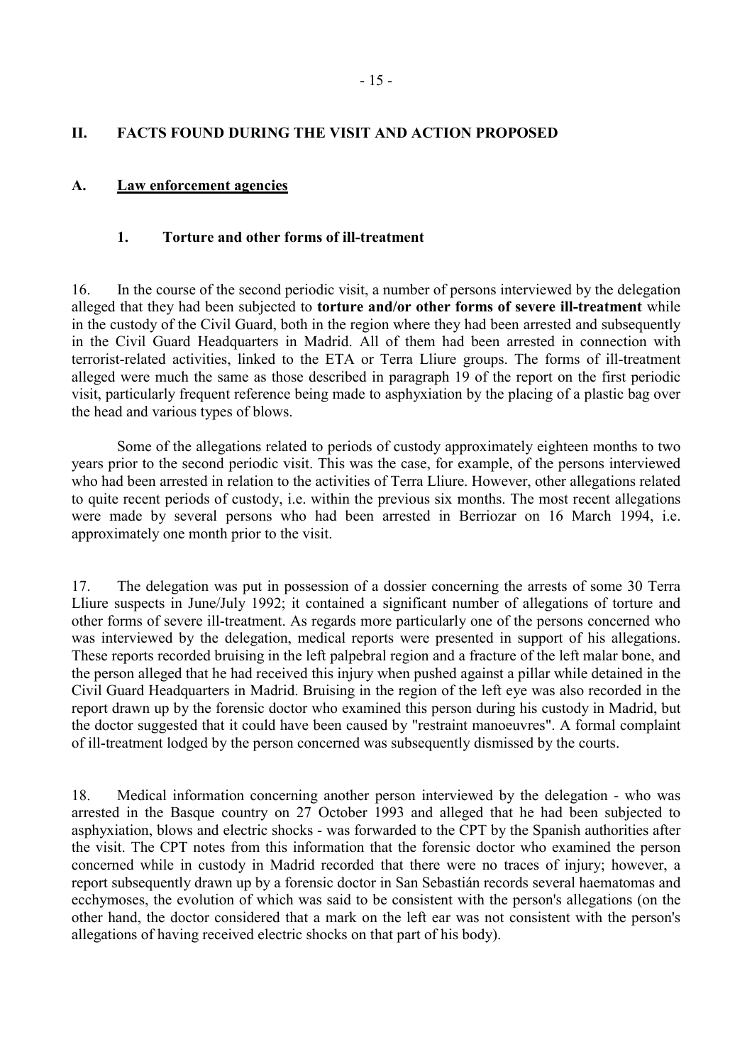## II. FACTS FOUND DURING THE VISIT AND ACTION PROPOSED

### A. Law enforcement agencies

#### 1. Torture and other forms of ill-treatment

16. In the course of the second periodic visit, a number of persons interviewed by the delegation alleged that they had been subjected to **torture and/or other forms of severe ill-treatment** while in the custody of the Civil Guard, both in the region where they had been arrested and subsequently in the Civil Guard Headquarters in Madrid. All of them had been arrested in connection with terrorist-related activities, linked to the ETA or Terra Lliure groups. The forms of ill-treatment alleged were much the same as those described in paragraph 19 of the report on the first periodic visit, particularly frequent reference being made to asphyxiation by the placing of a plastic bag over the head and various types of blows.

Some of the allegations related to periods of custody approximately eighteen months to two years prior to the second periodic visit. This was the case, for example, of the persons interviewed who had been arrested in relation to the activities of Terra Lliure. However, other allegations related to quite recent periods of custody, i.e. within the previous six months. The most recent allegations were made by several persons who had been arrested in Berriozar on 16 March 1994, i.e. approximately one month prior to the visit.

17. The delegation was put in possession of a dossier concerning the arrests of some 30 Terra Lliure suspects in June/July 1992; it contained a significant number of allegations of torture and other forms of severe ill-treatment. As regards more particularly one of the persons concerned who was interviewed by the delegation, medical reports were presented in support of his allegations. These reports recorded bruising in the left palpebral region and a fracture of the left malar bone, and the person alleged that he had received this injury when pushed against a pillar while detained in the Civil Guard Headquarters in Madrid. Bruising in the region of the left eye was also recorded in the report drawn up by the forensic doctor who examined this person during his custody in Madrid, but the doctor suggested that it could have been caused by "restraint manoeuvres". A formal complaint of ill-treatment lodged by the person concerned was subsequently dismissed by the courts.

18. Medical information concerning another person interviewed by the delegation - who was arrested in the Basque country on 27 October 1993 and alleged that he had been subjected to asphyxiation, blows and electric shocks - was forwarded to the CPT by the Spanish authorities after the visit. The CPT notes from this information that the forensic doctor who examined the person concerned while in custody in Madrid recorded that there were no traces of injury; however, a report subsequently drawn up by a forensic doctor in San Sebastián records several haematomas and ecchymoses, the evolution of which was said to be consistent with the person's allegations (on the other hand, the doctor considered that a mark on the left ear was not consistent with the person's allegations of having received electric shocks on that part of his body).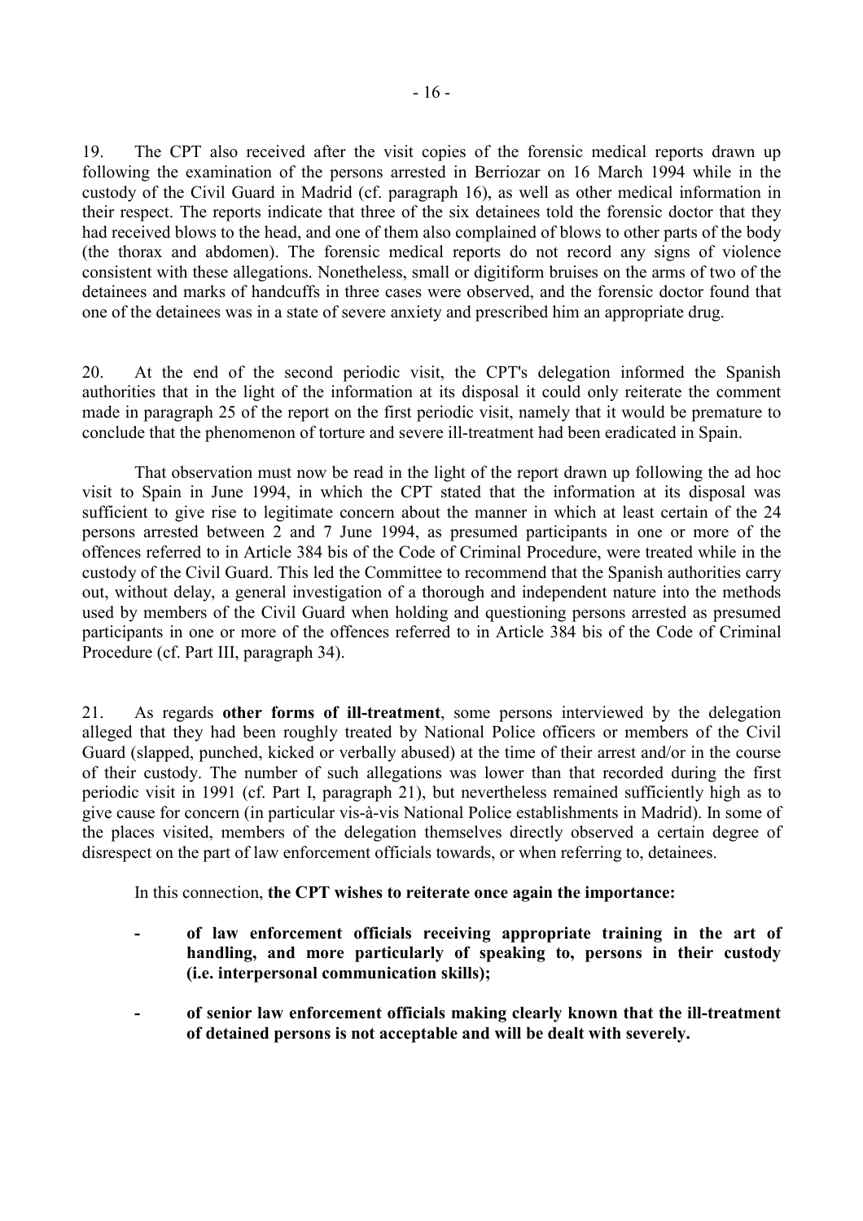19. The CPT also received after the visit copies of the forensic medical reports drawn up following the examination of the persons arrested in Berriozar on 16 March 1994 while in the custody of the Civil Guard in Madrid (cf. paragraph 16), as well as other medical information in their respect. The reports indicate that three of the six detainees told the forensic doctor that they had received blows to the head, and one of them also complained of blows to other parts of the body (the thorax and abdomen). The forensic medical reports do not record any signs of violence consistent with these allegations. Nonetheless, small or digitiform bruises on the arms of two of the detainees and marks of handcuffs in three cases were observed, and the forensic doctor found that one of the detainees was in a state of severe anxiety and prescribed him an appropriate drug.

20. At the end of the second periodic visit, the CPT's delegation informed the Spanish authorities that in the light of the information at its disposal it could only reiterate the comment made in paragraph 25 of the report on the first periodic visit, namely that it would be premature to conclude that the phenomenon of torture and severe ill-treatment had been eradicated in Spain.

That observation must now be read in the light of the report drawn up following the ad hoc visit to Spain in June 1994, in which the CPT stated that the information at its disposal was sufficient to give rise to legitimate concern about the manner in which at least certain of the 24 persons arrested between 2 and 7 June 1994, as presumed participants in one or more of the offences referred to in Article 384 bis of the Code of Criminal Procedure, were treated while in the custody of the Civil Guard. This led the Committee to recommend that the Spanish authorities carry out, without delay, a general investigation of a thorough and independent nature into the methods used by members of the Civil Guard when holding and questioning persons arrested as presumed participants in one or more of the offences referred to in Article 384 bis of the Code of Criminal Procedure (cf. Part III, paragraph 34).

21. As regards **other forms of ill-treatment**, some persons interviewed by the delegation alleged that they had been roughly treated by National Police officers or members of the Civil Guard (slapped, punched, kicked or verbally abused) at the time of their arrest and/or in the course of their custody. The number of such allegations was lower than that recorded during the first periodic visit in 1991 (cf. Part I, paragraph 21), but nevertheless remained sufficiently high as to give cause for concern (in particular vis-à-vis National Police establishments in Madrid). In some of the places visited, members of the delegation themselves directly observed a certain degree of disrespect on the part of law enforcement officials towards, or when referring to, detainees.

In this connection, **the CPT wishes to reiterate once again the importance:**

- **of law enforcement officials receiving appropriate training in the art of handling, and more particularly of speaking to, persons in their custody (i.e. interpersonal communication skills);**

- **of senior law enforcement officials making clearly known that the ill-treatment of detained persons is not acceptable and will be dealt with severely.**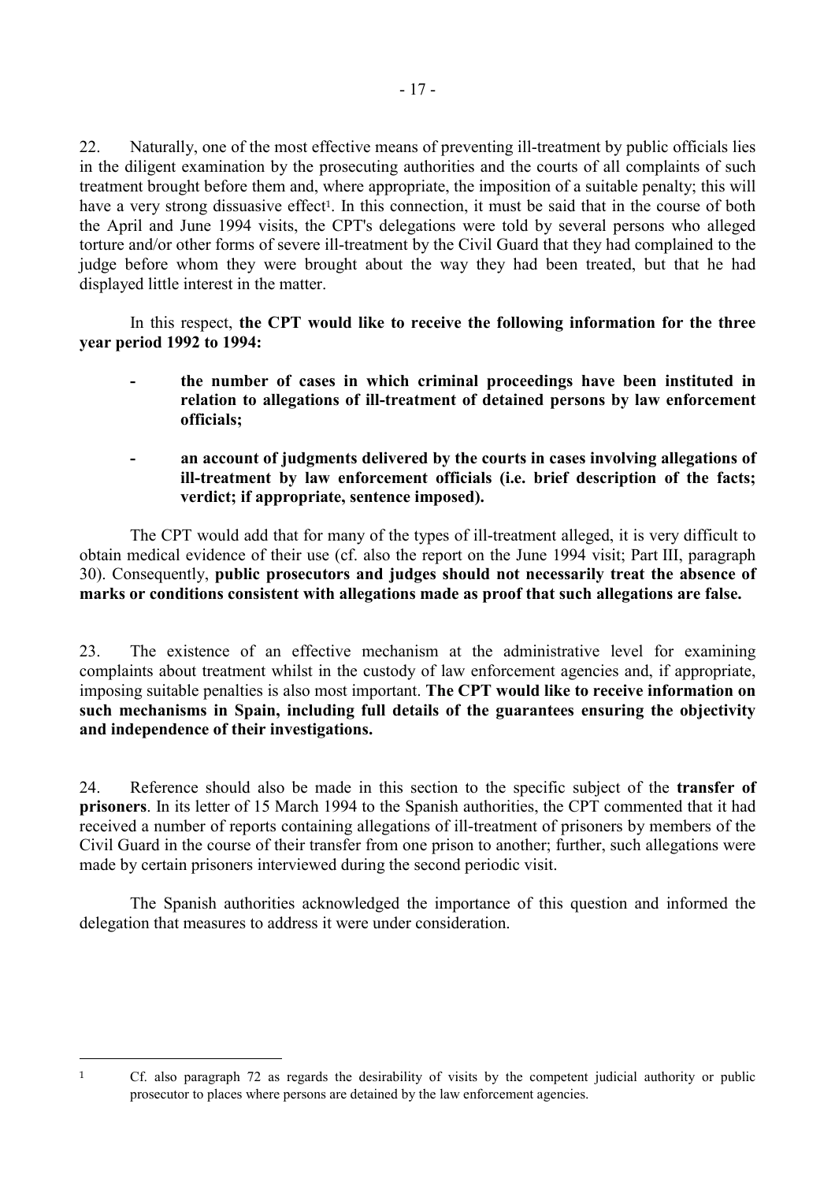22. Naturally, one of the most effective means of preventing ill-treatment by public officials lies in the diligent examination by the prosecuting authorities and the courts of all complaints of such treatment brought before them and, where appropriate, the imposition of a suitable penalty; this will have a very strong dissuasive effect[1]. In this connection, it must be said that in the course of both the April and June 1994 visits, the CPT's delegations were told by several persons who alleged torture and/or other forms of severe ill-treatment by the Civil Guard that they had complained to the judge before whom they were brought about the way they had been treated, but that he had displayed little interest in the matter.

In this respect, **the CPT would like to receive the following information for the three year period 1992 to 1994:**

- **the number of cases in which criminal proceedings have been instituted in relation to allegations of ill-treatment of detained persons by law enforcement officials;**

- **an account of judgments delivered by the courts in cases involving allegations of ill-treatment by law enforcement officials (i.e. brief description of the facts; verdict; if appropriate, sentence imposed).**

The CPT would add that for many of the types of ill-treatment alleged, it is very difficult to obtain medical evidence of their use (cf. also the report on the June 1994 visit; Part III, paragraph 30). Consequently, **public prosecutors and judges should not necessarily treat the absence of marks or conditions consistent with allegations made as proof that such allegations are false.**

23. The existence of an effective mechanism at the administrative level for examining complaints about treatment whilst in the custody of law enforcement agencies and, if appropriate, imposing suitable penalties is also most important. **The CPT would like to receive information on such mechanisms in Spain, including full details of the guarantees ensuring the objectivity and independence of their investigations.**

24. Reference should also be made in this section to the specific subject of the **transfer of prisoners**. In its letter of 15 March 1994 to the Spanish authorities, the CPT commented that it had received a number of reports containing allegations of ill-treatment of prisoners by members of the Civil Guard in the course of their transfer from one prison to another; further, such allegations were made by certain prisoners interviewed during the second periodic visit.

The Spanish authorities acknowledged the importance of this question and informed the delegation that measures to address it were under consideration.

---

[1] Cf. also paragraph 72 as regards the desirability of visits by the competent judicial authority or public prosecutor to places where persons are detained by the law enforcement agencies.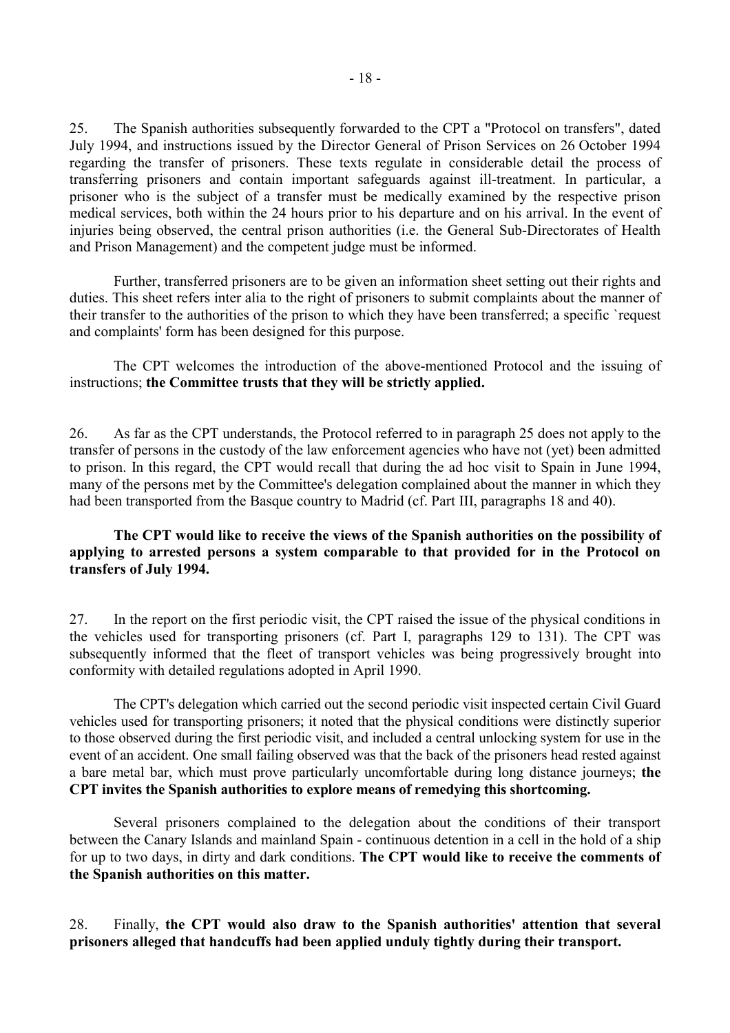25. The Spanish authorities subsequently forwarded to the CPT a "Protocol on transfers", dated July 1994, and instructions issued by the Director General of Prison Services on 26 October 1994 regarding the transfer of prisoners. These texts regulate in considerable detail the process of transferring prisoners and contain important safeguards against ill-treatment. In particular, a prisoner who is the subject of a transfer must be medically examined by the respective prison medical services, both within the 24 hours prior to his departure and on his arrival. In the event of injuries being observed, the central prison authorities (i.e. the General Sub-Directorates of Health and Prison Management) and the competent judge must be informed.

Further, transferred prisoners are to be given an information sheet setting out their rights and duties. This sheet refers inter alia to the right of prisoners to submit complaints about the manner of their transfer to the authorities of the prison to which they have been transferred; a specific `request and complaints' form has been designed for this purpose.

The CPT welcomes the introduction of the above-mentioned Protocol and the issuing of instructions; **the Committee trusts that they will be strictly applied.**

26. As far as the CPT understands, the Protocol referred to in paragraph 25 does not apply to the transfer of persons in the custody of the law enforcement agencies who have not (yet) been admitted to prison. In this regard, the CPT would recall that during the ad hoc visit to Spain in June 1994, many of the persons met by the Committee's delegation complained about the manner in which they had been transported from the Basque country to Madrid (cf. Part III, paragraphs 18 and 40).

**The CPT would like to receive the views of the Spanish authorities on the possibility of applying to arrested persons a system comparable to that provided for in the Protocol on transfers of July 1994.**

27. In the report on the first periodic visit, the CPT raised the issue of the physical conditions in the vehicles used for transporting prisoners (cf. Part I, paragraphs 129 to 131). The CPT was subsequently informed that the fleet of transport vehicles was being progressively brought into conformity with detailed regulations adopted in April 1990.

The CPT's delegation which carried out the second periodic visit inspected certain Civil Guard vehicles used for transporting prisoners; it noted that the physical conditions were distinctly superior to those observed during the first periodic visit, and included a central unlocking system for use in the event of an accident. One small failing observed was that the back of the prisoners head rested against a bare metal bar, which must prove particularly uncomfortable during long distance journeys; **the CPT invites the Spanish authorities to explore means of remedying this shortcoming.**

Several prisoners complained to the delegation about the conditions of their transport between the Canary Islands and mainland Spain - continuous detention in a cell in the hold of a ship for up to two days, in dirty and dark conditions. **The CPT would like to receive the comments of the Spanish authorities on this matter.**

28. Finally, **the CPT would also draw to the Spanish authorities' attention that several prisoners alleged that handcuffs had been applied unduly tightly during their transport.**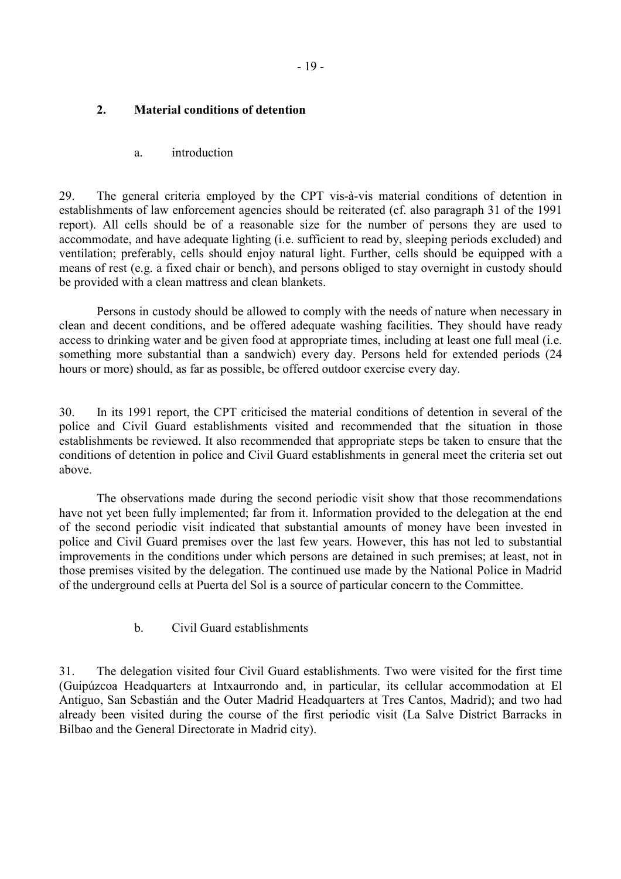## 2. Material conditions of detention

### a. introduction

29. The general criteria employed by the CPT vis-à-vis material conditions of detention in establishments of law enforcement agencies should be reiterated (cf. also paragraph 31 of the 1991 report). All cells should be of a reasonable size for the number of persons they are used to accommodate, and have adequate lighting (i.e. sufficient to read by, sleeping periods excluded) and ventilation; preferably, cells should enjoy natural light. Further, cells should be equipped with a means of rest (e.g. a fixed chair or bench), and persons obliged to stay overnight in custody should be provided with a clean mattress and clean blankets.

Persons in custody should be allowed to comply with the needs of nature when necessary in clean and decent conditions, and be offered adequate washing facilities. They should have ready access to drinking water and be given food at appropriate times, including at least one full meal (i.e. something more substantial than a sandwich) every day. Persons held for extended periods (24 hours or more) should, as far as possible, be offered outdoor exercise every day.

30. In its 1991 report, the CPT criticised the material conditions of detention in several of the police and Civil Guard establishments visited and recommended that the situation in those establishments be reviewed. It also recommended that appropriate steps be taken to ensure that the conditions of detention in police and Civil Guard establishments in general meet the criteria set out above.

The observations made during the second periodic visit show that those recommendations have not yet been fully implemented; far from it. Information provided to the delegation at the end of the second periodic visit indicated that substantial amounts of money have been invested in police and Civil Guard premises over the last few years. However, this has not led to substantial improvements in the conditions under which persons are detained in such premises; at least, not in those premises visited by the delegation. The continued use made by the National Police in Madrid of the underground cells at Puerta del Sol is a source of particular concern to the Committee.

### b. Civil Guard establishments

31. The delegation visited four Civil Guard establishments. Two were visited for the first time (Guipúzcoa Headquarters at Intxaurrondo and, in particular, its cellular accommodation at El Antiguo, San Sebastián and the Outer Madrid Headquarters at Tres Cantos, Madrid); and two had already been visited during the course of the first periodic visit (La Salve District Barracks in Bilbao and the General Directorate in Madrid city).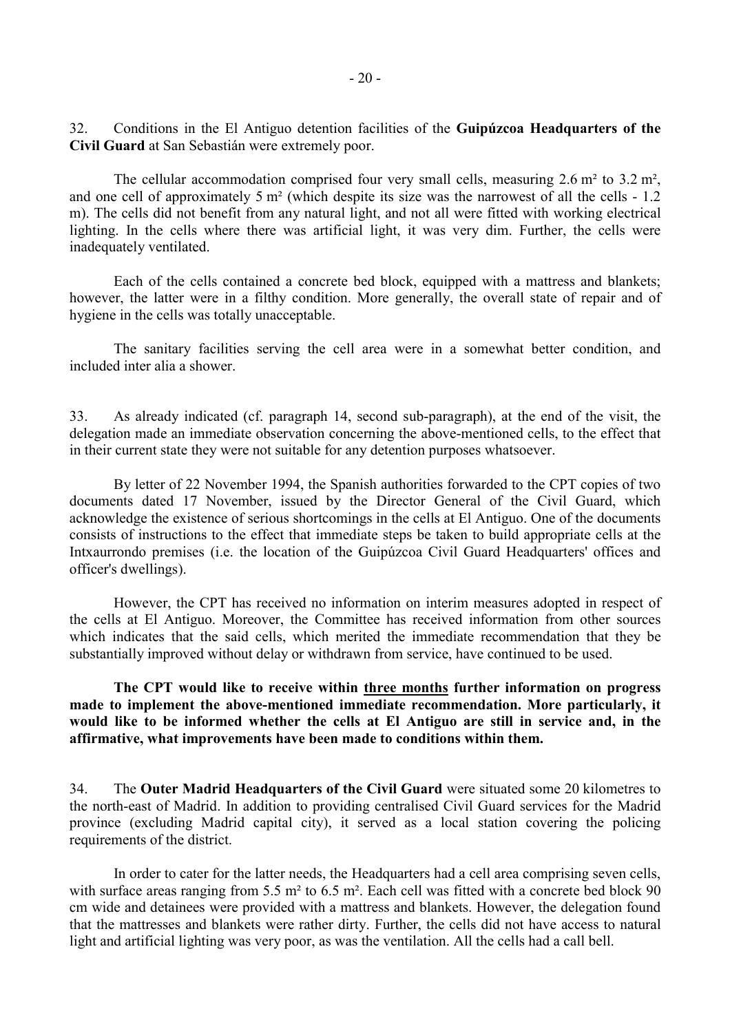32. Conditions in the El Antiguo detention facilities of the **Guipúzcoa Headquarters of the Civil Guard** at San Sebastián were extremely poor.

The cellular accommodation comprised four very small cells, measuring 2.6 m² to 3.2 m², and one cell of approximately 5 m² (which despite its size was the narrowest of all the cells - 1.2 m). The cells did not benefit from any natural light, and not all were fitted with working electrical lighting. In the cells where there was artificial light, it was very dim. Further, the cells were inadequately ventilated.

Each of the cells contained a concrete bed block, equipped with a mattress and blankets; however, the latter were in a filthy condition. More generally, the overall state of repair and of hygiene in the cells was totally unacceptable.

The sanitary facilities serving the cell area were in a somewhat better condition, and included inter alia a shower.

33. As already indicated (cf. paragraph 14, second sub-paragraph), at the end of the visit, the delegation made an immediate observation concerning the above-mentioned cells, to the effect that in their current state they were not suitable for any detention purposes whatsoever.

By letter of 22 November 1994, the Spanish authorities forwarded to the CPT copies of two documents dated 17 November, issued by the Director General of the Civil Guard, which acknowledge the existence of serious shortcomings in the cells at El Antiguo. One of the documents consists of instructions to the effect that immediate steps be taken to build appropriate cells at the Intxaurrondo premises (i.e. the location of the Guipúzcoa Civil Guard Headquarters' offices and officer's dwellings).

However, the CPT has received no information on interim measures adopted in respect of the cells at El Antiguo. Moreover, the Committee has received information from other sources which indicates that the said cells, which merited the immediate recommendation that they be substantially improved without delay or withdrawn from service, have continued to be used.

**The CPT would like to receive within <u>three months</u> further information on progress made to implement the above-mentioned immediate recommendation. More particularly, it would like to be informed whether the cells at El Antiguo are still in service and, in the affirmative, what improvements have been made to conditions within them.**

34. The **Outer Madrid Headquarters of the Civil Guard** were situated some 20 kilometres to the north-east of Madrid. In addition to providing centralised Civil Guard services for the Madrid province (excluding Madrid capital city), it served as a local station covering the policing requirements of the district.

In order to cater for the latter needs, the Headquarters had a cell area comprising seven cells, with surface areas ranging from 5.5 m² to 6.5 m². Each cell was fitted with a concrete bed block 90 cm wide and detainees were provided with a mattress and blankets. However, the delegation found that the mattresses and blankets were rather dirty. Further, the cells did not have access to natural light and artificial lighting was very poor, as was the ventilation. All the cells had a call bell.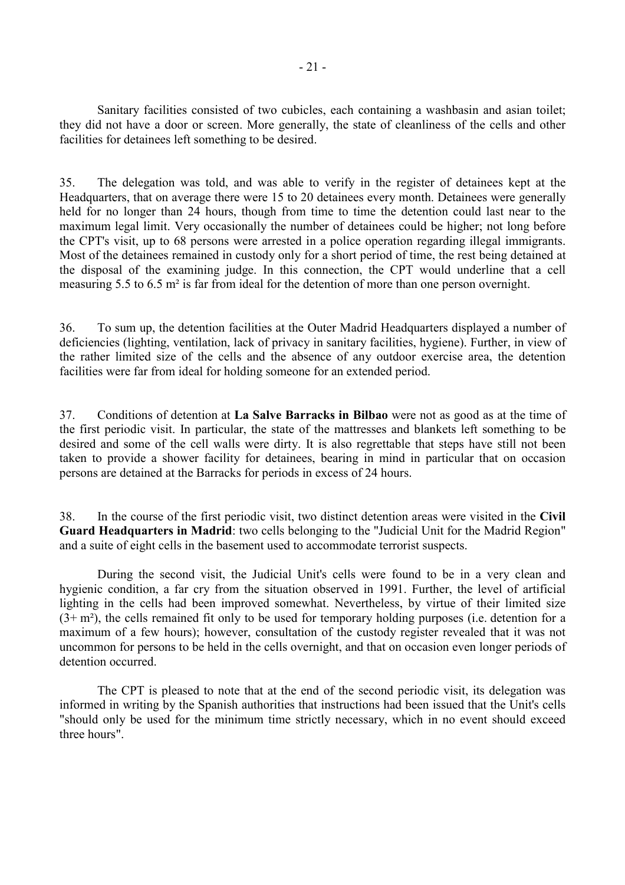Sanitary facilities consisted of two cubicles, each containing a washbasin and asian toilet; they did not have a door or screen. More generally, the state of cleanliness of the cells and other facilities for detainees left something to be desired.

35. The delegation was told, and was able to verify in the register of detainees kept at the Headquarters, that on average there were 15 to 20 detainees every month. Detainees were generally held for no longer than 24 hours, though from time to time the detention could last near to the maximum legal limit. Very occasionally the number of detainees could be higher; not long before the CPT's visit, up to 68 persons were arrested in a police operation regarding illegal immigrants. Most of the detainees remained in custody only for a short period of time, the rest being detained at the disposal of the examining judge. In this connection, the CPT would underline that a cell measuring 5.5 to 6.5 m² is far from ideal for the detention of more than one person overnight.

36. To sum up, the detention facilities at the Outer Madrid Headquarters displayed a number of deficiencies (lighting, ventilation, lack of privacy in sanitary facilities, hygiene). Further, in view of the rather limited size of the cells and the absence of any outdoor exercise area, the detention facilities were far from ideal for holding someone for an extended period.

37. Conditions of detention at **La Salve Barracks in Bilbao** were not as good as at the time of the first periodic visit. In particular, the state of the mattresses and blankets left something to be desired and some of the cell walls were dirty. It is also regrettable that steps have still not been taken to provide a shower facility for detainees, bearing in mind in particular that on occasion persons are detained at the Barracks for periods in excess of 24 hours.

38. In the course of the first periodic visit, two distinct detention areas were visited in the **Civil Guard Headquarters in Madrid**: two cells belonging to the "Judicial Unit for the Madrid Region" and a suite of eight cells in the basement used to accommodate terrorist suspects.

During the second visit, the Judicial Unit's cells were found to be in a very clean and hygienic condition, a far cry from the situation observed in 1991. Further, the level of artificial lighting in the cells had been improved somewhat. Nevertheless, by virtue of their limited size (3+ m²), the cells remained fit only to be used for temporary holding purposes (i.e. detention for a maximum of a few hours); however, consultation of the custody register revealed that it was not uncommon for persons to be held in the cells overnight, and that on occasion even longer periods of detention occurred.

The CPT is pleased to note that at the end of the second periodic visit, its delegation was informed in writing by the Spanish authorities that instructions had been issued that the Unit's cells "should only be used for the minimum time strictly necessary, which in no event should exceed three hours".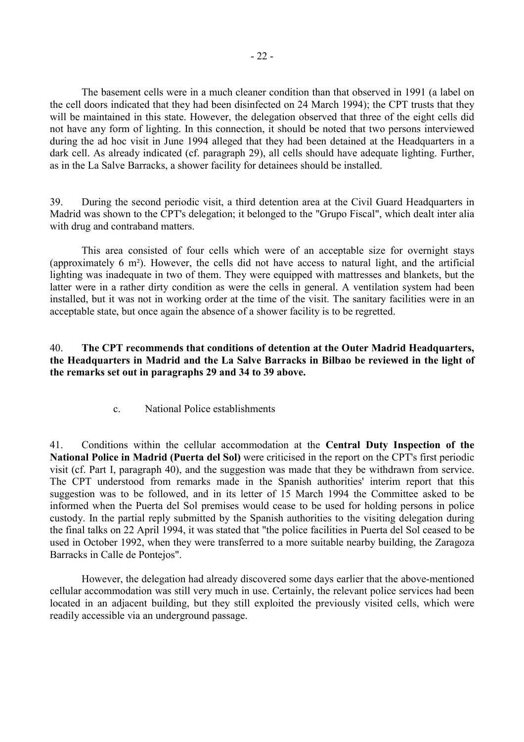The basement cells were in a much cleaner condition than that observed in 1991 (a label on the cell doors indicated that they had been disinfected on 24 March 1994); the CPT trusts that they will be maintained in this state. However, the delegation observed that three of the eight cells did not have any form of lighting. In this connection, it should be noted that two persons interviewed during the ad hoc visit in June 1994 alleged that they had been detained at the Headquarters in a dark cell. As already indicated (cf. paragraph 29), all cells should have adequate lighting. Further, as in the La Salve Barracks, a shower facility for detainees should be installed.

39. During the second periodic visit, a third detention area at the Civil Guard Headquarters in Madrid was shown to the CPT's delegation; it belonged to the "Grupo Fiscal", which dealt inter alia with drug and contraband matters.

This area consisted of four cells which were of an acceptable size for overnight stays (approximately 6 m²). However, the cells did not have access to natural light, and the artificial lighting was inadequate in two of them. They were equipped with mattresses and blankets, but the latter were in a rather dirty condition as were the cells in general. A ventilation system had been installed, but it was not in working order at the time of the visit. The sanitary facilities were in an acceptable state, but once again the absence of a shower facility is to be regretted.

40. **The CPT recommends that conditions of detention at the Outer Madrid Headquarters, the Headquarters in Madrid and the La Salve Barracks in Bilbao be reviewed in the light of the remarks set out in paragraphs 29 and 34 to 39 above.**

### c. National Police establishments

41. Conditions within the cellular accommodation at the **Central Duty Inspection of the National Police in Madrid (Puerta del Sol)** were criticised in the report on the CPT's first periodic visit (cf. Part I, paragraph 40), and the suggestion was made that they be withdrawn from service. The CPT understood from remarks made in the Spanish authorities' interim report that this suggestion was to be followed, and in its letter of 15 March 1994 the Committee asked to be informed when the Puerta del Sol premises would cease to be used for holding persons in police custody. In the partial reply submitted by the Spanish authorities to the visiting delegation during the final talks on 22 April 1994, it was stated that "the police facilities in Puerta del Sol ceased to be used in October 1992, when they were transferred to a more suitable nearby building, the Zaragoza Barracks in Calle de Pontejos".

However, the delegation had already discovered some days earlier that the above-mentioned cellular accommodation was still very much in use. Certainly, the relevant police services had been located in an adjacent building, but they still exploited the previously visited cells, which were readily accessible via an underground passage.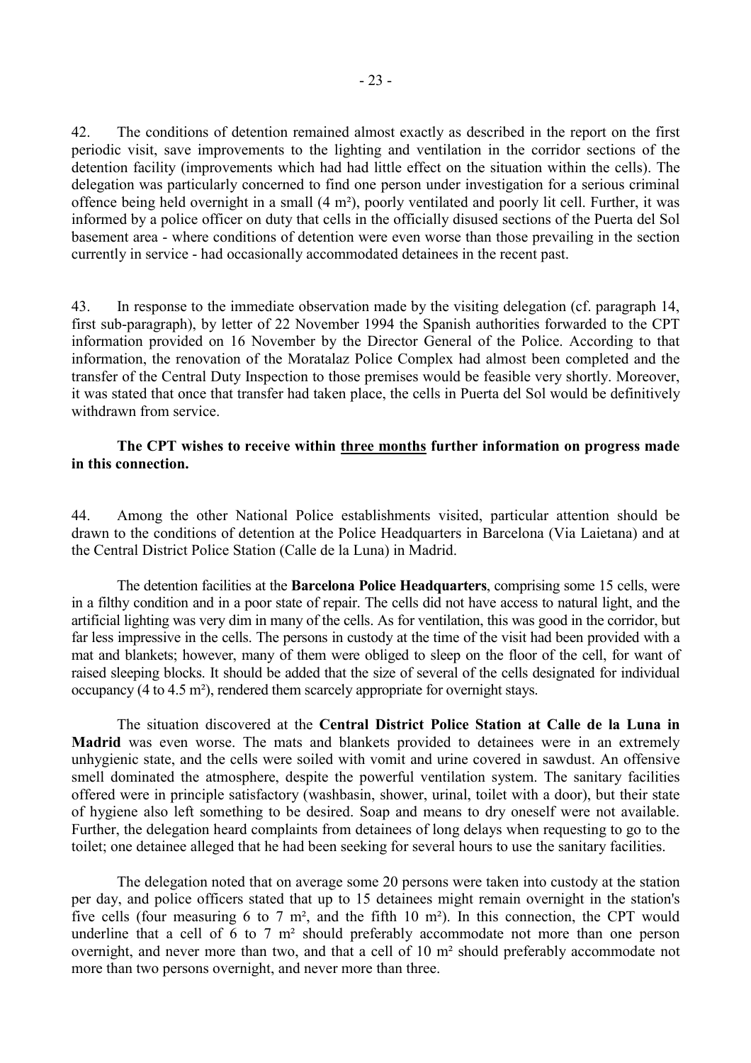42. The conditions of detention remained almost exactly as described in the report on the first periodic visit, save improvements to the lighting and ventilation in the corridor sections of the detention facility (improvements which had had little effect on the situation within the cells). The delegation was particularly concerned to find one person under investigation for a serious criminal offence being held overnight in a small (4 m²), poorly ventilated and poorly lit cell. Further, it was informed by a police officer on duty that cells in the officially disused sections of the Puerta del Sol basement area - where conditions of detention were even worse than those prevailing in the section currently in service - had occasionally accommodated detainees in the recent past.

43. In response to the immediate observation made by the visiting delegation (cf. paragraph 14, first sub-paragraph), by letter of 22 November 1994 the Spanish authorities forwarded to the CPT information provided on 16 November by the Director General of the Police. According to that information, the renovation of the Moratalaz Police Complex had almost been completed and the transfer of the Central Duty Inspection to those premises would be feasible very shortly. Moreover, it was stated that once that transfer had taken place, the cells in Puerta del Sol would be definitively withdrawn from service.

**The CPT wishes to receive within three months further information on progress made in this connection.**

44. Among the other National Police establishments visited, particular attention should be drawn to the conditions of detention at the Police Headquarters in Barcelona (Via Laietana) and at the Central District Police Station (Calle de la Luna) in Madrid.

The detention facilities at the **Barcelona Police Headquarters**, comprising some 15 cells, were in a filthy condition and in a poor state of repair. The cells did not have access to natural light, and the artificial lighting was very dim in many of the cells. As for ventilation, this was good in the corridor, but far less impressive in the cells. The persons in custody at the time of the visit had been provided with a mat and blankets; however, many of them were obliged to sleep on the floor of the cell, for want of raised sleeping blocks. It should be added that the size of several of the cells designated for individual occupancy (4 to 4.5 m²), rendered them scarcely appropriate for overnight stays.

The situation discovered at the **Central District Police Station at Calle de la Luna in Madrid** was even worse. The mats and blankets provided to detainees were in an extremely unhygienic state, and the cells were soiled with vomit and urine covered in sawdust. An offensive smell dominated the atmosphere, despite the powerful ventilation system. The sanitary facilities offered were in principle satisfactory (washbasin, shower, urinal, toilet with a door), but their state of hygiene also left something to be desired. Soap and means to dry oneself were not available. Further, the delegation heard complaints from detainees of long delays when requesting to go to the toilet; one detainee alleged that he had been seeking for several hours to use the sanitary facilities.

The delegation noted that on average some 20 persons were taken into custody at the station per day, and police officers stated that up to 15 detainees might remain overnight in the station's five cells (four measuring 6 to 7 m², and the fifth 10 m²). In this connection, the CPT would underline that a cell of 6 to 7 m² should preferably accommodate not more than one person overnight, and never more than two, and that a cell of 10 m² should preferably accommodate not more than two persons overnight, and never more than three.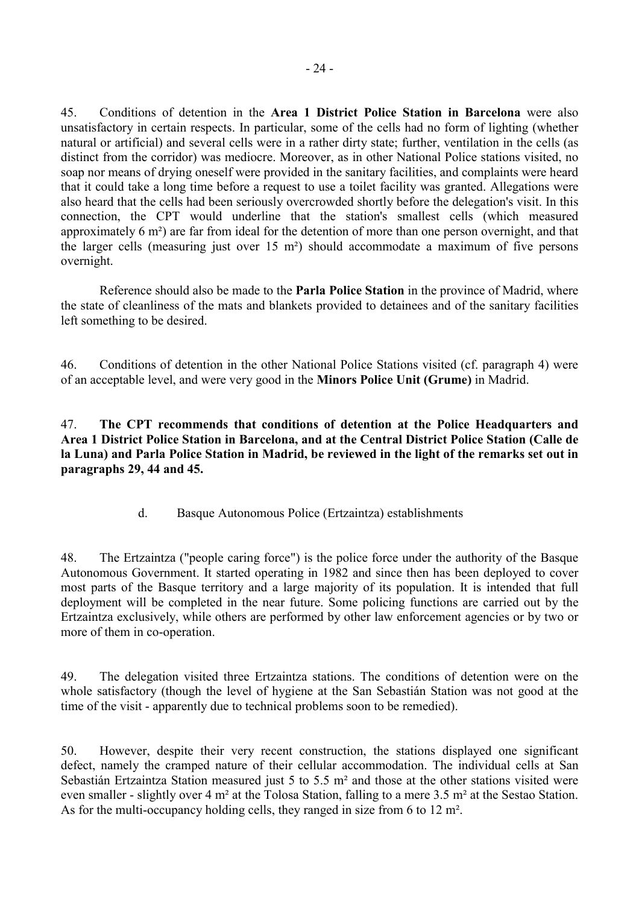45. Conditions of detention in the **Area 1 District Police Station in Barcelona** were also unsatisfactory in certain respects. In particular, some of the cells had no form of lighting (whether natural or artificial) and several cells were in a rather dirty state; further, ventilation in the cells (as distinct from the corridor) was mediocre. Moreover, as in other National Police stations visited, no soap nor means of drying oneself were provided in the sanitary facilities, and complaints were heard that it could take a long time before a request to use a toilet facility was granted. Allegations were also heard that the cells had been seriously overcrowded shortly before the delegation's visit. In this connection, the CPT would underline that the station's smallest cells (which measured approximately 6 m²) are far from ideal for the detention of more than one person overnight, and that the larger cells (measuring just over 15 m²) should accommodate a maximum of five persons overnight.

Reference should also be made to the **Parla Police Station** in the province of Madrid, where the state of cleanliness of the mats and blankets provided to detainees and of the sanitary facilities left something to be desired.

46. Conditions of detention in the other National Police Stations visited (cf. paragraph 4) were of an acceptable level, and were very good in the **Minors Police Unit (Grume)** in Madrid.

47. **The CPT recommends that conditions of detention at the Police Headquarters and Area 1 District Police Station in Barcelona, and at the Central District Police Station (Calle de la Luna) and Parla Police Station in Madrid, be reviewed in the light of the remarks set out in paragraphs 29, 44 and 45.**

### d. Basque Autonomous Police (Ertzaintza) establishments

48. The Ertzaintza ("people caring force") is the police force under the authority of the Basque Autonomous Government. It started operating in 1982 and since then has been deployed to cover most parts of the Basque territory and a large majority of its population. It is intended that full deployment will be completed in the near future. Some policing functions are carried out by the Ertzaintza exclusively, while others are performed by other law enforcement agencies or by two or more of them in co-operation.

49. The delegation visited three Ertzaintza stations. The conditions of detention were on the whole satisfactory (though the level of hygiene at the San Sebastián Station was not good at the time of the visit - apparently due to technical problems soon to be remedied).

50. However, despite their very recent construction, the stations displayed one significant defect, namely the cramped nature of their cellular accommodation. The individual cells at San Sebastián Ertzaintza Station measured just 5 to 5.5 m² and those at the other stations visited were even smaller - slightly over 4 m² at the Tolosa Station, falling to a mere 3.5 m² at the Sestao Station. As for the multi-occupancy holding cells, they ranged in size from 6 to 12 m².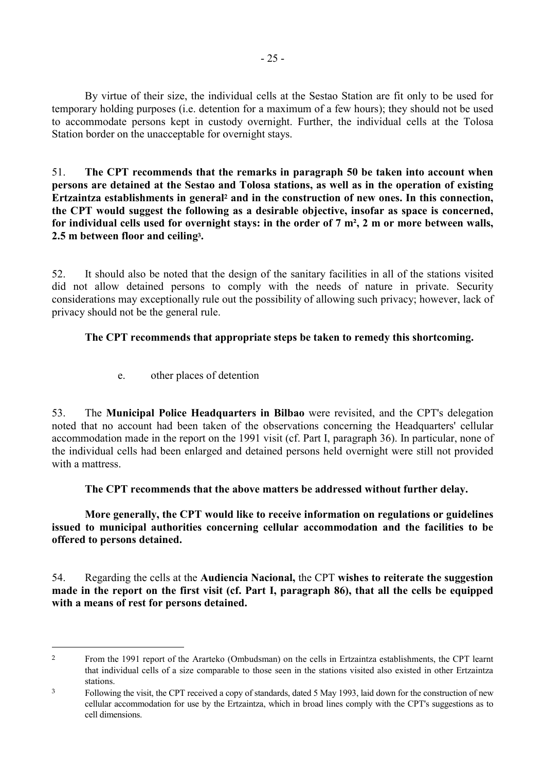By virtue of their size, the individual cells at the Sestao Station are fit only to be used for temporary holding purposes (i.e. detention for a maximum of a few hours); they should not be used to accommodate persons kept in custody overnight. Further, the individual cells at the Tolosa Station border on the unacceptable for overnight stays.

51. **The CPT recommends that the remarks in paragraph 50 be taken into account when persons are detained at the Sestao and Tolosa stations, as well as in the operation of existing Ertzaintza establishments in general[2] and in the construction of new ones. In this connection, the CPT would suggest the following as a desirable objective, insofar as space is concerned, for individual cells used for overnight stays: in the order of 7 m², 2 m or more between walls, 2.5 m between floor and ceiling[3].**

52. It should also be noted that the design of the sanitary facilities in all of the stations visited did not allow detained persons to comply with the needs of nature in private. Security considerations may exceptionally rule out the possibility of allowing such privacy; however, lack of privacy should not be the general rule.

**The CPT recommends that appropriate steps be taken to remedy this shortcoming.**

e. other places of detention

53. The **Municipal Police Headquarters in Bilbao** were revisited, and the CPT's delegation noted that no account had been taken of the observations concerning the Headquarters' cellular accommodation made in the report on the 1991 visit (cf. Part I, paragraph 36). In particular, none of the individual cells had been enlarged and detained persons held overnight were still not provided with a mattress.

**The CPT recommends that the above matters be addressed without further delay.**

**More generally, the CPT would like to receive information on regulations or guidelines issued to municipal authorities concerning cellular accommodation and the facilities to be offered to persons detained.**

54. Regarding the cells at the **Audiencia Nacional,** the CPT **wishes to reiterate the suggestion made in the report on the first visit (cf. Part I, paragraph 86), that all the cells be equipped with a means of rest for persons detained.**

---

[2] From the 1991 report of the Ararteko (Ombudsman) on the cells in Ertzaintza establishments, the CPT learnt that individual cells of a size comparable to those seen in the stations visited also existed in other Ertzaintza stations.

[3] Following the visit, the CPT received a copy of standards, dated 5 May 1993, laid down for the construction of new cellular accommodation for use by the Ertzaintza, which in broad lines comply with the CPT's suggestions as to cell dimensions.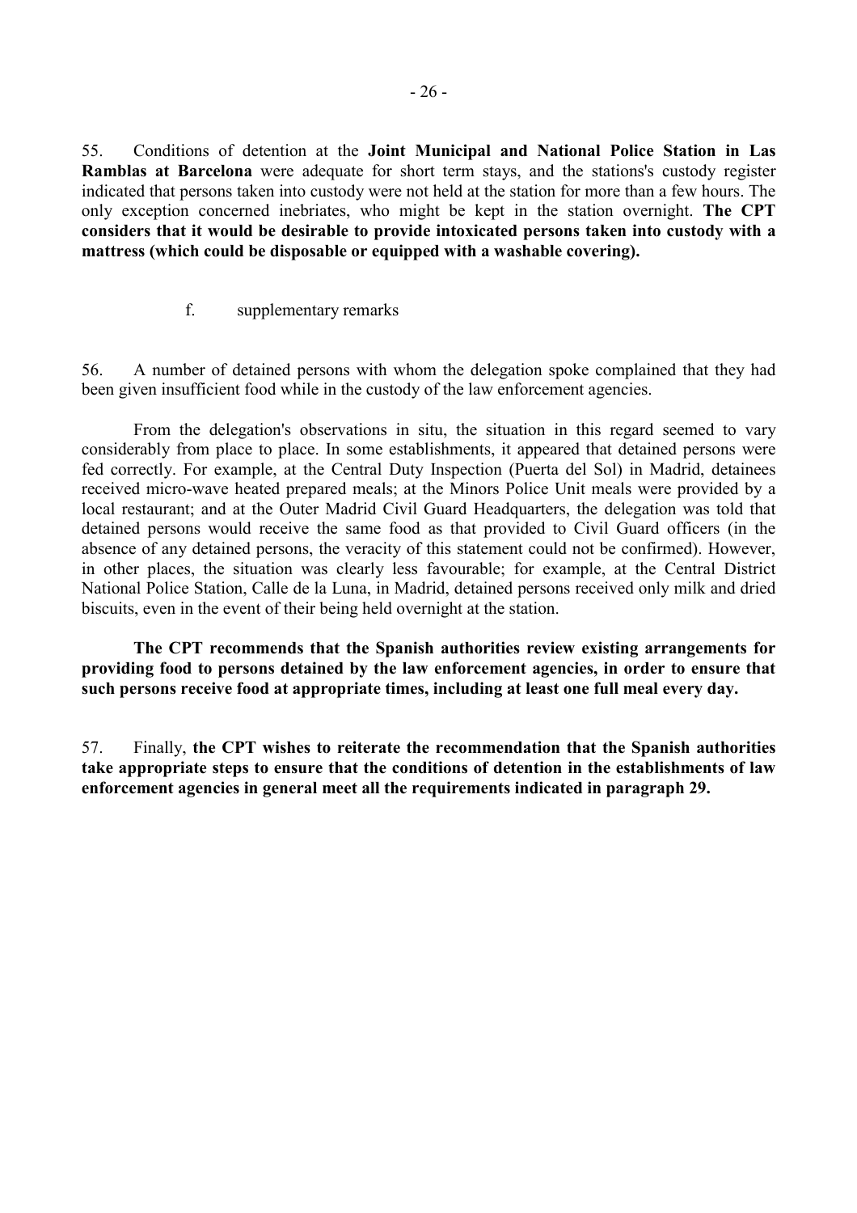55. Conditions of detention at the **Joint Municipal and National Police Station in Las Ramblas at Barcelona** were adequate for short term stays, and the stations's custody register indicated that persons taken into custody were not held at the station for more than a few hours. The only exception concerned inebriates, who might be kept in the station overnight. **The CPT considers that it would be desirable to provide intoxicated persons taken into custody with a mattress (which could be disposable or equipped with a washable covering).**

f. supplementary remarks

56. A number of detained persons with whom the delegation spoke complained that they had been given insufficient food while in the custody of the law enforcement agencies.

From the delegation's observations in situ, the situation in this regard seemed to vary considerably from place to place. In some establishments, it appeared that detained persons were fed correctly. For example, at the Central Duty Inspection (Puerta del Sol) in Madrid, detainees received micro-wave heated prepared meals; at the Minors Police Unit meals were provided by a local restaurant; and at the Outer Madrid Civil Guard Headquarters, the delegation was told that detained persons would receive the same food as that provided to Civil Guard officers (in the absence of any detained persons, the veracity of this statement could not be confirmed). However, in other places, the situation was clearly less favourable; for example, at the Central District National Police Station, Calle de la Luna, in Madrid, detained persons received only milk and dried biscuits, even in the event of their being held overnight at the station.

**The CPT recommends that the Spanish authorities review existing arrangements for providing food to persons detained by the law enforcement agencies, in order to ensure that such persons receive food at appropriate times, including at least one full meal every day.**

57. Finally, **the CPT wishes to reiterate the recommendation that the Spanish authorities take appropriate steps to ensure that the conditions of detention in the establishments of law enforcement agencies in general meet all the requirements indicated in paragraph 29.**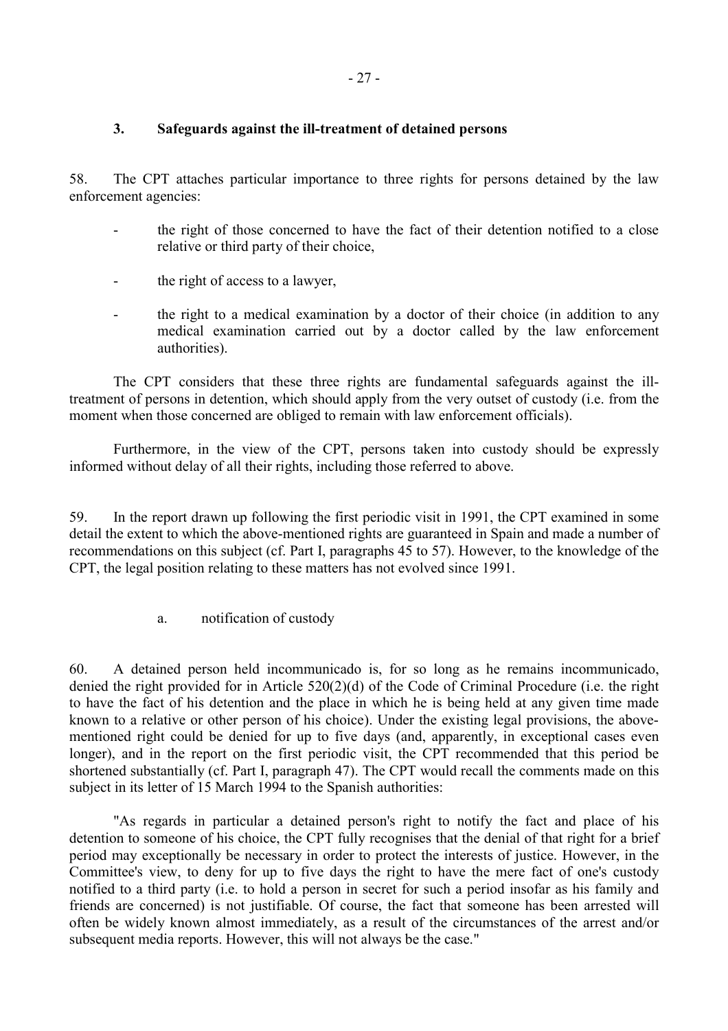### 3. Safeguards against the ill-treatment of detained persons

58. The CPT attaches particular importance to three rights for persons detained by the law enforcement agencies:

- the right of those concerned to have the fact of their detention notified to a close relative or third party of their choice,
- the right of access to a lawyer,
- the right to a medical examination by a doctor of their choice (in addition to any medical examination carried out by a doctor called by the law enforcement authorities).

The CPT considers that these three rights are fundamental safeguards against the ill-treatment of persons in detention, which should apply from the very outset of custody (i.e. from the moment when those concerned are obliged to remain with law enforcement officials).

Furthermore, in the view of the CPT, persons taken into custody should be expressly informed without delay of all their rights, including those referred to above.

59. In the report drawn up following the first periodic visit in 1991, the CPT examined in some detail the extent to which the above-mentioned rights are guaranteed in Spain and made a number of recommendations on this subject (cf. Part I, paragraphs 45 to 57). However, to the knowledge of the CPT, the legal position relating to these matters has not evolved since 1991.

#### a. notification of custody

60. A detained person held incommunicado is, for so long as he remains incommunicado, denied the right provided for in Article 520(2)(d) of the Code of Criminal Procedure (i.e. the right to have the fact of his detention and the place in which he is being held at any given time made known to a relative or other person of his choice). Under the existing legal provisions, the above-mentioned right could be denied for up to five days (and, apparently, in exceptional cases even longer), and in the report on the first periodic visit, the CPT recommended that this period be shortened substantially (cf. Part I, paragraph 47). The CPT would recall the comments made on this subject in its letter of 15 March 1994 to the Spanish authorities:

"As regards in particular a detained person's right to notify the fact and place of his detention to someone of his choice, the CPT fully recognises that the denial of that right for a brief period may exceptionally be necessary in order to protect the interests of justice. However, in the Committee's view, to deny for up to five days the right to have the mere fact of one's custody notified to a third party (i.e. to hold a person in secret for such a period insofar as his family and friends are concerned) is not justifiable. Of course, the fact that someone has been arrested will often be widely known almost immediately, as a result of the circumstances of the arrest and/or subsequent media reports. However, this will not always be the case."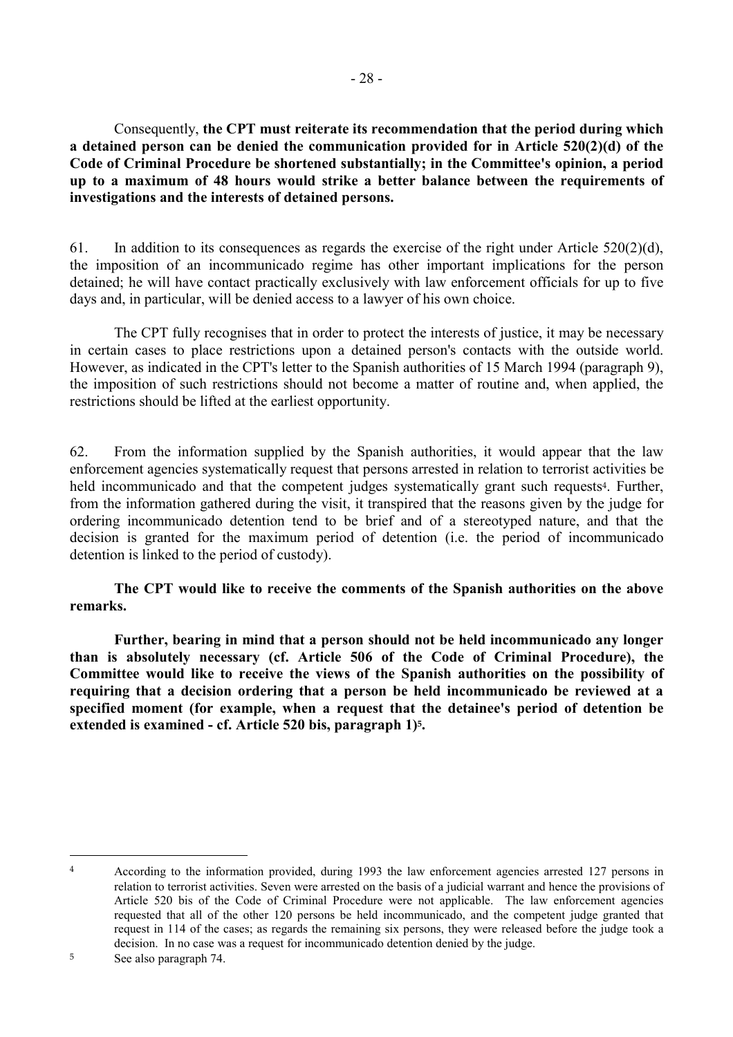Consequently, **the CPT must reiterate its recommendation that the period during which a detained person can be denied the communication provided for in Article 520(2)(d) of the Code of Criminal Procedure be shortened substantially; in the Committee's opinion, a period up to a maximum of 48 hours would strike a better balance between the requirements of investigations and the interests of detained persons.**

61. In addition to its consequences as regards the exercise of the right under Article 520(2)(d), the imposition of an incommunicado regime has other important implications for the person detained; he will have contact practically exclusively with law enforcement officials for up to five days and, in particular, will be denied access to a lawyer of his own choice.

The CPT fully recognises that in order to protect the interests of justice, it may be necessary in certain cases to place restrictions upon a detained person's contacts with the outside world. However, as indicated in the CPT's letter to the Spanish authorities of 15 March 1994 (paragraph 9), the imposition of such restrictions should not become a matter of routine and, when applied, the restrictions should be lifted at the earliest opportunity.

62. From the information supplied by the Spanish authorities, it would appear that the law enforcement agencies systematically request that persons arrested in relation to terrorist activities be held incommunicado and that the competent judges systematically grant such requests[4]. Further, from the information gathered during the visit, it transpired that the reasons given by the judge for ordering incommunicado detention tend to be brief and of a stereotyped nature, and that the decision is granted for the maximum period of detention (i.e. the period of incommunicado detention is linked to the period of custody).

**The CPT would like to receive the comments of the Spanish authorities on the above remarks.**

**Further, bearing in mind that a person should not be held incommunicado any longer than is absolutely necessary (cf. Article 506 of the Code of Criminal Procedure), the Committee would like to receive the views of the Spanish authorities on the possibility of requiring that a decision ordering that a person be held incommunicado be reviewed at a specified moment (for example, when a request that the detainee's period of detention be extended is examined - cf. Article 520 bis, paragraph 1)[5].**

---

[4] According to the information provided, during 1993 the law enforcement agencies arrested 127 persons in relation to terrorist activities. Seven were arrested on the basis of a judicial warrant and hence the provisions of Article 520 bis of the Code of Criminal Procedure were not applicable. The law enforcement agencies requested that all of the other 120 persons be held incommunicado, and the competent judge granted that request in 114 of the cases; as regards the remaining six persons, they were released before the judge took a decision. In no case was a request for incommunicado detention denied by the judge.

[5] See also paragraph 74.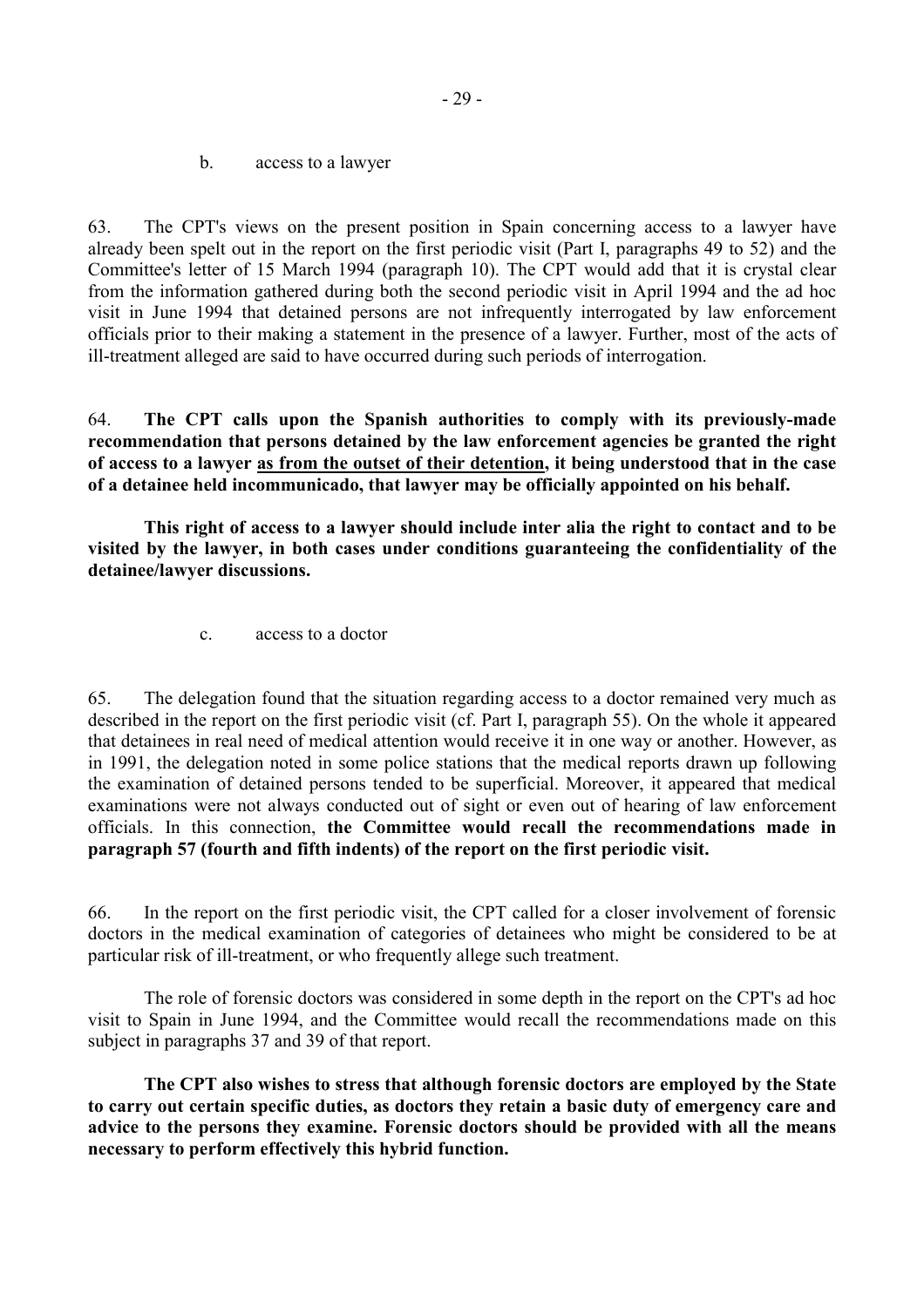### b. access to a lawyer

63. The CPT's views on the present position in Spain concerning access to a lawyer have already been spelt out in the report on the first periodic visit (Part I, paragraphs 49 to 52) and the Committee's letter of 15 March 1994 (paragraph 10). The CPT would add that it is crystal clear from the information gathered during both the second periodic visit in April 1994 and the ad hoc visit in June 1994 that detained persons are not infrequently interrogated by law enforcement officials prior to their making a statement in the presence of a lawyer. Further, most of the acts of ill-treatment alleged are said to have occurred during such periods of interrogation.

64. **The CPT calls upon the Spanish authorities to comply with its previously-made recommendation that persons detained by the law enforcement agencies be granted the right of access to a lawyer <u>as from the outset of their detention</u>, it being understood that in the case of a detainee held incommunicado, that lawyer may be officially appointed on his behalf.**

**This right of access to a lawyer should include inter alia the right to contact and to be visited by the lawyer, in both cases under conditions guaranteeing the confidentiality of the detainee/lawyer discussions.**

### c. access to a doctor

65. The delegation found that the situation regarding access to a doctor remained very much as described in the report on the first periodic visit (cf. Part I, paragraph 55). On the whole it appeared that detainees in real need of medical attention would receive it in one way or another. However, as in 1991, the delegation noted in some police stations that the medical reports drawn up following the examination of detained persons tended to be superficial. Moreover, it appeared that medical examinations were not always conducted out of sight or even out of hearing of law enforcement officials. In this connection, **the Committee would recall the recommendations made in paragraph 57 (fourth and fifth indents) of the report on the first periodic visit.**

66. In the report on the first periodic visit, the CPT called for a closer involvement of forensic doctors in the medical examination of categories of detainees who might be considered to be at particular risk of ill-treatment, or who frequently allege such treatment.

The role of forensic doctors was considered in some depth in the report on the CPT's ad hoc visit to Spain in June 1994, and the Committee would recall the recommendations made on this subject in paragraphs 37 and 39 of that report.

**The CPT also wishes to stress that although forensic doctors are employed by the State to carry out certain specific duties, as doctors they retain a basic duty of emergency care and advice to the persons they examine. Forensic doctors should be provided with all the means necessary to perform effectively this hybrid function.**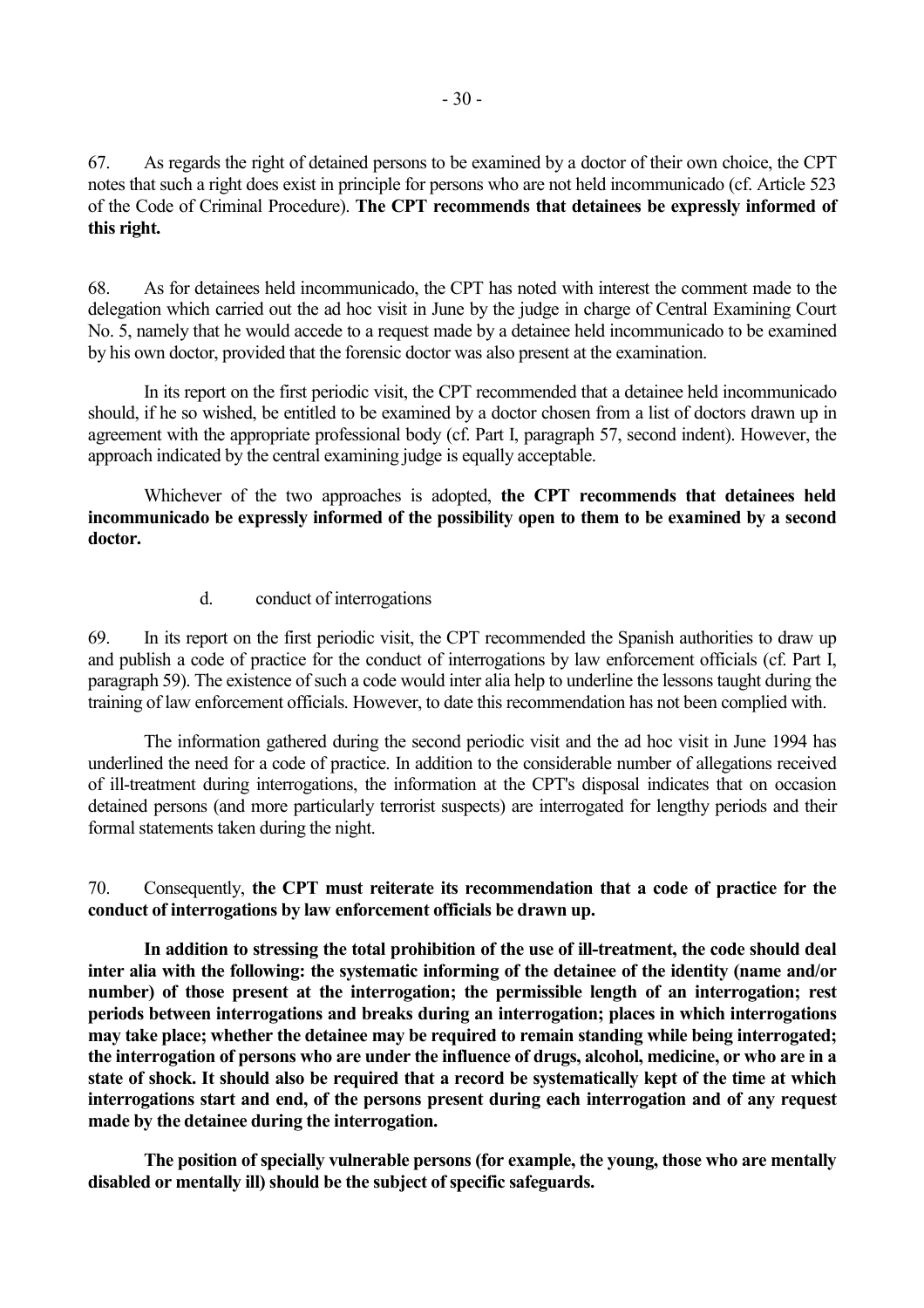67. As regards the right of detained persons to be examined by a doctor of their own choice, the CPT notes that such a right does exist in principle for persons who are not held incommunicado (cf. Article 523 of the Code of Criminal Procedure). **The CPT recommends that detainees be expressly informed of this right.**

68. As for detainees held incommunicado, the CPT has noted with interest the comment made to the delegation which carried out the ad hoc visit in June by the judge in charge of Central Examining Court No. 5, namely that he would accede to a request made by a detainee held incommunicado to be examined by his own doctor, provided that the forensic doctor was also present at the examination.

In its report on the first periodic visit, the CPT recommended that a detainee held incommunicado should, if he so wished, be entitled to be examined by a doctor chosen from a list of doctors drawn up in agreement with the appropriate professional body (cf. Part I, paragraph 57, second indent). However, the approach indicated by the central examining judge is equally acceptable.

Whichever of the two approaches is adopted, **the CPT recommends that detainees held incommunicado be expressly informed of the possibility open to them to be examined by a second doctor.**

### d. conduct of interrogations

69. In its report on the first periodic visit, the CPT recommended the Spanish authorities to draw up and publish a code of practice for the conduct of interrogations by law enforcement officials (cf. Part I, paragraph 59). The existence of such a code would inter alia help to underline the lessons taught during the training of law enforcement officials. However, to date this recommendation has not been complied with.

The information gathered during the second periodic visit and the ad hoc visit in June 1994 has underlined the need for a code of practice. In addition to the considerable number of allegations received of ill-treatment during interrogations, the information at the CPT's disposal indicates that on occasion detained persons (and more particularly terrorist suspects) are interrogated for lengthy periods and their formal statements taken during the night.

70. Consequently, **the CPT must reiterate its recommendation that a code of practice for the conduct of interrogations by law enforcement officials be drawn up.**

**In addition to stressing the total prohibition of the use of ill-treatment, the code should deal inter alia with the following: the systematic informing of the detainee of the identity (name and/or number) of those present at the interrogation; the permissible length of an interrogation; rest periods between interrogations and breaks during an interrogation; places in which interrogations may take place; whether the detainee may be required to remain standing while being interrogated; the interrogation of persons who are under the influence of drugs, alcohol, medicine, or who are in a state of shock. It should also be required that a record be systematically kept of the time at which interrogations start and end, of the persons present during each interrogation and of any request made by the detainee during the interrogation.**

**The position of specially vulnerable persons (for example, the young, those who are mentally disabled or mentally ill) should be the subject of specific safeguards.**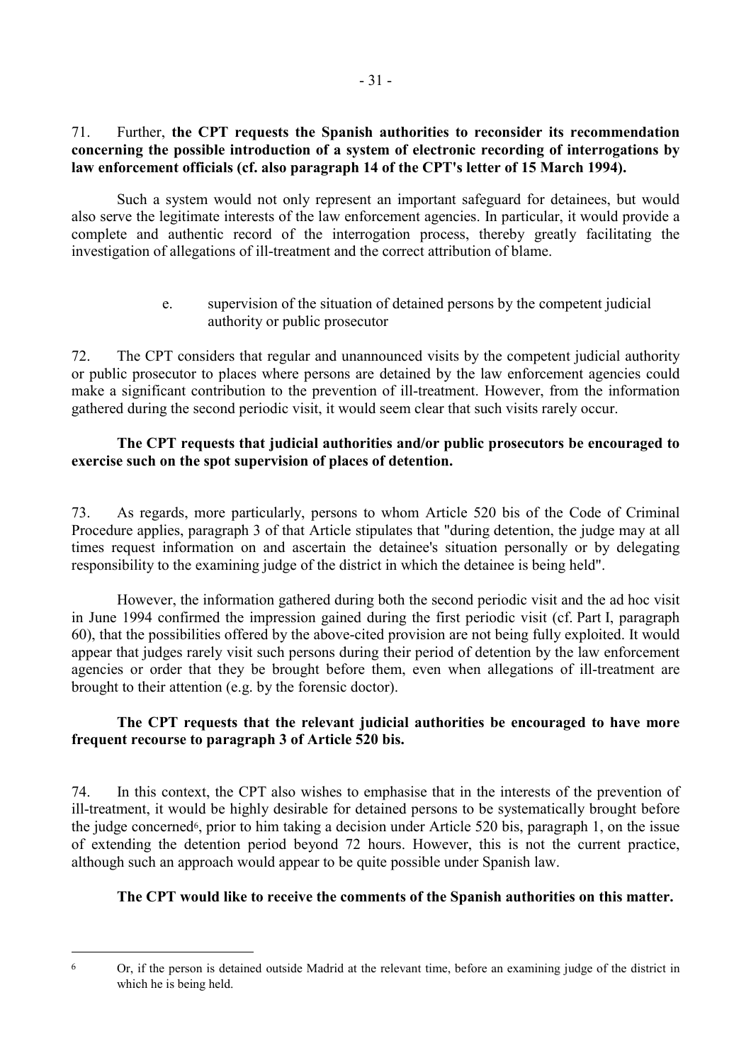71. Further, **the CPT requests the Spanish authorities to reconsider its recommendation concerning the possible introduction of a system of electronic recording of interrogations by law enforcement officials (cf. also paragraph 14 of the CPT's letter of 15 March 1994).**

Such a system would not only represent an important safeguard for detainees, but would also serve the legitimate interests of the law enforcement agencies. In particular, it would provide a complete and authentic record of the interrogation process, thereby greatly facilitating the investigation of allegations of ill-treatment and the correct attribution of blame.

e. supervision of the situation of detained persons by the competent judicial authority or public prosecutor

72. The CPT considers that regular and unannounced visits by the competent judicial authority or public prosecutor to places where persons are detained by the law enforcement agencies could make a significant contribution to the prevention of ill-treatment. However, from the information gathered during the second periodic visit, it would seem clear that such visits rarely occur.

**The CPT requests that judicial authorities and/or public prosecutors be encouraged to exercise such on the spot supervision of places of detention.**

73. As regards, more particularly, persons to whom Article 520 bis of the Code of Criminal Procedure applies, paragraph 3 of that Article stipulates that "during detention, the judge may at all times request information on and ascertain the detainee's situation personally or by delegating responsibility to the examining judge of the district in which the detainee is being held".

However, the information gathered during both the second periodic visit and the ad hoc visit in June 1994 confirmed the impression gained during the first periodic visit (cf. Part I, paragraph 60), that the possibilities offered by the above-cited provision are not being fully exploited. It would appear that judges rarely visit such persons during their period of detention by the law enforcement agencies or order that they be brought before them, even when allegations of ill-treatment are brought to their attention (e.g. by the forensic doctor).

**The CPT requests that the relevant judicial authorities be encouraged to have more frequent recourse to paragraph 3 of Article 520 bis.**

74. In this context, the CPT also wishes to emphasise that in the interests of the prevention of ill-treatment, it would be highly desirable for detained persons to be systematically brought before the judge concerned[6], prior to him taking a decision under Article 520 bis, paragraph 1, on the issue of extending the detention period beyond 72 hours. However, this is not the current practice, although such an approach would appear to be quite possible under Spanish law.

**The CPT would like to receive the comments of the Spanish authorities on this matter.**

---

[6] Or, if the person is detained outside Madrid at the relevant time, before an examining judge of the district in which he is being held.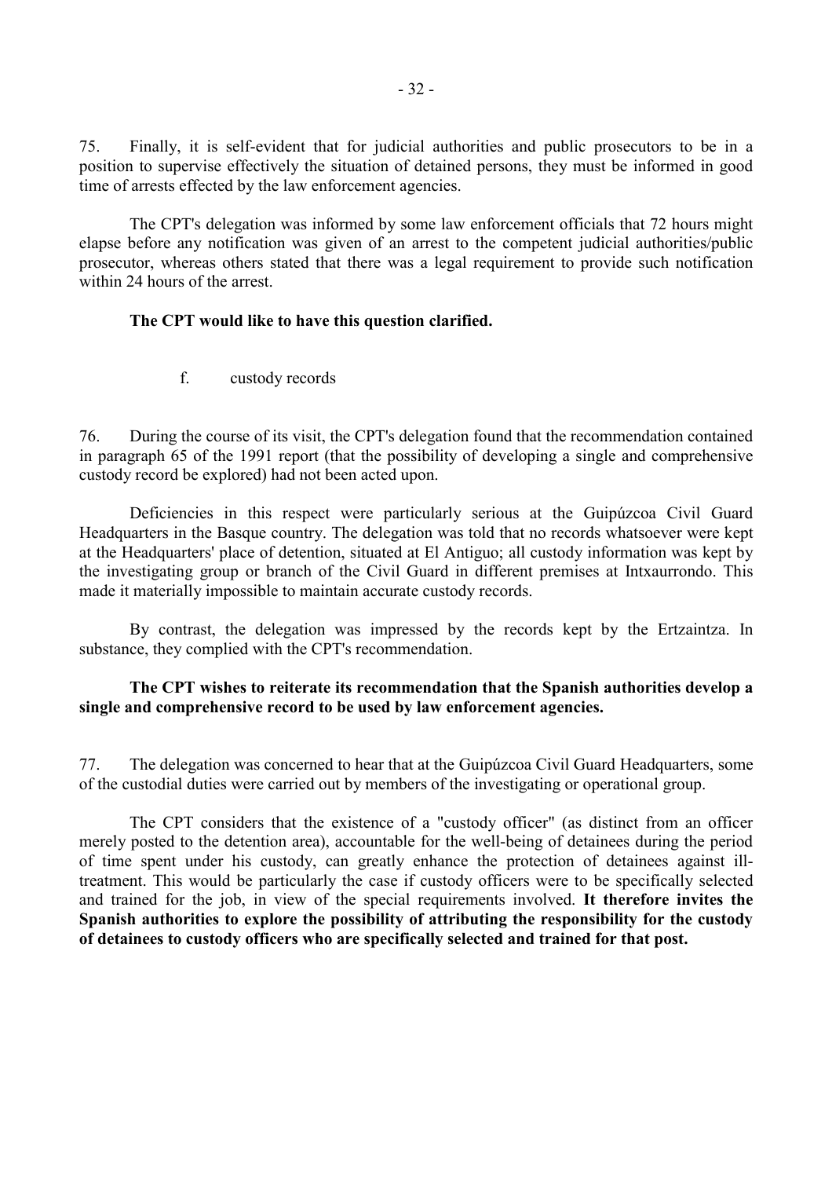75. Finally, it is self-evident that for judicial authorities and public prosecutors to be in a position to supervise effectively the situation of detained persons, they must be informed in good time of arrests effected by the law enforcement agencies.

The CPT's delegation was informed by some law enforcement officials that 72 hours might elapse before any notification was given of an arrest to the competent judicial authorities/public prosecutor, whereas others stated that there was a legal requirement to provide such notification within 24 hours of the arrest.

**The CPT would like to have this question clarified.**

f. custody records

76. During the course of its visit, the CPT's delegation found that the recommendation contained in paragraph 65 of the 1991 report (that the possibility of developing a single and comprehensive custody record be explored) had not been acted upon.

Deficiencies in this respect were particularly serious at the Guipúzcoa Civil Guard Headquarters in the Basque country. The delegation was told that no records whatsoever were kept at the Headquarters' place of detention, situated at El Antiguo; all custody information was kept by the investigating group or branch of the Civil Guard in different premises at Intxaurrondo. This made it materially impossible to maintain accurate custody records.

By contrast, the delegation was impressed by the records kept by the Ertzaintza. In substance, they complied with the CPT's recommendation.

**The CPT wishes to reiterate its recommendation that the Spanish authorities develop a single and comprehensive record to be used by law enforcement agencies.**

77. The delegation was concerned to hear that at the Guipúzcoa Civil Guard Headquarters, some of the custodial duties were carried out by members of the investigating or operational group.

The CPT considers that the existence of a "custody officer" (as distinct from an officer merely posted to the detention area), accountable for the well-being of detainees during the period of time spent under his custody, can greatly enhance the protection of detainees against ill-treatment. This would be particularly the case if custody officers were to be specifically selected and trained for the job, in view of the special requirements involved. **It therefore invites the Spanish authorities to explore the possibility of attributing the responsibility for the custody of detainees to custody officers who are specifically selected and trained for that post.**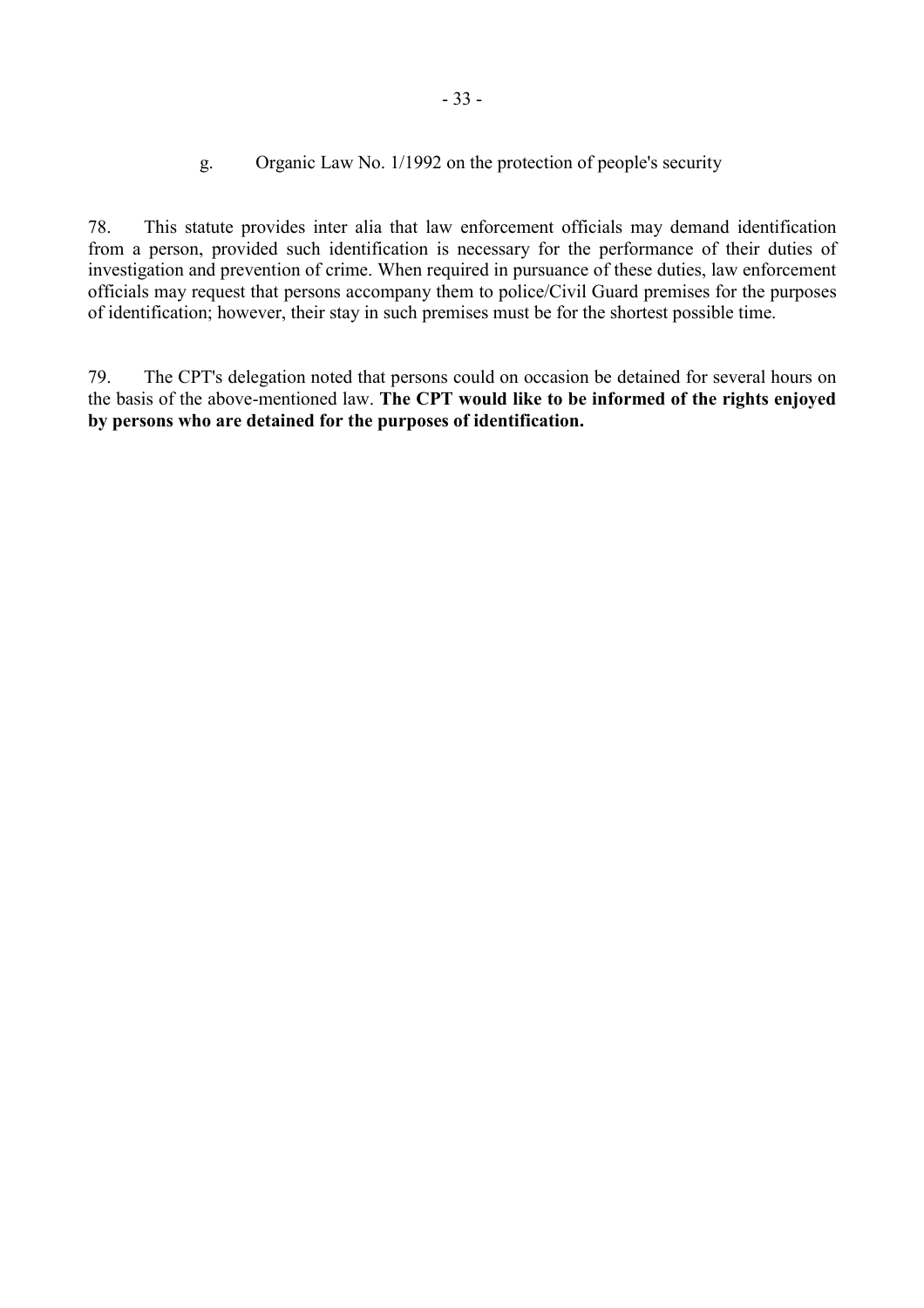### g. Organic Law No. 1/1992 on the protection of people's security

78. This statute provides inter alia that law enforcement officials may demand identification from a person, provided such identification is necessary for the performance of their duties of investigation and prevention of crime. When required in pursuance of these duties, law enforcement officials may request that persons accompany them to police/Civil Guard premises for the purposes of identification; however, their stay in such premises must be for the shortest possible time.

79. The CPT's delegation noted that persons could on occasion be detained for several hours on the basis of the above-mentioned law. **The CPT would like to be informed of the rights enjoyed by persons who are detained for the purposes of identification.**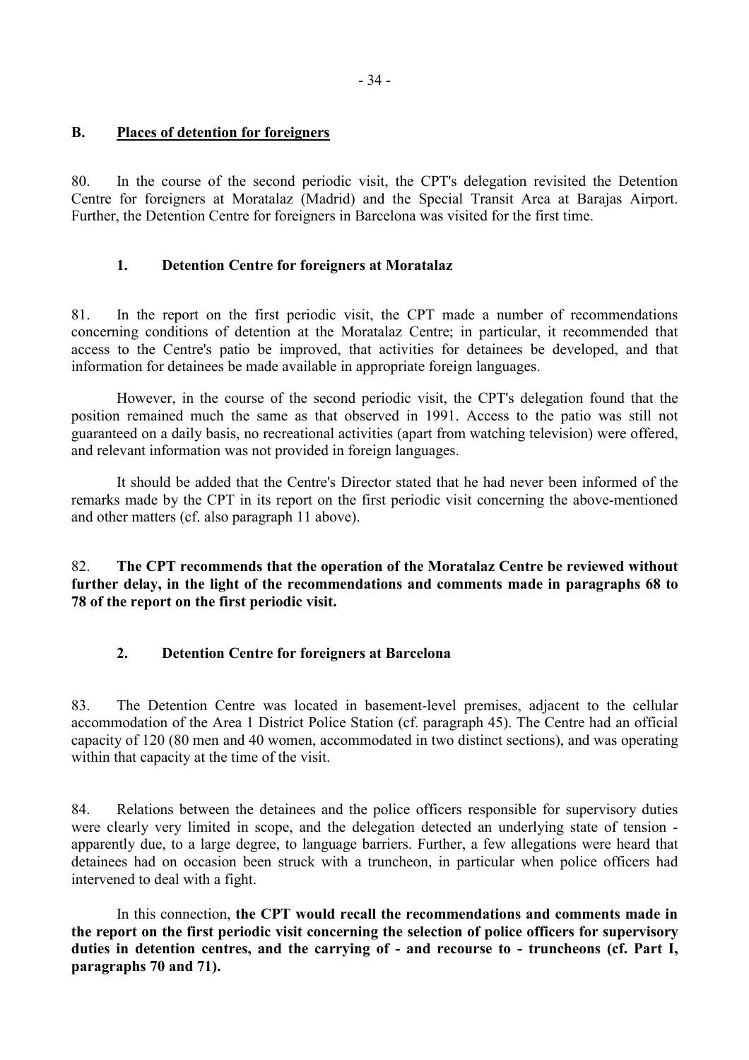## B. Places of detention for foreigners

80. In the course of the second periodic visit, the CPT's delegation revisited the Detention Centre for foreigners at Moratalaz (Madrid) and the Special Transit Area at Barajas Airport. Further, the Detention Centre for foreigners in Barcelona was visited for the first time.

### 1. Detention Centre for foreigners at Moratalaz

81. In the report on the first periodic visit, the CPT made a number of recommendations concerning conditions of detention at the Moratalaz Centre; in particular, it recommended that access to the Centre's patio be improved, that activities for detainees be developed, and that information for detainees be made available in appropriate foreign languages.

However, in the course of the second periodic visit, the CPT's delegation found that the position remained much the same as that observed in 1991. Access to the patio was still not guaranteed on a daily basis, no recreational activities (apart from watching television) were offered, and relevant information was not provided in foreign languages.

It should be added that the Centre's Director stated that he had never been informed of the remarks made by the CPT in its report on the first periodic visit concerning the above-mentioned and other matters (cf. also paragraph 11 above).

82. **The CPT recommends that the operation of the Moratalaz Centre be reviewed without further delay, in the light of the recommendations and comments made in paragraphs 68 to 78 of the report on the first periodic visit.**

### 2. Detention Centre for foreigners at Barcelona

83. The Detention Centre was located in basement-level premises, adjacent to the cellular accommodation of the Area 1 District Police Station (cf. paragraph 45). The Centre had an official capacity of 120 (80 men and 40 women, accommodated in two distinct sections), and was operating within that capacity at the time of the visit.

84. Relations between the detainees and the police officers responsible for supervisory duties were clearly very limited in scope, and the delegation detected an underlying state of tension - apparently due, to a large degree, to language barriers. Further, a few allegations were heard that detainees had on occasion been struck with a truncheon, in particular when police officers had intervened to deal with a fight.

In this connection, **the CPT would recall the recommendations and comments made in the report on the first periodic visit concerning the selection of police officers for supervisory duties in detention centres, and the carrying of - and recourse to - truncheons (cf. Part I, paragraphs 70 and 71).**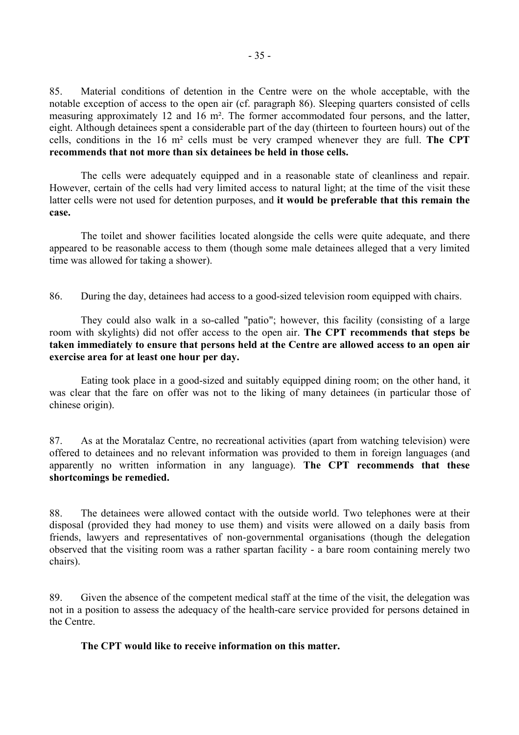85. Material conditions of detention in the Centre were on the whole acceptable, with the notable exception of access to the open air (cf. paragraph 86). Sleeping quarters consisted of cells measuring approximately 12 and 16 m². The former accommodated four persons, and the latter, eight. Although detainees spent a considerable part of the day (thirteen to fourteen hours) out of the cells, conditions in the 16 m² cells must be very cramped whenever they are full. **The CPT recommends that not more than six detainees be held in those cells.**

The cells were adequately equipped and in a reasonable state of cleanliness and repair. However, certain of the cells had very limited access to natural light; at the time of the visit these latter cells were not used for detention purposes, and **it would be preferable that this remain the case.**

The toilet and shower facilities located alongside the cells were quite adequate, and there appeared to be reasonable access to them (though some male detainees alleged that a very limited time was allowed for taking a shower).

86. During the day, detainees had access to a good-sized television room equipped with chairs.

They could also walk in a so-called "patio"; however, this facility (consisting of a large room with skylights) did not offer access to the open air. **The CPT recommends that steps be taken immediately to ensure that persons held at the Centre are allowed access to an open air exercise area for at least one hour per day.**

Eating took place in a good-sized and suitably equipped dining room; on the other hand, it was clear that the fare on offer was not to the liking of many detainees (in particular those of chinese origin).

87. As at the Moratalaz Centre, no recreational activities (apart from watching television) were offered to detainees and no relevant information was provided to them in foreign languages (and apparently no written information in any language). **The CPT recommends that these shortcomings be remedied.**

88. The detainees were allowed contact with the outside world. Two telephones were at their disposal (provided they had money to use them) and visits were allowed on a daily basis from friends, lawyers and representatives of non-governmental organisations (though the delegation observed that the visiting room was a rather spartan facility - a bare room containing merely two chairs).

89. Given the absence of the competent medical staff at the time of the visit, the delegation was not in a position to assess the adequacy of the health-care service provided for persons detained in the Centre.

**The CPT would like to receive information on this matter.**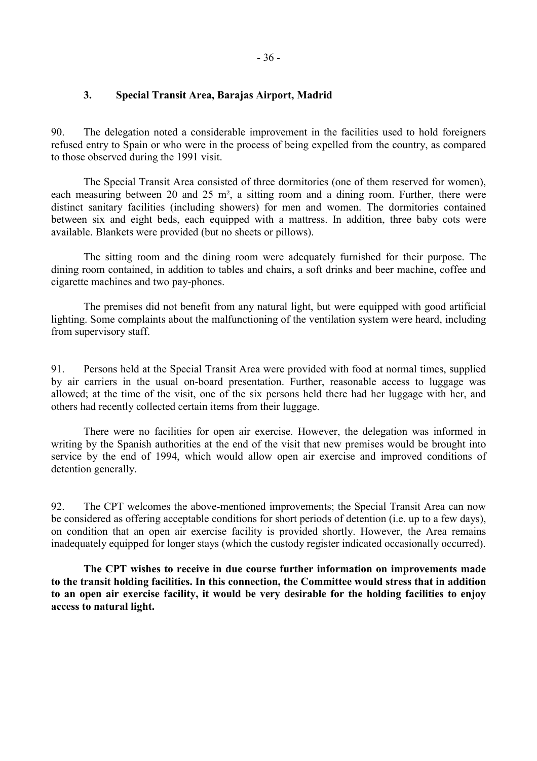### 3. Special Transit Area, Barajas Airport, Madrid

90. The delegation noted a considerable improvement in the facilities used to hold foreigners refused entry to Spain or who were in the process of being expelled from the country, as compared to those observed during the 1991 visit.

The Special Transit Area consisted of three dormitories (one of them reserved for women), each measuring between 20 and 25 m², a sitting room and a dining room. Further, there were distinct sanitary facilities (including showers) for men and women. The dormitories contained between six and eight beds, each equipped with a mattress. In addition, three baby cots were available. Blankets were provided (but no sheets or pillows).

The sitting room and the dining room were adequately furnished for their purpose. The dining room contained, in addition to tables and chairs, a soft drinks and beer machine, coffee and cigarette machines and two pay-phones.

The premises did not benefit from any natural light, but were equipped with good artificial lighting. Some complaints about the malfunctioning of the ventilation system were heard, including from supervisory staff.

91. Persons held at the Special Transit Area were provided with food at normal times, supplied by air carriers in the usual on-board presentation. Further, reasonable access to luggage was allowed; at the time of the visit, one of the six persons held there had her luggage with her, and others had recently collected certain items from their luggage.

There were no facilities for open air exercise. However, the delegation was informed in writing by the Spanish authorities at the end of the visit that new premises would be brought into service by the end of 1994, which would allow open air exercise and improved conditions of detention generally.

92. The CPT welcomes the above-mentioned improvements; the Special Transit Area can now be considered as offering acceptable conditions for short periods of detention (i.e. up to a few days), on condition that an open air exercise facility is provided shortly. However, the Area remains inadequately equipped for longer stays (which the custody register indicated occasionally occurred).

**The CPT wishes to receive in due course further information on improvements made to the transit holding facilities. In this connection, the Committee would stress that in addition to an open air exercise facility, it would be very desirable for the holding facilities to enjoy access to natural light.**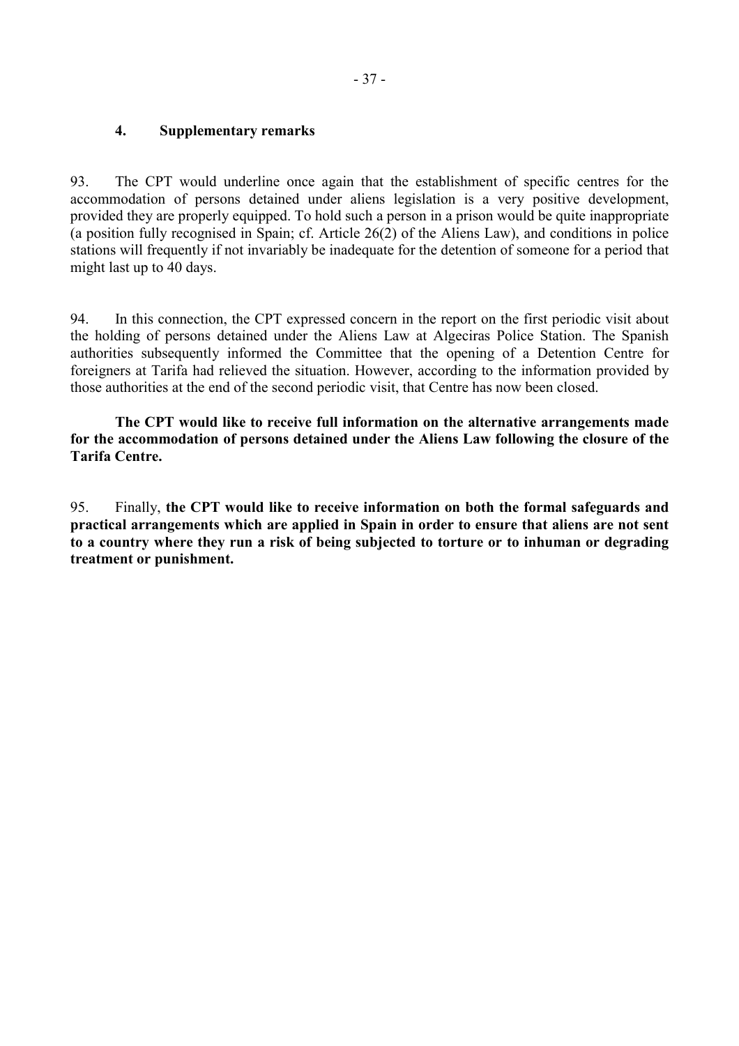### 4. Supplementary remarks

93. The CPT would underline once again that the establishment of specific centres for the accommodation of persons detained under aliens legislation is a very positive development, provided they are properly equipped. To hold such a person in a prison would be quite inappropriate (a position fully recognised in Spain; cf. Article 26(2) of the Aliens Law), and conditions in police stations will frequently if not invariably be inadequate for the detention of someone for a period that might last up to 40 days.

94. In this connection, the CPT expressed concern in the report on the first periodic visit about the holding of persons detained under the Aliens Law at Algeciras Police Station. The Spanish authorities subsequently informed the Committee that the opening of a Detention Centre for foreigners at Tarifa had relieved the situation. However, according to the information provided by those authorities at the end of the second periodic visit, that Centre has now been closed.

**The CPT would like to receive full information on the alternative arrangements made for the accommodation of persons detained under the Aliens Law following the closure of the Tarifa Centre.**

95. Finally, **the CPT would like to receive information on both the formal safeguards and practical arrangements which are applied in Spain in order to ensure that aliens are not sent to a country where they run a risk of being subjected to torture or to inhuman or degrading treatment or punishment.**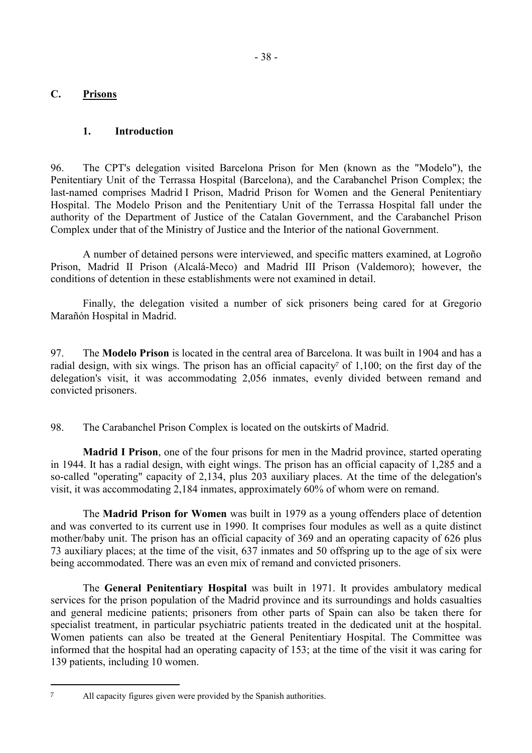## C. Prisons

### 1. Introduction

96. The CPT's delegation visited Barcelona Prison for Men (known as the "Modelo"), the Penitentiary Unit of the Terrassa Hospital (Barcelona), and the Carabanchel Prison Complex; the last-named comprises Madrid I Prison, Madrid Prison for Women and the General Penitentiary Hospital. The Modelo Prison and the Penitentiary Unit of the Terrassa Hospital fall under the authority of the Department of Justice of the Catalan Government, and the Carabanchel Prison Complex under that of the Ministry of Justice and the Interior of the national Government.

A number of detained persons were interviewed, and specific matters examined, at Logroño Prison, Madrid II Prison (Alcalá-Meco) and Madrid III Prison (Valdemoro); however, the conditions of detention in these establishments were not examined in detail.

Finally, the delegation visited a number of sick prisoners being cared for at Gregorio Marañón Hospital in Madrid.

97. The **Modelo Prison** is located in the central area of Barcelona. It was built in 1904 and has a radial design, with six wings. The prison has an official capacity[7] of 1,100; on the first day of the delegation's visit, it was accommodating 2,056 inmates, evenly divided between remand and convicted prisoners.

98. The Carabanchel Prison Complex is located on the outskirts of Madrid.

**Madrid I Prison**, one of the four prisons for men in the Madrid province, started operating in 1944. It has a radial design, with eight wings. The prison has an official capacity of 1,285 and a so-called "operating" capacity of 2,134, plus 203 auxiliary places. At the time of the delegation's visit, it was accommodating 2,184 inmates, approximately 60% of whom were on remand.

The **Madrid Prison for Women** was built in 1979 as a young offenders place of detention and was converted to its current use in 1990. It comprises four modules as well as a quite distinct mother/baby unit. The prison has an official capacity of 369 and an operating capacity of 626 plus 73 auxiliary places; at the time of the visit, 637 inmates and 50 offspring up to the age of six were being accommodated. There was an even mix of remand and convicted prisoners.

The **General Penitentiary Hospital** was built in 1971. It provides ambulatory medical services for the prison population of the Madrid province and its surroundings and holds casualties and general medicine patients; prisoners from other parts of Spain can also be taken there for specialist treatment, in particular psychiatric patients treated in the dedicated unit at the hospital. Women patients can also be treated at the General Penitentiary Hospital. The Committee was informed that the hospital had an operating capacity of 153; at the time of the visit it was caring for 139 patients, including 10 women.

---

[7] All capacity figures given were provided by the Spanish authorities.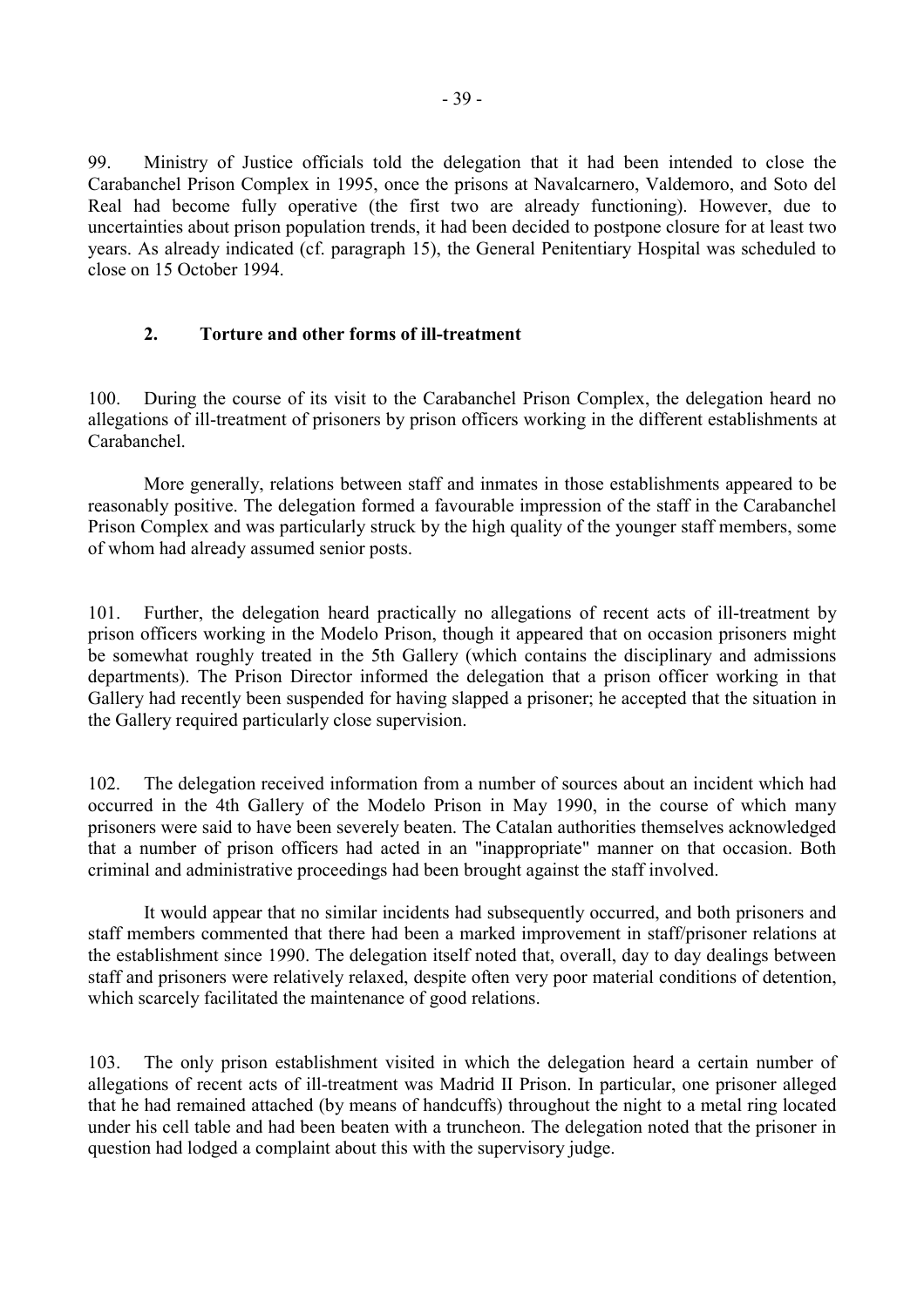99. Ministry of Justice officials told the delegation that it had been intended to close the Carabanchel Prison Complex in 1995, once the prisons at Navalcarnero, Valdemoro, and Soto del Real had become fully operative (the first two are already functioning). However, due to uncertainties about prison population trends, it had been decided to postpone closure for at least two years. As already indicated (cf. paragraph 15), the General Penitentiary Hospital was scheduled to close on 15 October 1994.

## 2. Torture and other forms of ill-treatment

100. During the course of its visit to the Carabanchel Prison Complex, the delegation heard no allegations of ill-treatment of prisoners by prison officers working in the different establishments at Carabanchel.

More generally, relations between staff and inmates in those establishments appeared to be reasonably positive. The delegation formed a favourable impression of the staff in the Carabanchel Prison Complex and was particularly struck by the high quality of the younger staff members, some of whom had already assumed senior posts.

101. Further, the delegation heard practically no allegations of recent acts of ill-treatment by prison officers working in the Modelo Prison, though it appeared that on occasion prisoners might be somewhat roughly treated in the 5th Gallery (which contains the disciplinary and admissions departments). The Prison Director informed the delegation that a prison officer working in that Gallery had recently been suspended for having slapped a prisoner; he accepted that the situation in the Gallery required particularly close supervision.

102. The delegation received information from a number of sources about an incident which had occurred in the 4th Gallery of the Modelo Prison in May 1990, in the course of which many prisoners were said to have been severely beaten. The Catalan authorities themselves acknowledged that a number of prison officers had acted in an "inappropriate" manner on that occasion. Both criminal and administrative proceedings had been brought against the staff involved.

It would appear that no similar incidents had subsequently occurred, and both prisoners and staff members commented that there had been a marked improvement in staff/prisoner relations at the establishment since 1990. The delegation itself noted that, overall, day to day dealings between staff and prisoners were relatively relaxed, despite often very poor material conditions of detention, which scarcely facilitated the maintenance of good relations.

103. The only prison establishment visited in which the delegation heard a certain number of allegations of recent acts of ill-treatment was Madrid II Prison. In particular, one prisoner alleged that he had remained attached (by means of handcuffs) throughout the night to a metal ring located under his cell table and had been beaten with a truncheon. The delegation noted that the prisoner in question had lodged a complaint about this with the supervisory judge.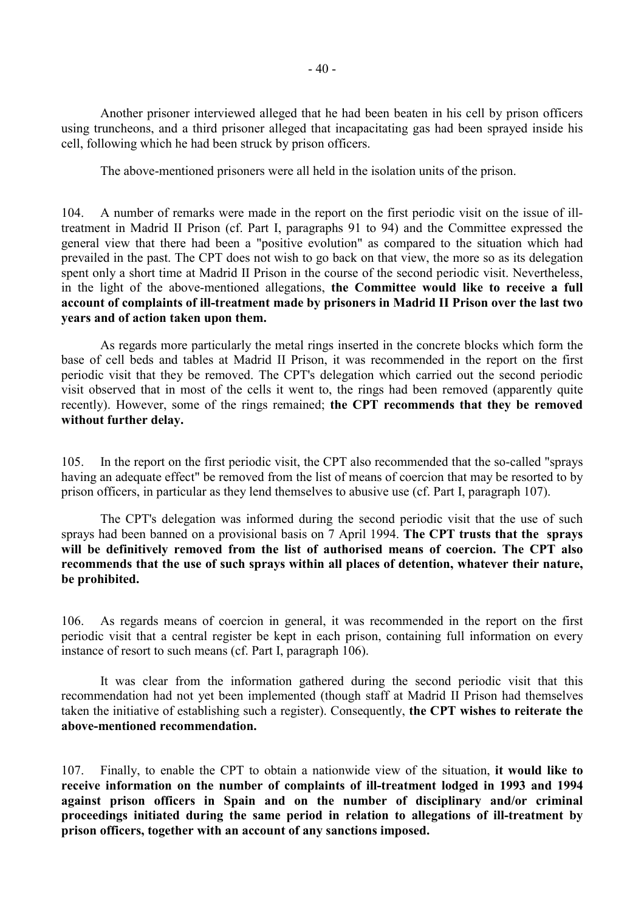Another prisoner interviewed alleged that he had been beaten in his cell by prison officers using truncheons, and a third prisoner alleged that incapacitating gas had been sprayed inside his cell, following which he had been struck by prison officers.

The above-mentioned prisoners were all held in the isolation units of the prison.

104. A number of remarks were made in the report on the first periodic visit on the issue of ill-treatment in Madrid II Prison (cf. Part I, paragraphs 91 to 94) and the Committee expressed the general view that there had been a "positive evolution" as compared to the situation which had prevailed in the past. The CPT does not wish to go back on that view, the more so as its delegation spent only a short time at Madrid II Prison in the course of the second periodic visit. Nevertheless, in the light of the above-mentioned allegations, **the Committee would like to receive a full account of complaints of ill-treatment made by prisoners in Madrid II Prison over the last two years and of action taken upon them.**

As regards more particularly the metal rings inserted in the concrete blocks which form the base of cell beds and tables at Madrid II Prison, it was recommended in the report on the first periodic visit that they be removed. The CPT's delegation which carried out the second periodic visit observed that in most of the cells it went to, the rings had been removed (apparently quite recently). However, some of the rings remained; **the CPT recommends that they be removed without further delay.**

105. In the report on the first periodic visit, the CPT also recommended that the so-called "sprays having an adequate effect" be removed from the list of means of coercion that may be resorted to by prison officers, in particular as they lend themselves to abusive use (cf. Part I, paragraph 107).

The CPT's delegation was informed during the second periodic visit that the use of such sprays had been banned on a provisional basis on 7 April 1994. **The CPT trusts that the sprays will be definitively removed from the list of authorised means of coercion. The CPT also recommends that the use of such sprays within all places of detention, whatever their nature, be prohibited.**

106. As regards means of coercion in general, it was recommended in the report on the first periodic visit that a central register be kept in each prison, containing full information on every instance of resort to such means (cf. Part I, paragraph 106).

It was clear from the information gathered during the second periodic visit that this recommendation had not yet been implemented (though staff at Madrid II Prison had themselves taken the initiative of establishing such a register). Consequently, **the CPT wishes to reiterate the above-mentioned recommendation.**

107. Finally, to enable the CPT to obtain a nationwide view of the situation, **it would like to receive information on the number of complaints of ill-treatment lodged in 1993 and 1994 against prison officers in Spain and on the number of disciplinary and/or criminal proceedings initiated during the same period in relation to allegations of ill-treatment by prison officers, together with an account of any sanctions imposed.**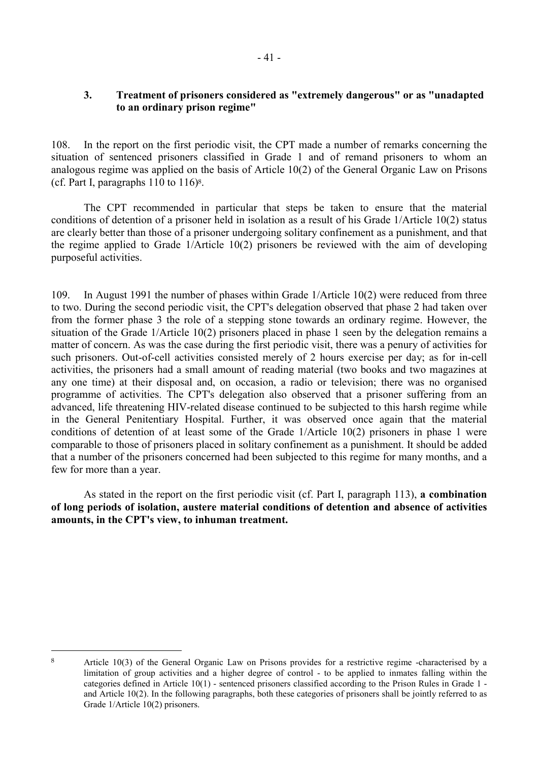### 3. Treatment of prisoners considered as "extremely dangerous" or as "unadapted to an ordinary prison regime"

108. In the report on the first periodic visit, the CPT made a number of remarks concerning the situation of sentenced prisoners classified in Grade 1 and of remand prisoners to whom an analogous regime was applied on the basis of Article 10(2) of the General Organic Law on Prisons (cf. Part I, paragraphs 110 to 116)[8].

The CPT recommended in particular that steps be taken to ensure that the material conditions of detention of a prisoner held in isolation as a result of his Grade 1/Article 10(2) status are clearly better than those of a prisoner undergoing solitary confinement as a punishment, and that the regime applied to Grade 1/Article 10(2) prisoners be reviewed with the aim of developing purposeful activities.

109. In August 1991 the number of phases within Grade 1/Article 10(2) were reduced from three to two. During the second periodic visit, the CPT's delegation observed that phase 2 had taken over from the former phase 3 the role of a stepping stone towards an ordinary regime. However, the situation of the Grade 1/Article 10(2) prisoners placed in phase 1 seen by the delegation remains a matter of concern. As was the case during the first periodic visit, there was a penury of activities for such prisoners. Out-of-cell activities consisted merely of 2 hours exercise per day; as for in-cell activities, the prisoners had a small amount of reading material (two books and two magazines at any one time) at their disposal and, on occasion, a radio or television; there was no organised programme of activities. The CPT's delegation also observed that a prisoner suffering from an advanced, life threatening HIV-related disease continued to be subjected to this harsh regime while in the General Penitentiary Hospital. Further, it was observed once again that the material conditions of detention of at least some of the Grade 1/Article 10(2) prisoners in phase 1 were comparable to those of prisoners placed in solitary confinement as a punishment. It should be added that a number of the prisoners concerned had been subjected to this regime for many months, and a few for more than a year.

As stated in the report on the first periodic visit (cf. Part I, paragraph 113), **a combination of long periods of isolation, austere material conditions of detention and absence of activities amounts, in the CPT's view, to inhuman treatment.**

---

[8] Article 10(3) of the General Organic Law on Prisons provides for a restrictive regime -characterised by a limitation of group activities and a higher degree of control - to be applied to inmates falling within the categories defined in Article 10(1) - sentenced prisoners classified according to the Prison Rules in Grade 1 - and Article 10(2). In the following paragraphs, both these categories of prisoners shall be jointly referred to as Grade 1/Article 10(2) prisoners.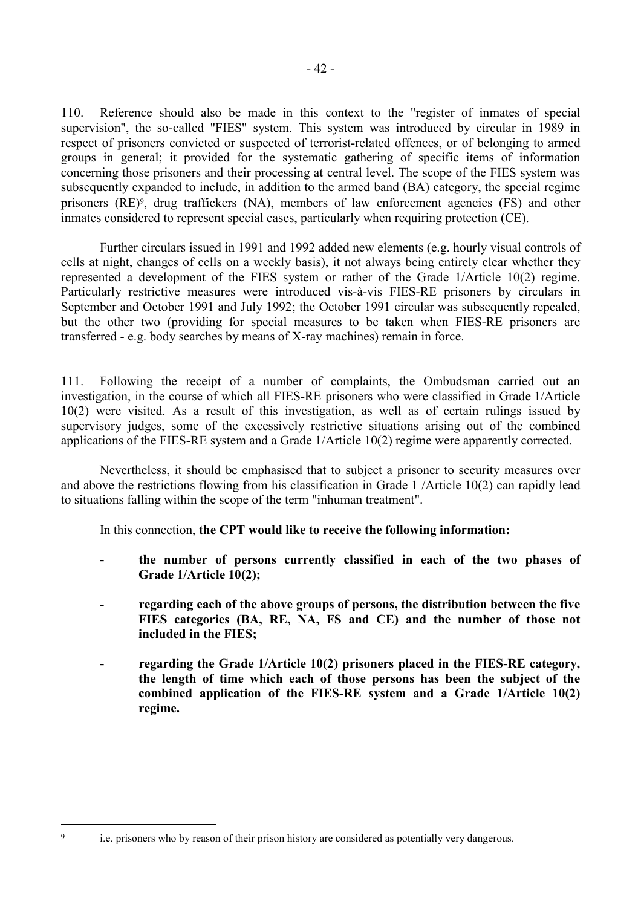110. Reference should also be made in this context to the "register of inmates of special supervision", the so-called "FIES" system. This system was introduced by circular in 1989 in respect of prisoners convicted or suspected of terrorist-related offences, or of belonging to armed groups in general; it provided for the systematic gathering of specific items of information concerning those prisoners and their processing at central level. The scope of the FIES system was subsequently expanded to include, in addition to the armed band (BA) category, the special regime prisoners (RE)[9], drug traffickers (NA), members of law enforcement agencies (FS) and other inmates considered to represent special cases, particularly when requiring protection (CE).

Further circulars issued in 1991 and 1992 added new elements (e.g. hourly visual controls of cells at night, changes of cells on a weekly basis), it not always being entirely clear whether they represented a development of the FIES system or rather of the Grade 1/Article 10(2) regime. Particularly restrictive measures were introduced vis-à-vis FIES-RE prisoners by circulars in September and October 1991 and July 1992; the October 1991 circular was subsequently repealed, but the other two (providing for special measures to be taken when FIES-RE prisoners are transferred - e.g. body searches by means of X-ray machines) remain in force.

111. Following the receipt of a number of complaints, the Ombudsman carried out an investigation, in the course of which all FIES-RE prisoners who were classified in Grade 1/Article 10(2) were visited. As a result of this investigation, as well as of certain rulings issued by supervisory judges, some of the excessively restrictive situations arising out of the combined applications of the FIES-RE system and a Grade 1/Article 10(2) regime were apparently corrected.

Nevertheless, it should be emphasised that to subject a prisoner to security measures over and above the restrictions flowing from his classification in Grade 1 /Article 10(2) can rapidly lead to situations falling within the scope of the term "inhuman treatment".

In this connection, **the CPT would like to receive the following information:**

- **the number of persons currently classified in each of the two phases of Grade 1/Article 10(2);**
- **regarding each of the above groups of persons, the distribution between the five FIES categories (BA, RE, NA, FS and CE) and the number of those not included in the FIES;**
- **regarding the Grade 1/Article 10(2) prisoners placed in the FIES-RE category, the length of time which each of those persons has been the subject of the combined application of the FIES-RE system and a Grade 1/Article 10(2) regime.**

---

[9] i.e. prisoners who by reason of their prison history are considered as potentially very dangerous.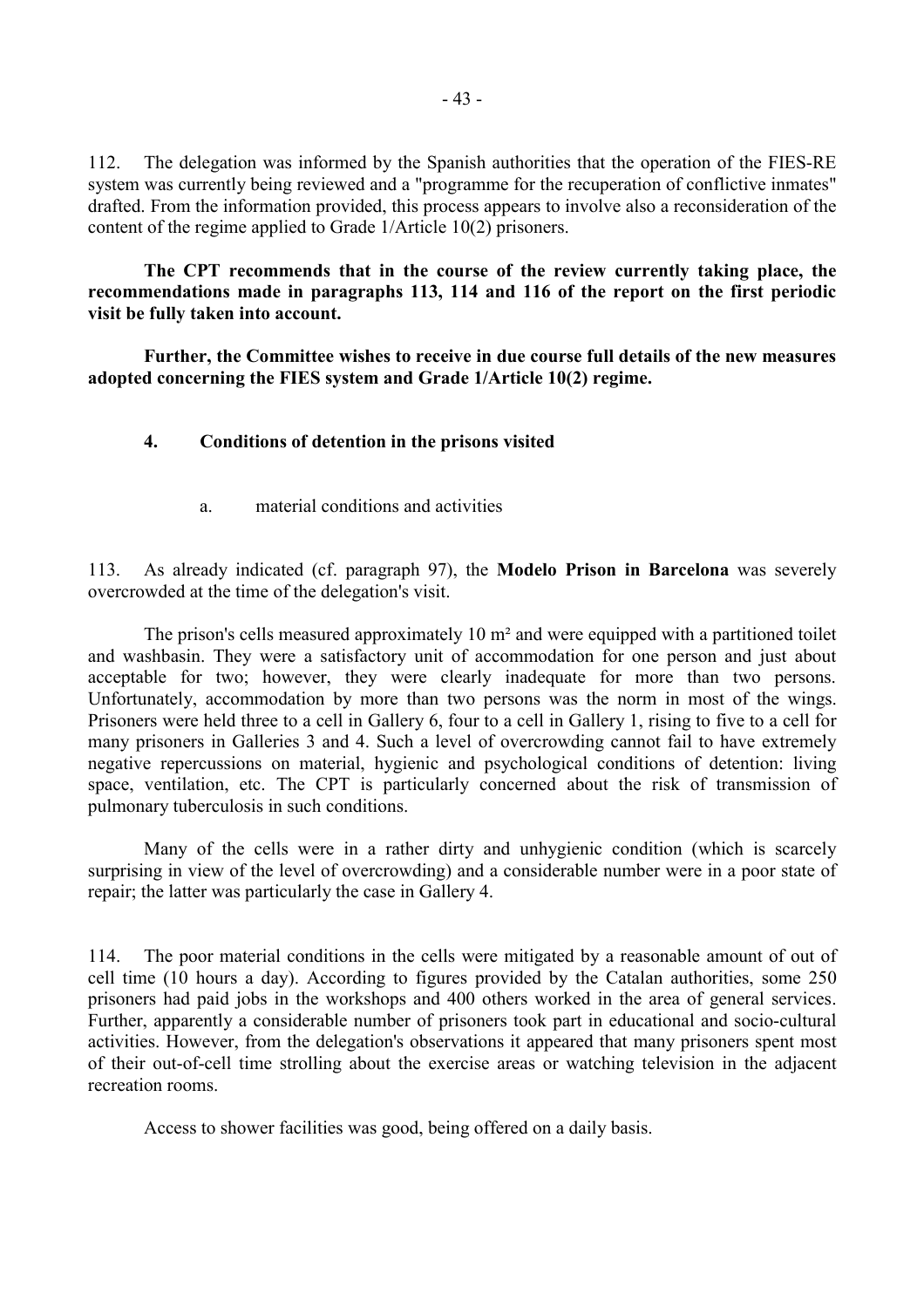112. The delegation was informed by the Spanish authorities that the operation of the FIES-RE system was currently being reviewed and a "programme for the recuperation of conflictive inmates" drafted. From the information provided, this process appears to involve also a reconsideration of the content of the regime applied to Grade 1/Article 10(2) prisoners.

**The CPT recommends that in the course of the review currently taking place, the recommendations made in paragraphs 113, 114 and 116 of the report on the first periodic visit be fully taken into account.**

**Further, the Committee wishes to receive in due course full details of the new measures adopted concerning the FIES system and Grade 1/Article 10(2) regime.**

### 4. Conditions of detention in the prisons visited

#### a. material conditions and activities

113. As already indicated (cf. paragraph 97), the **Modelo Prison in Barcelona** was severely overcrowded at the time of the delegation's visit.

The prison's cells measured approximately 10 m² and were equipped with a partitioned toilet and washbasin. They were a satisfactory unit of accommodation for one person and just about acceptable for two; however, they were clearly inadequate for more than two persons. Unfortunately, accommodation by more than two persons was the norm in most of the wings. Prisoners were held three to a cell in Gallery 6, four to a cell in Gallery 1, rising to five to a cell for many prisoners in Galleries 3 and 4. Such a level of overcrowding cannot fail to have extremely negative repercussions on material, hygienic and psychological conditions of detention: living space, ventilation, etc. The CPT is particularly concerned about the risk of transmission of pulmonary tuberculosis in such conditions.

Many of the cells were in a rather dirty and unhygienic condition (which is scarcely surprising in view of the level of overcrowding) and a considerable number were in a poor state of repair; the latter was particularly the case in Gallery 4.

114. The poor material conditions in the cells were mitigated by a reasonable amount of out of cell time (10 hours a day). According to figures provided by the Catalan authorities, some 250 prisoners had paid jobs in the workshops and 400 others worked in the area of general services. Further, apparently a considerable number of prisoners took part in educational and socio-cultural activities. However, from the delegation's observations it appeared that many prisoners spent most of their out-of-cell time strolling about the exercise areas or watching television in the adjacent recreation rooms.

Access to shower facilities was good, being offered on a daily basis.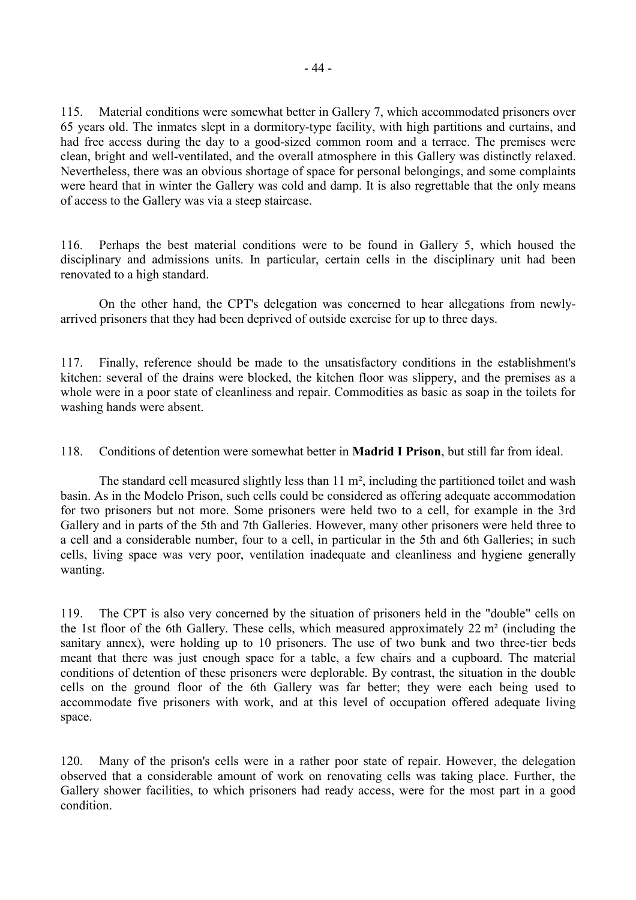115. Material conditions were somewhat better in Gallery 7, which accommodated prisoners over 65 years old. The inmates slept in a dormitory-type facility, with high partitions and curtains, and had free access during the day to a good-sized common room and a terrace. The premises were clean, bright and well-ventilated, and the overall atmosphere in this Gallery was distinctly relaxed. Nevertheless, there was an obvious shortage of space for personal belongings, and some complaints were heard that in winter the Gallery was cold and damp. It is also regrettable that the only means of access to the Gallery was via a steep staircase.

116. Perhaps the best material conditions were to be found in Gallery 5, which housed the disciplinary and admissions units. In particular, certain cells in the disciplinary unit had been renovated to a high standard.

On the other hand, the CPT's delegation was concerned to hear allegations from newly-arrived prisoners that they had been deprived of outside exercise for up to three days.

117. Finally, reference should be made to the unsatisfactory conditions in the establishment's kitchen: several of the drains were blocked, the kitchen floor was slippery, and the premises as a whole were in a poor state of cleanliness and repair. Commodities as basic as soap in the toilets for washing hands were absent.

118. Conditions of detention were somewhat better in **Madrid I Prison**, but still far from ideal.

The standard cell measured slightly less than 11 m², including the partitioned toilet and wash basin. As in the Modelo Prison, such cells could be considered as offering adequate accommodation for two prisoners but not more. Some prisoners were held two to a cell, for example in the 3rd Gallery and in parts of the 5th and 7th Galleries. However, many other prisoners were held three to a cell and a considerable number, four to a cell, in particular in the 5th and 6th Galleries; in such cells, living space was very poor, ventilation inadequate and cleanliness and hygiene generally wanting.

119. The CPT is also very concerned by the situation of prisoners held in the "double" cells on the 1st floor of the 6th Gallery. These cells, which measured approximately 22 m² (including the sanitary annex), were holding up to 10 prisoners. The use of two bunk and two three-tier beds meant that there was just enough space for a table, a few chairs and a cupboard. The material conditions of detention of these prisoners were deplorable. By contrast, the situation in the double cells on the ground floor of the 6th Gallery was far better; they were each being used to accommodate five prisoners with work, and at this level of occupation offered adequate living space.

120. Many of the prison's cells were in a rather poor state of repair. However, the delegation observed that a considerable amount of work on renovating cells was taking place. Further, the Gallery shower facilities, to which prisoners had ready access, were for the most part in a good condition.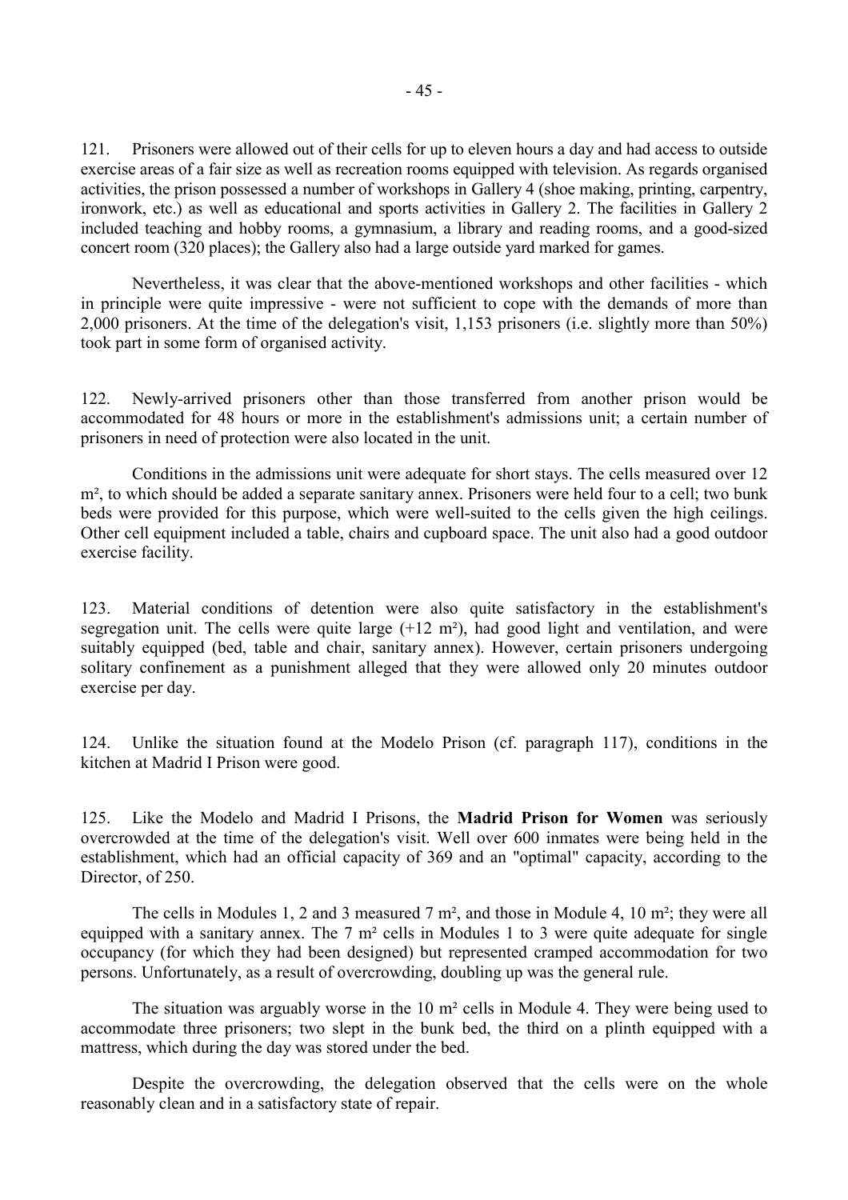121. Prisoners were allowed out of their cells for up to eleven hours a day and had access to outside exercise areas of a fair size as well as recreation rooms equipped with television. As regards organised activities, the prison possessed a number of workshops in Gallery 4 (shoe making, printing, carpentry, ironwork, etc.) as well as educational and sports activities in Gallery 2. The facilities in Gallery 2 included teaching and hobby rooms, a gymnasium, a library and reading rooms, and a good-sized concert room (320 places); the Gallery also had a large outside yard marked for games.

Nevertheless, it was clear that the above-mentioned workshops and other facilities - which in principle were quite impressive - were not sufficient to cope with the demands of more than 2,000 prisoners. At the time of the delegation's visit, 1,153 prisoners (i.e. slightly more than 50%) took part in some form of organised activity.

122. Newly-arrived prisoners other than those transferred from another prison would be accommodated for 48 hours or more in the establishment's admissions unit; a certain number of prisoners in need of protection were also located in the unit.

Conditions in the admissions unit were adequate for short stays. The cells measured over 12 m², to which should be added a separate sanitary annex. Prisoners were held four to a cell; two bunk beds were provided for this purpose, which were well-suited to the cells given the high ceilings. Other cell equipment included a table, chairs and cupboard space. The unit also had a good outdoor exercise facility.

123. Material conditions of detention were also quite satisfactory in the establishment's segregation unit. The cells were quite large (+12 m²), had good light and ventilation, and were suitably equipped (bed, table and chair, sanitary annex). However, certain prisoners undergoing solitary confinement as a punishment alleged that they were allowed only 20 minutes outdoor exercise per day.

124. Unlike the situation found at the Modelo Prison (cf. paragraph 117), conditions in the kitchen at Madrid I Prison were good.

125. Like the Modelo and Madrid I Prisons, the **Madrid Prison for Women** was seriously overcrowded at the time of the delegation's visit. Well over 600 inmates were being held in the establishment, which had an official capacity of 369 and an "optimal" capacity, according to the Director, of 250.

The cells in Modules 1, 2 and 3 measured 7 m², and those in Module 4, 10 m²; they were all equipped with a sanitary annex. The 7 m² cells in Modules 1 to 3 were quite adequate for single occupancy (for which they had been designed) but represented cramped accommodation for two persons. Unfortunately, as a result of overcrowding, doubling up was the general rule.

The situation was arguably worse in the 10 m² cells in Module 4. They were being used to accommodate three prisoners; two slept in the bunk bed, the third on a plinth equipped with a mattress, which during the day was stored under the bed.

Despite the overcrowding, the delegation observed that the cells were on the whole reasonably clean and in a satisfactory state of repair.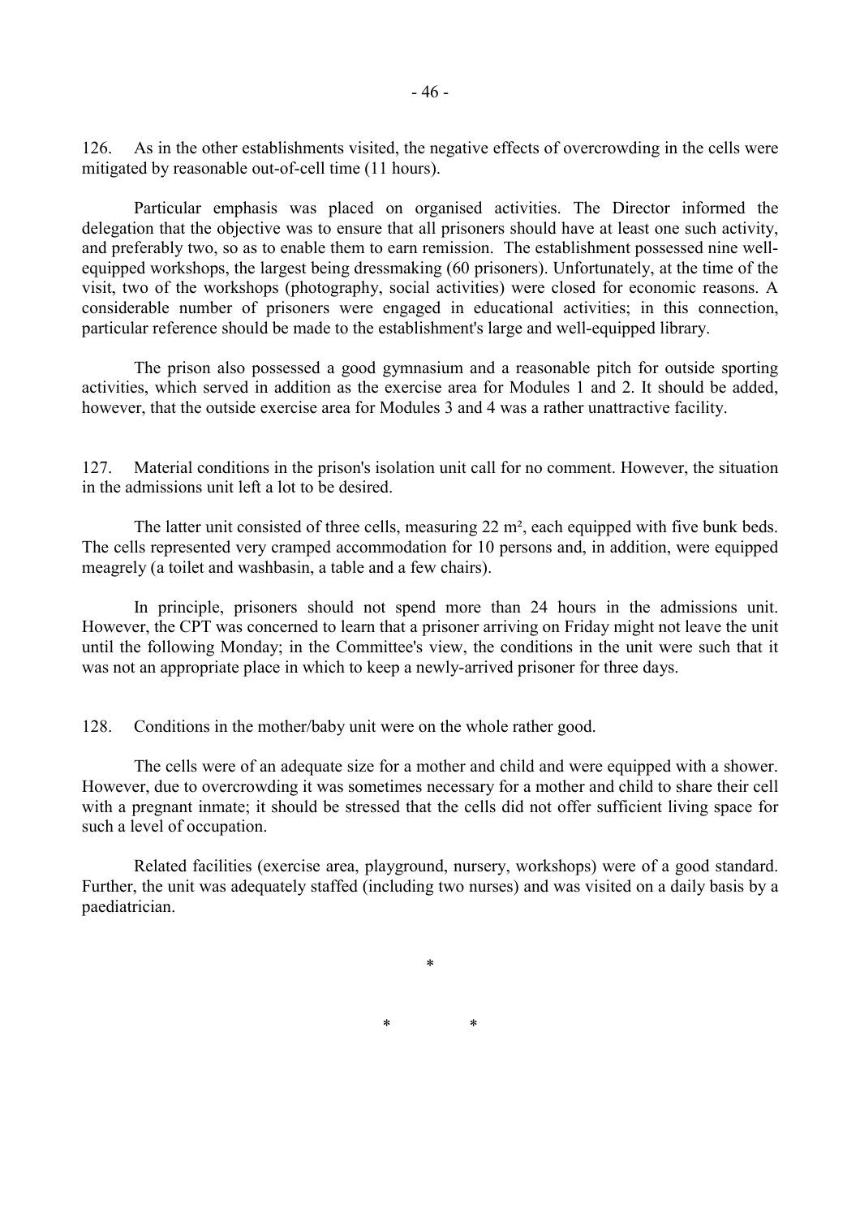126. As in the other establishments visited, the negative effects of overcrowding in the cells were mitigated by reasonable out-of-cell time (11 hours).

Particular emphasis was placed on organised activities. The Director informed the delegation that the objective was to ensure that all prisoners should have at least one such activity, and preferably two, so as to enable them to earn remission. The establishment possessed nine well-equipped workshops, the largest being dressmaking (60 prisoners). Unfortunately, at the time of the visit, two of the workshops (photography, social activities) were closed for economic reasons. A considerable number of prisoners were engaged in educational activities; in this connection, particular reference should be made to the establishment's large and well-equipped library.

The prison also possessed a good gymnasium and a reasonable pitch for outside sporting activities, which served in addition as the exercise area for Modules 1 and 2. It should be added, however, that the outside exercise area for Modules 3 and 4 was a rather unattractive facility.

127. Material conditions in the prison's isolation unit call for no comment. However, the situation in the admissions unit left a lot to be desired.

The latter unit consisted of three cells, measuring 22 m², each equipped with five bunk beds. The cells represented very cramped accommodation for 10 persons and, in addition, were equipped meagrely (a toilet and washbasin, a table and a few chairs).

In principle, prisoners should not spend more than 24 hours in the admissions unit. However, the CPT was concerned to learn that a prisoner arriving on Friday might not leave the unit until the following Monday; in the Committee's view, the conditions in the unit were such that it was not an appropriate place in which to keep a newly-arrived prisoner for three days.

128. Conditions in the mother/baby unit were on the whole rather good.

The cells were of an adequate size for a mother and child and were equipped with a shower. However, due to overcrowding it was sometimes necessary for a mother and child to share their cell with a pregnant inmate; it should be stressed that the cells did not offer sufficient living space for such a level of occupation.

Related facilities (exercise area, playground, nursery, workshops) were of a good standard. Further, the unit was adequately staffed (including two nurses) and was visited on a daily basis by a paediatrician.

\*

\* \*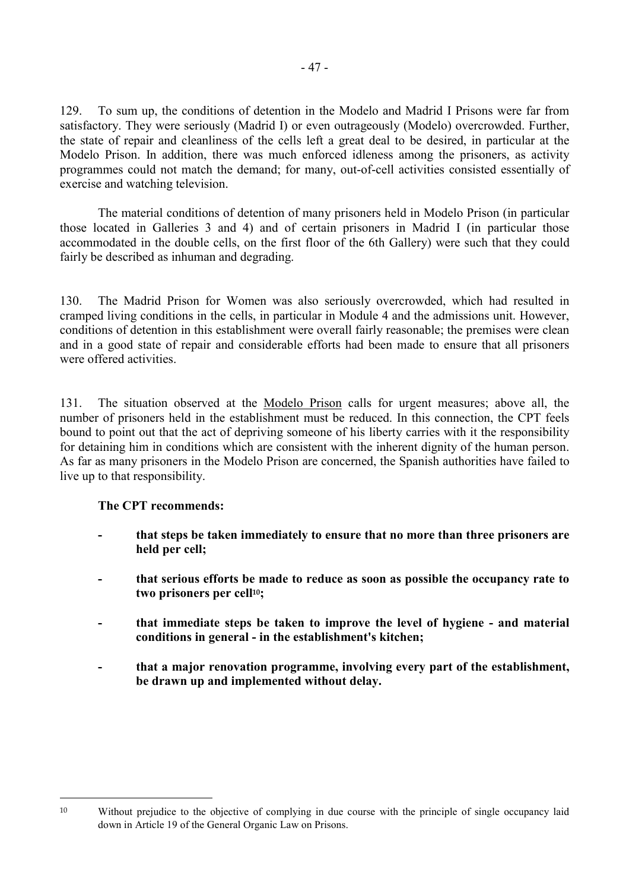129. To sum up, the conditions of detention in the Modelo and Madrid I Prisons were far from satisfactory. They were seriously (Madrid I) or even outrageously (Modelo) overcrowded. Further, the state of repair and cleanliness of the cells left a great deal to be desired, in particular at the Modelo Prison. In addition, there was much enforced idleness among the prisoners, as activity programmes could not match the demand; for many, out-of-cell activities consisted essentially of exercise and watching television.

The material conditions of detention of many prisoners held in Modelo Prison (in particular those located in Galleries 3 and 4) and of certain prisoners in Madrid I (in particular those accommodated in the double cells, on the first floor of the 6th Gallery) were such that they could fairly be described as inhuman and degrading.

130. The Madrid Prison for Women was also seriously overcrowded, which had resulted in cramped living conditions in the cells, in particular in Module 4 and the admissions unit. However, conditions of detention in this establishment were overall fairly reasonable; the premises were clean and in a good state of repair and considerable efforts had been made to ensure that all prisoners were offered activities.

131. The situation observed at the Modelo Prison calls for urgent measures; above all, the number of prisoners held in the establishment must be reduced. In this connection, the CPT feels bound to point out that the act of depriving someone of his liberty carries with it the responsibility for detaining him in conditions which are consistent with the inherent dignity of the human person. As far as many prisoners in the Modelo Prison are concerned, the Spanish authorities have failed to live up to that responsibility.

**The CPT recommends:**

- **that steps be taken immediately to ensure that no more than three prisoners are held per cell;**
- **that serious efforts be made to reduce as soon as possible the occupancy rate to two prisoners per cell[10];**
- **that immediate steps be taken to improve the level of hygiene - and material conditions in general - in the establishment's kitchen;**
- **that a major renovation programme, involving every part of the establishment, be drawn up and implemented without delay.**

---

[10] Without prejudice to the objective of complying in due course with the principle of single occupancy laid down in Article 19 of the General Organic Law on Prisons.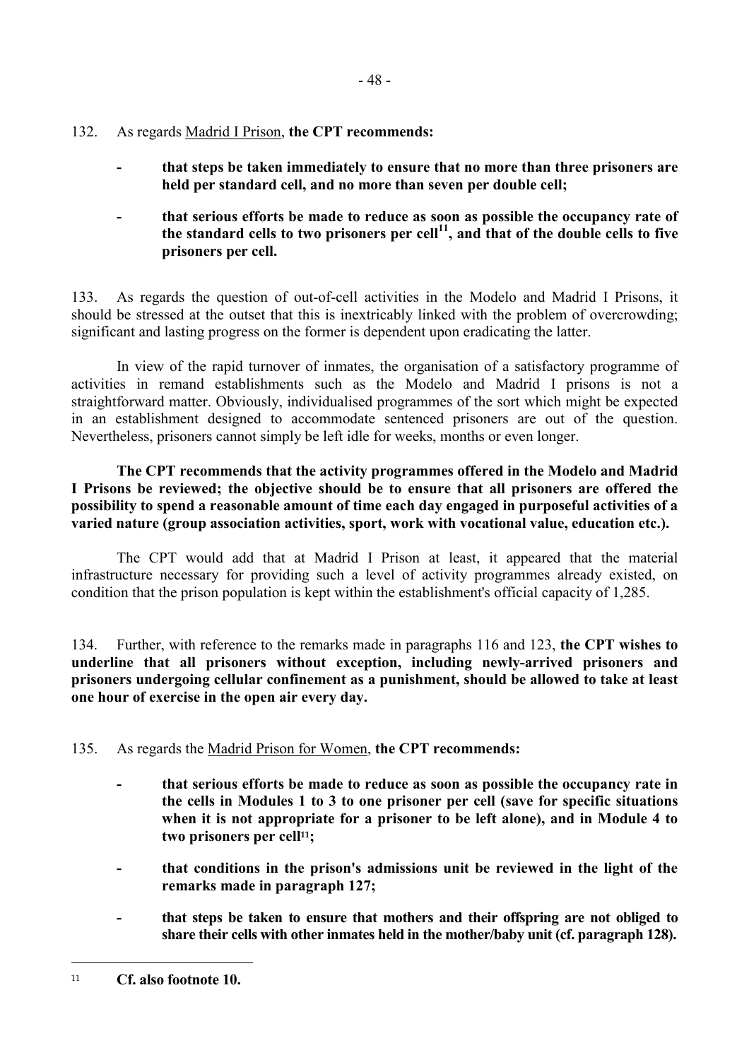132. As regards Madrid I Prison, **the CPT recommends:**

- **that steps be taken immediately to ensure that no more than three prisoners are held per standard cell, and no more than seven per double cell;**

- **that serious efforts be made to reduce as soon as possible the occupancy rate of the standard cells to two prisoners per cell[11], and that of the double cells to five prisoners per cell.**

133. As regards the question of out-of-cell activities in the Modelo and Madrid I Prisons, it should be stressed at the outset that this is inextricably linked with the problem of overcrowding; significant and lasting progress on the former is dependent upon eradicating the latter.

In view of the rapid turnover of inmates, the organisation of a satisfactory programme of activities in remand establishments such as the Modelo and Madrid I prisons is not a straightforward matter. Obviously, individualised programmes of the sort which might be expected in an establishment designed to accommodate sentenced prisoners are out of the question. Nevertheless, prisoners cannot simply be left idle for weeks, months or even longer.

**The CPT recommends that the activity programmes offered in the Modelo and Madrid I Prisons be reviewed; the objective should be to ensure that all prisoners are offered the possibility to spend a reasonable amount of time each day engaged in purposeful activities of a varied nature (group association activities, sport, work with vocational value, education etc.).**

The CPT would add that at Madrid I Prison at least, it appeared that the material infrastructure necessary for providing such a level of activity programmes already existed, on condition that the prison population is kept within the establishment's official capacity of 1,285.

134. Further, with reference to the remarks made in paragraphs 116 and 123, **the CPT wishes to underline that all prisoners without exception, including newly-arrived prisoners and prisoners undergoing cellular confinement as a punishment, should be allowed to take at least one hour of exercise in the open air every day.**

135. As regards the Madrid Prison for Women, **the CPT recommends:**

- **that serious efforts be made to reduce as soon as possible the occupancy rate in the cells in Modules 1 to 3 to one prisoner per cell (save for specific situations when it is not appropriate for a prisoner to be left alone), and in Module 4 to two prisoners per cell[11];**

- **that conditions in the prison's admissions unit be reviewed in the light of the remarks made in paragraph 127;**

- **that steps be taken to ensure that mothers and their offspring are not obliged to share their cells with other inmates held in the mother/baby unit (cf. paragraph 128).**

---

[11] **Cf. also footnote 10.**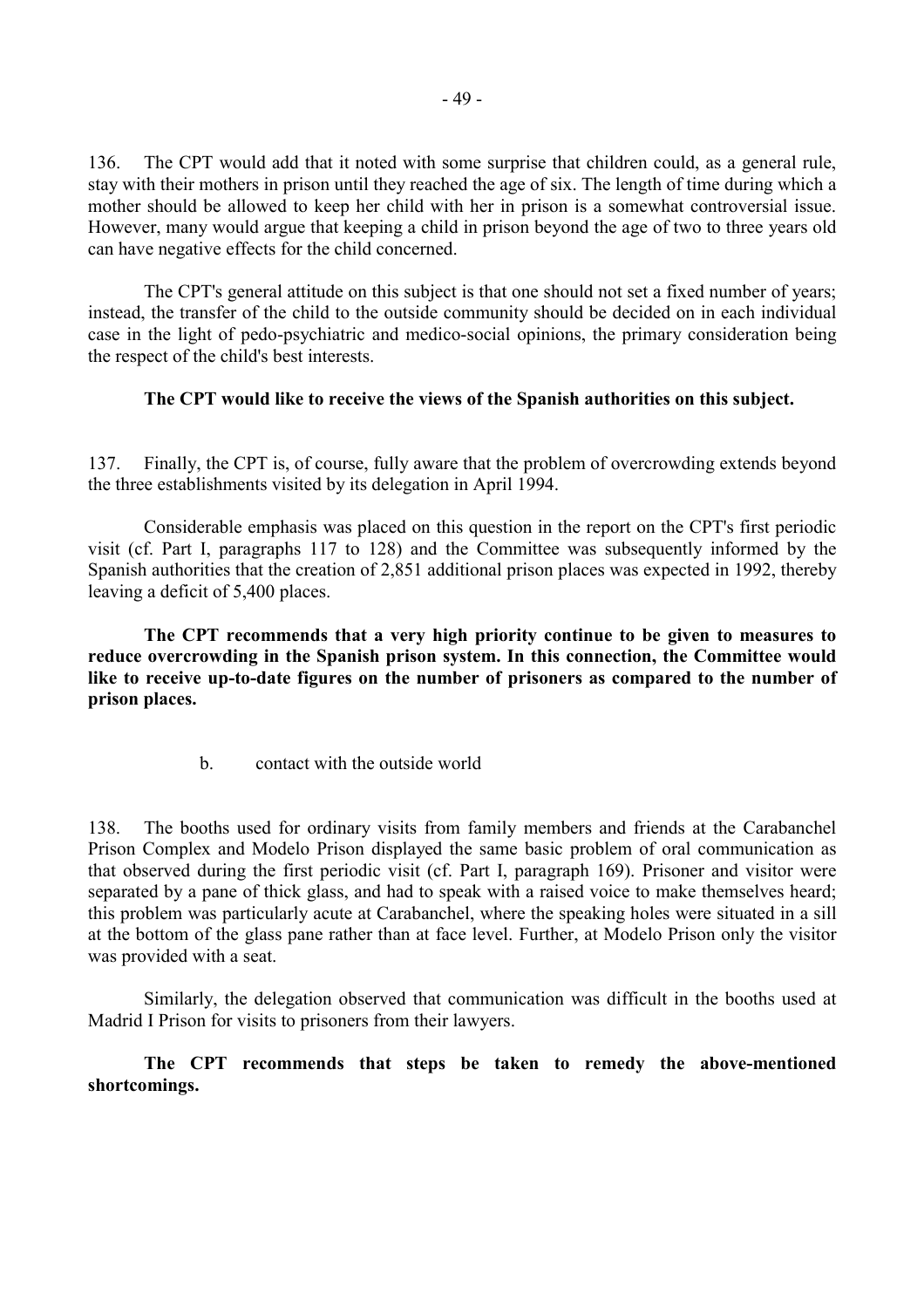136. The CPT would add that it noted with some surprise that children could, as a general rule, stay with their mothers in prison until they reached the age of six. The length of time during which a mother should be allowed to keep her child with her in prison is a somewhat controversial issue. However, many would argue that keeping a child in prison beyond the age of two to three years old can have negative effects for the child concerned.

The CPT's general attitude on this subject is that one should not set a fixed number of years; instead, the transfer of the child to the outside community should be decided on in each individual case in the light of pedo-psychiatric and medico-social opinions, the primary consideration being the respect of the child's best interests.

**The CPT would like to receive the views of the Spanish authorities on this subject.**

137. Finally, the CPT is, of course, fully aware that the problem of overcrowding extends beyond the three establishments visited by its delegation in April 1994.

Considerable emphasis was placed on this question in the report on the CPT's first periodic visit (cf. Part I, paragraphs 117 to 128) and the Committee was subsequently informed by the Spanish authorities that the creation of 2,851 additional prison places was expected in 1992, thereby leaving a deficit of 5,400 places.

**The CPT recommends that a very high priority continue to be given to measures to reduce overcrowding in the Spanish prison system. In this connection, the Committee would like to receive up-to-date figures on the number of prisoners as compared to the number of prison places.**

b. contact with the outside world

138. The booths used for ordinary visits from family members and friends at the Carabanchel Prison Complex and Modelo Prison displayed the same basic problem of oral communication as that observed during the first periodic visit (cf. Part I, paragraph 169). Prisoner and visitor were separated by a pane of thick glass, and had to speak with a raised voice to make themselves heard; this problem was particularly acute at Carabanchel, where the speaking holes were situated in a sill at the bottom of the glass pane rather than at face level. Further, at Modelo Prison only the visitor was provided with a seat.

Similarly, the delegation observed that communication was difficult in the booths used at Madrid I Prison for visits to prisoners from their lawyers.

**The CPT recommends that steps be taken to remedy the above-mentioned shortcomings.**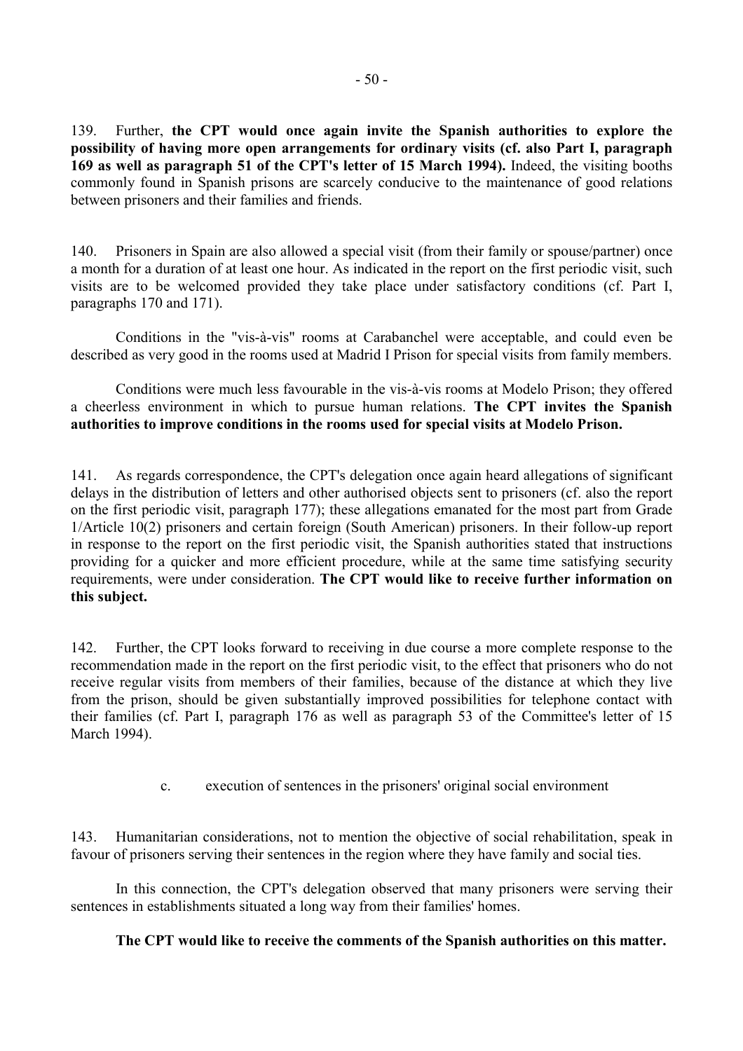139. Further, **the CPT would once again invite the Spanish authorities to explore the possibility of having more open arrangements for ordinary visits (cf. also Part I, paragraph 169 as well as paragraph 51 of the CPT's letter of 15 March 1994).** Indeed, the visiting booths commonly found in Spanish prisons are scarcely conducive to the maintenance of good relations between prisoners and their families and friends.

140. Prisoners in Spain are also allowed a special visit (from their family or spouse/partner) once a month for a duration of at least one hour. As indicated in the report on the first periodic visit, such visits are to be welcomed provided they take place under satisfactory conditions (cf. Part I, paragraphs 170 and 171).

Conditions in the "vis-à-vis" rooms at Carabanchel were acceptable, and could even be described as very good in the rooms used at Madrid I Prison for special visits from family members.

Conditions were much less favourable in the vis-à-vis rooms at Modelo Prison; they offered a cheerless environment in which to pursue human relations. **The CPT invites the Spanish authorities to improve conditions in the rooms used for special visits at Modelo Prison.**

141. As regards correspondence, the CPT's delegation once again heard allegations of significant delays in the distribution of letters and other authorised objects sent to prisoners (cf. also the report on the first periodic visit, paragraph 177); these allegations emanated for the most part from Grade 1/Article 10(2) prisoners and certain foreign (South American) prisoners. In their follow-up report in response to the report on the first periodic visit, the Spanish authorities stated that instructions providing for a quicker and more efficient procedure, while at the same time satisfying security requirements, were under consideration. **The CPT would like to receive further information on this subject.**

142. Further, the CPT looks forward to receiving in due course a more complete response to the recommendation made in the report on the first periodic visit, to the effect that prisoners who do not receive regular visits from members of their families, because of the distance at which they live from the prison, should be given substantially improved possibilities for telephone contact with their families (cf. Part I, paragraph 176 as well as paragraph 53 of the Committee's letter of 15 March 1994).

c. execution of sentences in the prisoners' original social environment

143. Humanitarian considerations, not to mention the objective of social rehabilitation, speak in favour of prisoners serving their sentences in the region where they have family and social ties.

In this connection, the CPT's delegation observed that many prisoners were serving their sentences in establishments situated a long way from their families' homes.

**The CPT would like to receive the comments of the Spanish authorities on this matter.**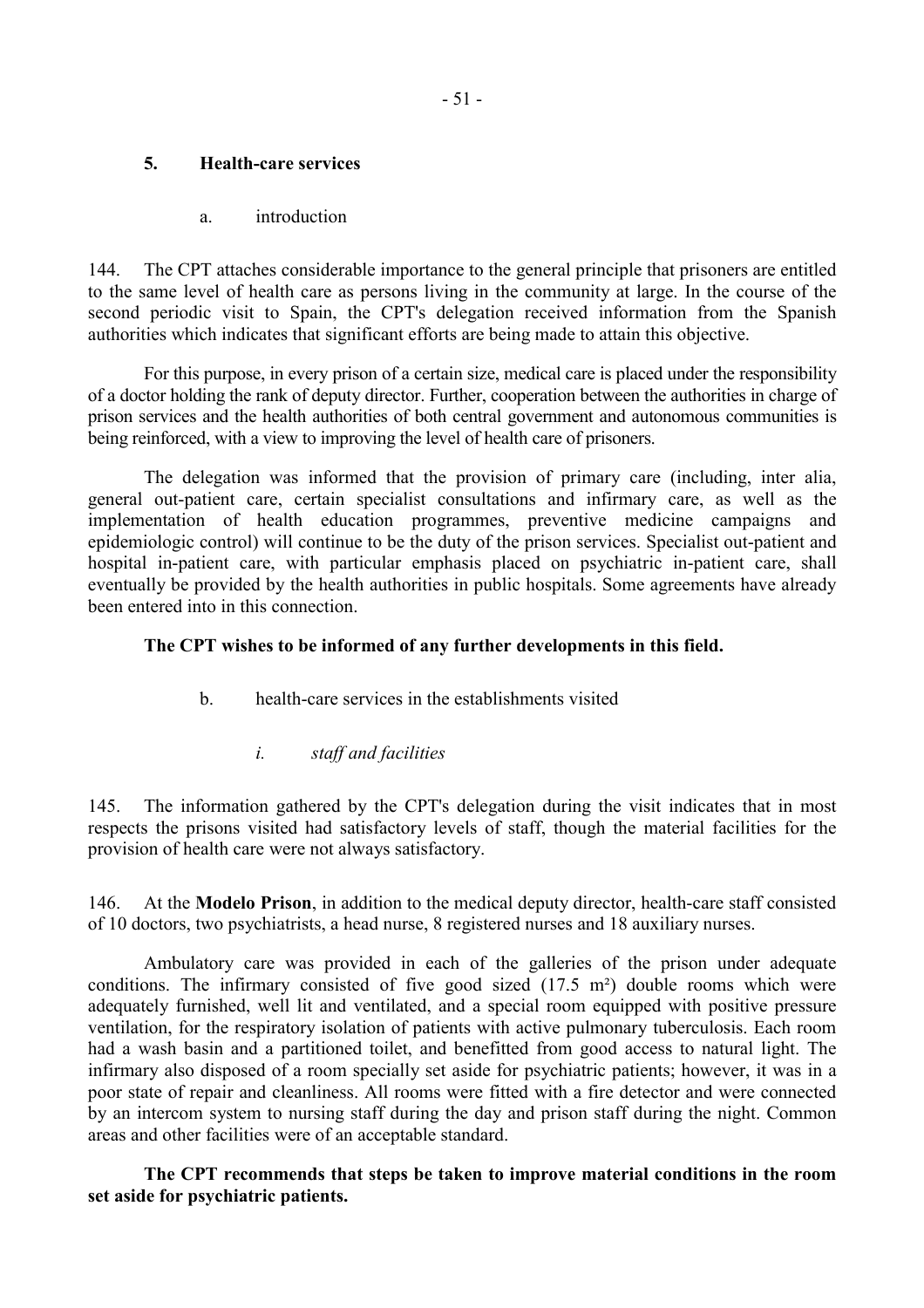## 5. Health-care services

### a. introduction

144. The CPT attaches considerable importance to the general principle that prisoners are entitled to the same level of health care as persons living in the community at large. In the course of the second periodic visit to Spain, the CPT's delegation received information from the Spanish authorities which indicates that significant efforts are being made to attain this objective.

For this purpose, in every prison of a certain size, medical care is placed under the responsibility of a doctor holding the rank of deputy director. Further, cooperation between the authorities in charge of prison services and the health authorities of both central government and autonomous communities is being reinforced, with a view to improving the level of health care of prisoners.

The delegation was informed that the provision of primary care (including, inter alia, general out-patient care, certain specialist consultations and infirmary care, as well as the implementation of health education programmes, preventive medicine campaigns and epidemiologic control) will continue to be the duty of the prison services. Specialist out-patient and hospital in-patient care, with particular emphasis placed on psychiatric in-patient care, shall eventually be provided by the health authorities in public hospitals. Some agreements have already been entered into in this connection.

**The CPT wishes to be informed of any further developments in this field.**

### b. health-care services in the establishments visited

#### *i. staff and facilities*

145. The information gathered by the CPT's delegation during the visit indicates that in most respects the prisons visited had satisfactory levels of staff, though the material facilities for the provision of health care were not always satisfactory.

146. At the **Modelo Prison**, in addition to the medical deputy director, health-care staff consisted of 10 doctors, two psychiatrists, a head nurse, 8 registered nurses and 18 auxiliary nurses.

Ambulatory care was provided in each of the galleries of the prison under adequate conditions. The infirmary consisted of five good sized (17.5 m²) double rooms which were adequately furnished, well lit and ventilated, and a special room equipped with positive pressure ventilation, for the respiratory isolation of patients with active pulmonary tuberculosis. Each room had a wash basin and a partitioned toilet, and benefitted from good access to natural light. The infirmary also disposed of a room specially set aside for psychiatric patients; however, it was in a poor state of repair and cleanliness. All rooms were fitted with a fire detector and were connected by an intercom system to nursing staff during the day and prison staff during the night. Common areas and other facilities were of an acceptable standard.

**The CPT recommends that steps be taken to improve material conditions in the room set aside for psychiatric patients.**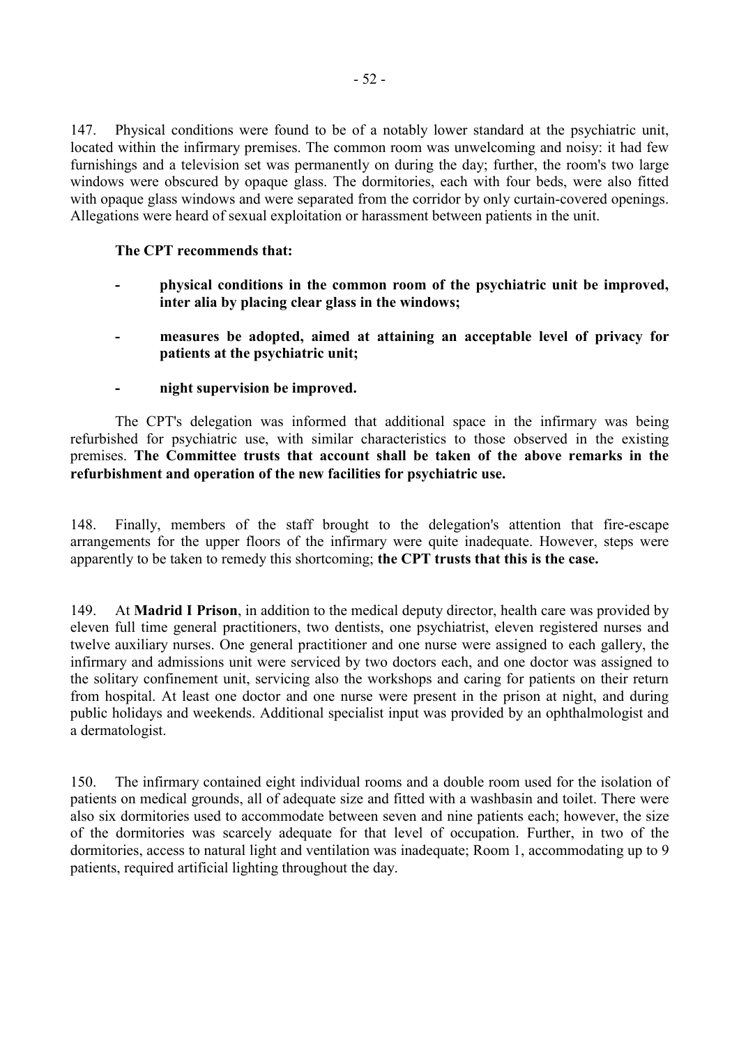147. Physical conditions were found to be of a notably lower standard at the psychiatric unit, located within the infirmary premises. The common room was unwelcoming and noisy: it had few furnishings and a television set was permanently on during the day; further, the room's two large windows were obscured by opaque glass. The dormitories, each with four beds, were also fitted with opaque glass windows and were separated from the corridor by only curtain-covered openings. Allegations were heard of sexual exploitation or harassment between patients in the unit.

**The CPT recommends that:**

- **physical conditions in the common room of the psychiatric unit be improved, inter alia by placing clear glass in the windows;**

- **measures be adopted, aimed at attaining an acceptable level of privacy for patients at the psychiatric unit;**

- **night supervision be improved.**

The CPT's delegation was informed that additional space in the infirmary was being refurbished for psychiatric use, with similar characteristics to those observed in the existing premises. **The Committee trusts that account shall be taken of the above remarks in the refurbishment and operation of the new facilities for psychiatric use.**

148. Finally, members of the staff brought to the delegation's attention that fire-escape arrangements for the upper floors of the infirmary were quite inadequate. However, steps were apparently to be taken to remedy this shortcoming; **the CPT trusts that this is the case.**

149. At **Madrid I Prison**, in addition to the medical deputy director, health care was provided by eleven full time general practitioners, two dentists, one psychiatrist, eleven registered nurses and twelve auxiliary nurses. One general practitioner and one nurse were assigned to each gallery, the infirmary and admissions unit were serviced by two doctors each, and one doctor was assigned to the solitary confinement unit, servicing also the workshops and caring for patients on their return from hospital. At least one doctor and one nurse were present in the prison at night, and during public holidays and weekends. Additional specialist input was provided by an ophthalmologist and a dermatologist.

150. The infirmary contained eight individual rooms and a double room used for the isolation of patients on medical grounds, all of adequate size and fitted with a washbasin and toilet. There were also six dormitories used to accommodate between seven and nine patients each; however, the size of the dormitories was scarcely adequate for that level of occupation. Further, in two of the dormitories, access to natural light and ventilation was inadequate; Room 1, accommodating up to 9 patients, required artificial lighting throughout the day.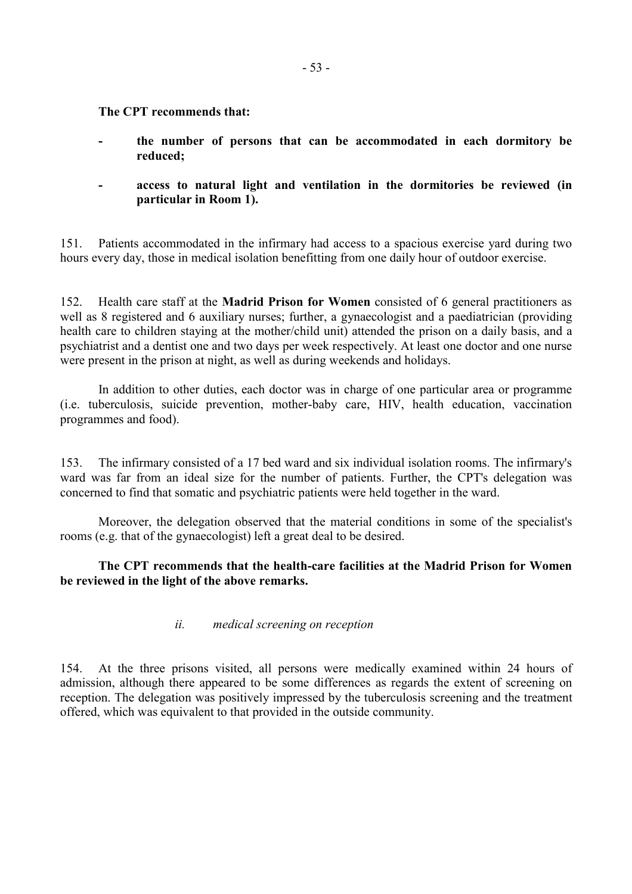**The CPT recommends that:**

- **the number of persons that can be accommodated in each dormitory be reduced;**

- **access to natural light and ventilation in the dormitories be reviewed (in particular in Room 1).**

151. Patients accommodated in the infirmary had access to a spacious exercise yard during two hours every day, those in medical isolation benefitting from one daily hour of outdoor exercise.

152. Health care staff at the **Madrid Prison for Women** consisted of 6 general practitioners as well as 8 registered and 6 auxiliary nurses; further, a gynaecologist and a paediatrician (providing health care to children staying at the mother/child unit) attended the prison on a daily basis, and a psychiatrist and a dentist one and two days per week respectively. At least one doctor and one nurse were present in the prison at night, as well as during weekends and holidays.

In addition to other duties, each doctor was in charge of one particular area or programme (i.e. tuberculosis, suicide prevention, mother-baby care, HIV, health education, vaccination programmes and food).

153. The infirmary consisted of a 17 bed ward and six individual isolation rooms. The infirmary's ward was far from an ideal size for the number of patients. Further, the CPT's delegation was concerned to find that somatic and psychiatric patients were held together in the ward.

Moreover, the delegation observed that the material conditions in some of the specialist's rooms (e.g. that of the gynaecologist) left a great deal to be desired.

**The CPT recommends that the health-care facilities at the Madrid Prison for Women be reviewed in the light of the above remarks.**

*ii. medical screening on reception*

154. At the three prisons visited, all persons were medically examined within 24 hours of admission, although there appeared to be some differences as regards the extent of screening on reception. The delegation was positively impressed by the tuberculosis screening and the treatment offered, which was equivalent to that provided in the outside community.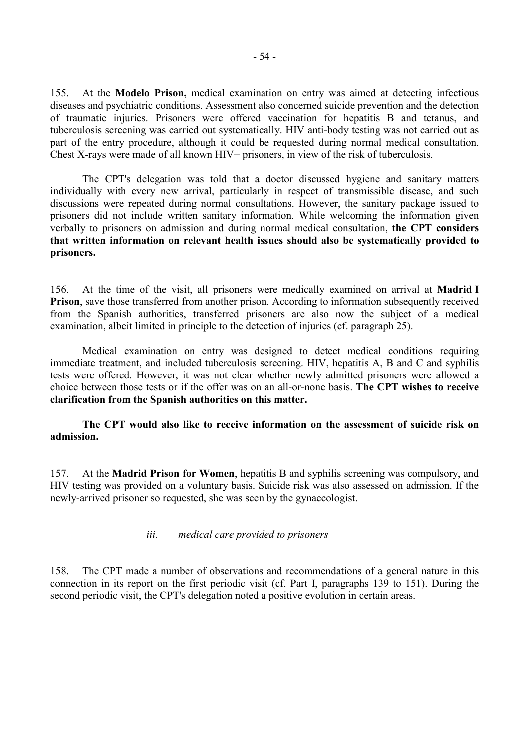155. At the **Modelo Prison,** medical examination on entry was aimed at detecting infectious diseases and psychiatric conditions. Assessment also concerned suicide prevention and the detection of traumatic injuries. Prisoners were offered vaccination for hepatitis B and tetanus, and tuberculosis screening was carried out systematically. HIV anti-body testing was not carried out as part of the entry procedure, although it could be requested during normal medical consultation. Chest X-rays were made of all known HIV+ prisoners, in view of the risk of tuberculosis.

The CPT's delegation was told that a doctor discussed hygiene and sanitary matters individually with every new arrival, particularly in respect of transmissible disease, and such discussions were repeated during normal consultations. However, the sanitary package issued to prisoners did not include written sanitary information. While welcoming the information given verbally to prisoners on admission and during normal medical consultation, **the CPT considers that written information on relevant health issues should also be systematically provided to prisoners.**

156. At the time of the visit, all prisoners were medically examined on arrival at **Madrid I Prison**, save those transferred from another prison. According to information subsequently received from the Spanish authorities, transferred prisoners are also now the subject of a medical examination, albeit limited in principle to the detection of injuries (cf. paragraph 25).

Medical examination on entry was designed to detect medical conditions requiring immediate treatment, and included tuberculosis screening. HIV, hepatitis A, B and C and syphilis tests were offered. However, it was not clear whether newly admitted prisoners were allowed a choice between those tests or if the offer was on an all-or-none basis. **The CPT wishes to receive clarification from the Spanish authorities on this matter.**

**The CPT would also like to receive information on the assessment of suicide risk on admission.**

157. At the **Madrid Prison for Women**, hepatitis B and syphilis screening was compulsory, and HIV testing was provided on a voluntary basis. Suicide risk was also assessed on admission. If the newly-arrived prisoner so requested, she was seen by the gynaecologist.

*iii. medical care provided to prisoners*

158. The CPT made a number of observations and recommendations of a general nature in this connection in its report on the first periodic visit (cf. Part I, paragraphs 139 to 151). During the second periodic visit, the CPT's delegation noted a positive evolution in certain areas.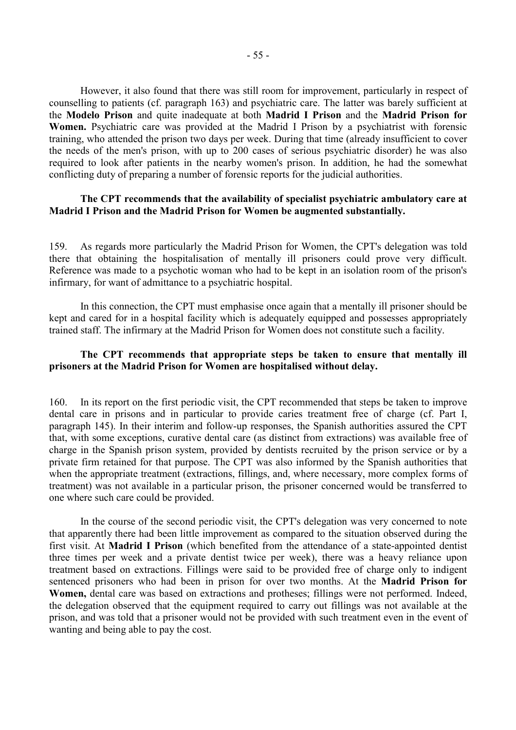However, it also found that there was still room for improvement, particularly in respect of counselling to patients (cf. paragraph 163) and psychiatric care. The latter was barely sufficient at the **Modelo Prison** and quite inadequate at both **Madrid I Prison** and the **Madrid Prison for Women.** Psychiatric care was provided at the Madrid I Prison by a psychiatrist with forensic training, who attended the prison two days per week. During that time (already insufficient to cover the needs of the men's prison, with up to 200 cases of serious psychiatric disorder) he was also required to look after patients in the nearby women's prison. In addition, he had the somewhat conflicting duty of preparing a number of forensic reports for the judicial authorities.

**The CPT recommends that the availability of specialist psychiatric ambulatory care at Madrid I Prison and the Madrid Prison for Women be augmented substantially.**

159. As regards more particularly the Madrid Prison for Women, the CPT's delegation was told there that obtaining the hospitalisation of mentally ill prisoners could prove very difficult. Reference was made to a psychotic woman who had to be kept in an isolation room of the prison's infirmary, for want of admittance to a psychiatric hospital.

In this connection, the CPT must emphasise once again that a mentally ill prisoner should be kept and cared for in a hospital facility which is adequately equipped and possesses appropriately trained staff. The infirmary at the Madrid Prison for Women does not constitute such a facility.

**The CPT recommends that appropriate steps be taken to ensure that mentally ill prisoners at the Madrid Prison for Women are hospitalised without delay.**

160. In its report on the first periodic visit, the CPT recommended that steps be taken to improve dental care in prisons and in particular to provide caries treatment free of charge (cf. Part I, paragraph 145). In their interim and follow-up responses, the Spanish authorities assured the CPT that, with some exceptions, curative dental care (as distinct from extractions) was available free of charge in the Spanish prison system, provided by dentists recruited by the prison service or by a private firm retained for that purpose. The CPT was also informed by the Spanish authorities that when the appropriate treatment (extractions, fillings, and, where necessary, more complex forms of treatment) was not available in a particular prison, the prisoner concerned would be transferred to one where such care could be provided.

In the course of the second periodic visit, the CPT's delegation was very concerned to note that apparently there had been little improvement as compared to the situation observed during the first visit. At **Madrid I Prison** (which benefited from the attendance of a state-appointed dentist three times per week and a private dentist twice per week), there was a heavy reliance upon treatment based on extractions. Fillings were said to be provided free of charge only to indigent sentenced prisoners who had been in prison for over two months. At the **Madrid Prison for Women,** dental care was based on extractions and protheses; fillings were not performed. Indeed, the delegation observed that the equipment required to carry out fillings was not available at the prison, and was told that a prisoner would not be provided with such treatment even in the event of wanting and being able to pay the cost.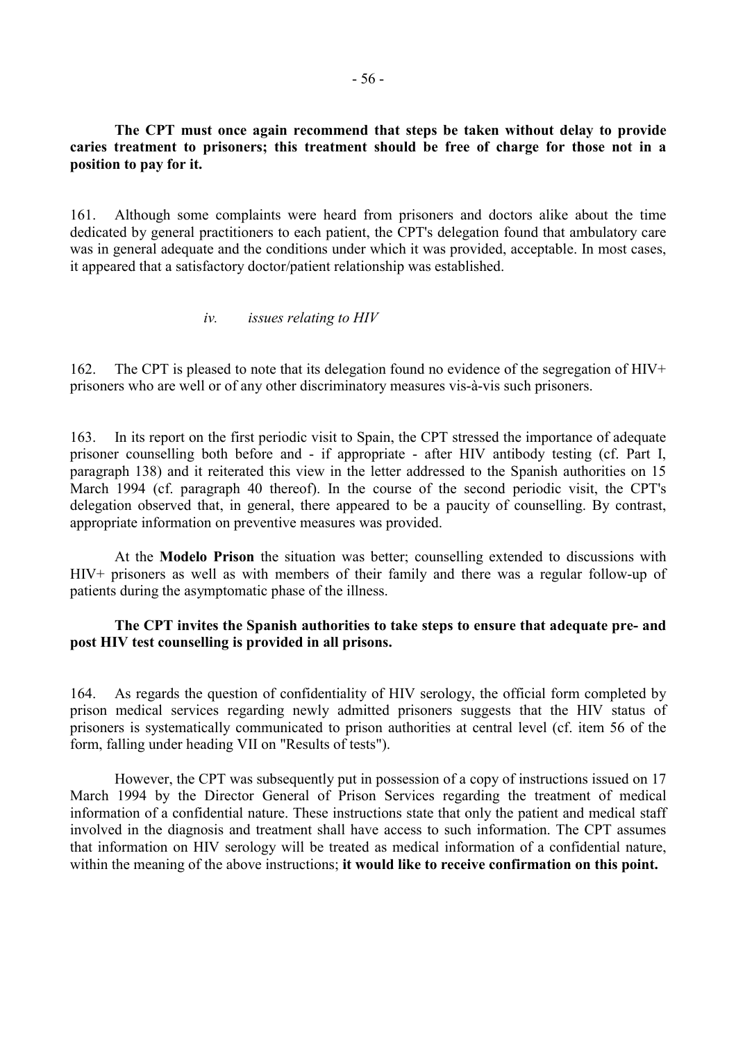**The CPT must once again recommend that steps be taken without delay to provide caries treatment to prisoners; this treatment should be free of charge for those not in a position to pay for it.**

161. Although some complaints were heard from prisoners and doctors alike about the time dedicated by general practitioners to each patient, the CPT's delegation found that ambulatory care was in general adequate and the conditions under which it was provided, acceptable. In most cases, it appeared that a satisfactory doctor/patient relationship was established.

*iv. issues relating to HIV*

162. The CPT is pleased to note that its delegation found no evidence of the segregation of HIV+ prisoners who are well or of any other discriminatory measures vis-à-vis such prisoners.

163. In its report on the first periodic visit to Spain, the CPT stressed the importance of adequate prisoner counselling both before and - if appropriate - after HIV antibody testing (cf. Part I, paragraph 138) and it reiterated this view in the letter addressed to the Spanish authorities on 15 March 1994 (cf. paragraph 40 thereof). In the course of the second periodic visit, the CPT's delegation observed that, in general, there appeared to be a paucity of counselling. By contrast, appropriate information on preventive measures was provided.

At the **Modelo Prison** the situation was better; counselling extended to discussions with HIV+ prisoners as well as with members of their family and there was a regular follow-up of patients during the asymptomatic phase of the illness.

**The CPT invites the Spanish authorities to take steps to ensure that adequate pre- and post HIV test counselling is provided in all prisons.**

164. As regards the question of confidentiality of HIV serology, the official form completed by prison medical services regarding newly admitted prisoners suggests that the HIV status of prisoners is systematically communicated to prison authorities at central level (cf. item 56 of the form, falling under heading VII on "Results of tests").

However, the CPT was subsequently put in possession of a copy of instructions issued on 17 March 1994 by the Director General of Prison Services regarding the treatment of medical information of a confidential nature. These instructions state that only the patient and medical staff involved in the diagnosis and treatment shall have access to such information. The CPT assumes that information on HIV serology will be treated as medical information of a confidential nature, within the meaning of the above instructions; **it would like to receive confirmation on this point.**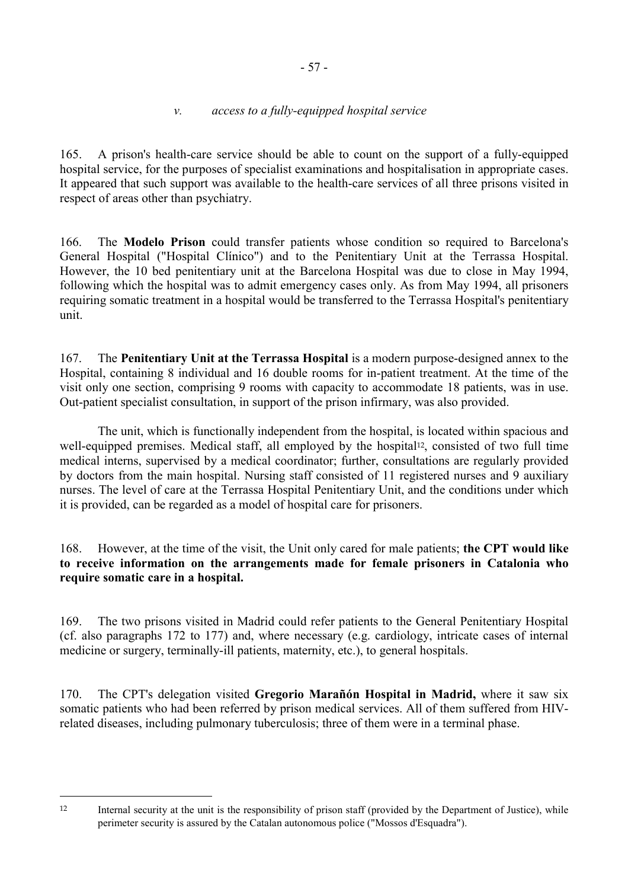*v. access to a fully-equipped hospital service*

165. A prison's health-care service should be able to count on the support of a fully-equipped hospital service, for the purposes of specialist examinations and hospitalisation in appropriate cases. It appeared that such support was available to the health-care services of all three prisons visited in respect of areas other than psychiatry.

166. The **Modelo Prison** could transfer patients whose condition so required to Barcelona's General Hospital ("Hospital Clínico") and to the Penitentiary Unit at the Terrassa Hospital. However, the 10 bed penitentiary unit at the Barcelona Hospital was due to close in May 1994, following which the hospital was to admit emergency cases only. As from May 1994, all prisoners requiring somatic treatment in a hospital would be transferred to the Terrassa Hospital's penitentiary unit.

167. The **Penitentiary Unit at the Terrassa Hospital** is a modern purpose-designed annex to the Hospital, containing 8 individual and 16 double rooms for in-patient treatment. At the time of the visit only one section, comprising 9 rooms with capacity to accommodate 18 patients, was in use. Out-patient specialist consultation, in support of the prison infirmary, was also provided.

The unit, which is functionally independent from the hospital, is located within spacious and well-equipped premises. Medical staff, all employed by the hospital[12], consisted of two full time medical interns, supervised by a medical coordinator; further, consultations are regularly provided by doctors from the main hospital. Nursing staff consisted of 11 registered nurses and 9 auxiliary nurses. The level of care at the Terrassa Hospital Penitentiary Unit, and the conditions under which it is provided, can be regarded as a model of hospital care for prisoners.

168. However, at the time of the visit, the Unit only cared for male patients; **the CPT would like to receive information on the arrangements made for female prisoners in Catalonia who require somatic care in a hospital.**

169. The two prisons visited in Madrid could refer patients to the General Penitentiary Hospital (cf. also paragraphs 172 to 177) and, where necessary (e.g. cardiology, intricate cases of internal medicine or surgery, terminally-ill patients, maternity, etc.), to general hospitals.

170. The CPT's delegation visited **Gregorio Marañón Hospital in Madrid,** where it saw six somatic patients who had been referred by prison medical services. All of them suffered from HIV-related diseases, including pulmonary tuberculosis; three of them were in a terminal phase.

---

[12] Internal security at the unit is the responsibility of prison staff (provided by the Department of Justice), while perimeter security is assured by the Catalan autonomous police ("Mossos d'Esquadra").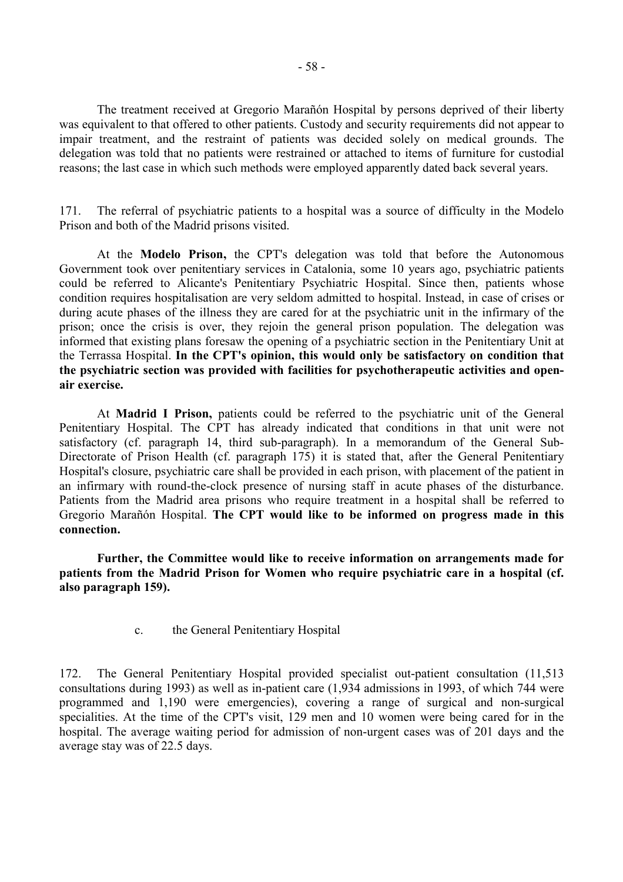The treatment received at Gregorio Marañón Hospital by persons deprived of their liberty was equivalent to that offered to other patients. Custody and security requirements did not appear to impair treatment, and the restraint of patients was decided solely on medical grounds. The delegation was told that no patients were restrained or attached to items of furniture for custodial reasons; the last case in which such methods were employed apparently dated back several years.

171. The referral of psychiatric patients to a hospital was a source of difficulty in the Modelo Prison and both of the Madrid prisons visited.

At the **Modelo Prison,** the CPT's delegation was told that before the Autonomous Government took over penitentiary services in Catalonia, some 10 years ago, psychiatric patients could be referred to Alicante's Penitentiary Psychiatric Hospital. Since then, patients whose condition requires hospitalisation are very seldom admitted to hospital. Instead, in case of crises or during acute phases of the illness they are cared for at the psychiatric unit in the infirmary of the prison; once the crisis is over, they rejoin the general prison population. The delegation was informed that existing plans foresaw the opening of a psychiatric section in the Penitentiary Unit at the Terrassa Hospital. **In the CPT's opinion, this would only be satisfactory on condition that the psychiatric section was provided with facilities for psychotherapeutic activities and open-air exercise.**

At **Madrid I Prison,** patients could be referred to the psychiatric unit of the General Penitentiary Hospital. The CPT has already indicated that conditions in that unit were not satisfactory (cf. paragraph 14, third sub-paragraph). In a memorandum of the General Sub-Directorate of Prison Health (cf. paragraph 175) it is stated that, after the General Penitentiary Hospital's closure, psychiatric care shall be provided in each prison, with placement of the patient in an infirmary with round-the-clock presence of nursing staff in acute phases of the disturbance. Patients from the Madrid area prisons who require treatment in a hospital shall be referred to Gregorio Marañón Hospital. **The CPT would like to be informed on progress made in this connection.**

**Further, the Committee would like to receive information on arrangements made for patients from the Madrid Prison for Women who require psychiatric care in a hospital (cf. also paragraph 159).**

c. the General Penitentiary Hospital

172. The General Penitentiary Hospital provided specialist out-patient consultation (11,513 consultations during 1993) as well as in-patient care (1,934 admissions in 1993, of which 744 were programmed and 1,190 were emergencies), covering a range of surgical and non-surgical specialities. At the time of the CPT's visit, 129 men and 10 women were being cared for in the hospital. The average waiting period for admission of non-urgent cases was of 201 days and the average stay was of 22.5 days.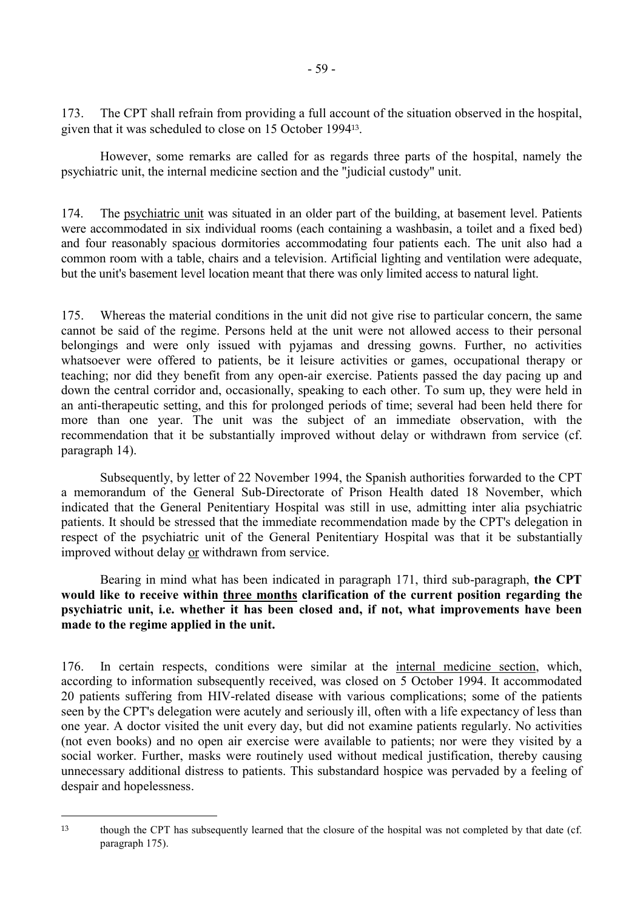173. The CPT shall refrain from providing a full account of the situation observed in the hospital, given that it was scheduled to close on 15 October 1994[13].

However, some remarks are called for as regards three parts of the hospital, namely the psychiatric unit, the internal medicine section and the "judicial custody" unit.

174. The psychiatric unit was situated in an older part of the building, at basement level. Patients were accommodated in six individual rooms (each containing a washbasin, a toilet and a fixed bed) and four reasonably spacious dormitories accommodating four patients each. The unit also had a common room with a table, chairs and a television. Artificial lighting and ventilation were adequate, but the unit's basement level location meant that there was only limited access to natural light.

175. Whereas the material conditions in the unit did not give rise to particular concern, the same cannot be said of the regime. Persons held at the unit were not allowed access to their personal belongings and were only issued with pyjamas and dressing gowns. Further, no activities whatsoever were offered to patients, be it leisure activities or games, occupational therapy or teaching; nor did they benefit from any open-air exercise. Patients passed the day pacing up and down the central corridor and, occasionally, speaking to each other. To sum up, they were held in an anti-therapeutic setting, and this for prolonged periods of time; several had been held there for more than one year. The unit was the subject of an immediate observation, with the recommendation that it be substantially improved without delay or withdrawn from service (cf. paragraph 14).

Subsequently, by letter of 22 November 1994, the Spanish authorities forwarded to the CPT a memorandum of the General Sub-Directorate of Prison Health dated 18 November, which indicated that the General Penitentiary Hospital was still in use, admitting inter alia psychiatric patients. It should be stressed that the immediate recommendation made by the CPT's delegation in respect of the psychiatric unit of the General Penitentiary Hospital was that it be substantially improved without delay or withdrawn from service.

Bearing in mind what has been indicated in paragraph 171, third sub-paragraph, **the CPT would like to receive within three months clarification of the current position regarding the psychiatric unit, i.e. whether it has been closed and, if not, what improvements have been made to the regime applied in the unit.**

176. In certain respects, conditions were similar at the internal medicine section, which, according to information subsequently received, was closed on 5 October 1994. It accommodated 20 patients suffering from HIV-related disease with various complications; some of the patients seen by the CPT's delegation were acutely and seriously ill, often with a life expectancy of less than one year. A doctor visited the unit every day, but did not examine patients regularly. No activities (not even books) and no open air exercise were available to patients; nor were they visited by a social worker. Further, masks were routinely used without medical justification, thereby causing unnecessary additional distress to patients. This substandard hospice was pervaded by a feeling of despair and hopelessness.

---

[13] though the CPT has subsequently learned that the closure of the hospital was not completed by that date (cf. paragraph 175).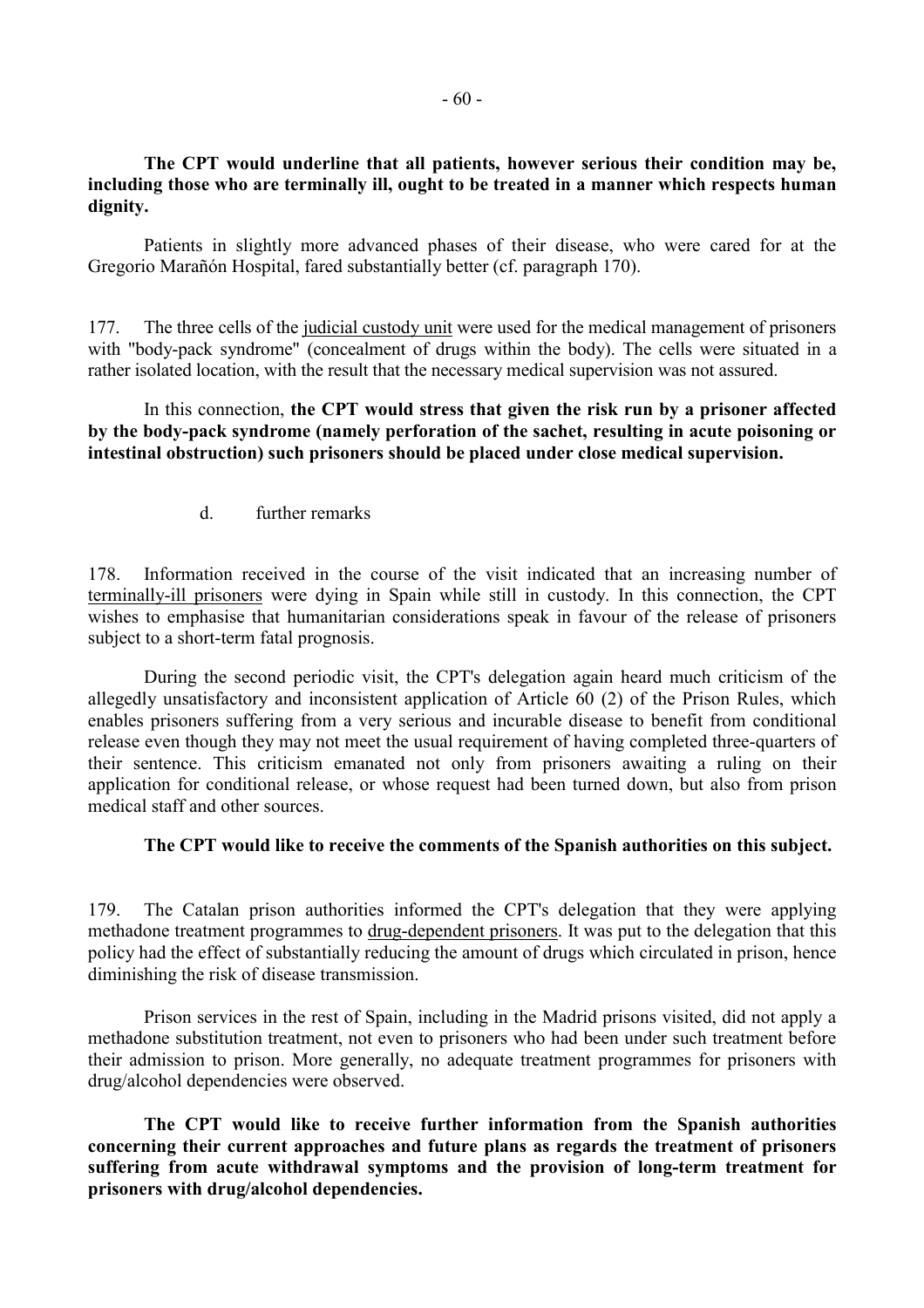**The CPT would underline that all patients, however serious their condition may be, including those who are terminally ill, ought to be treated in a manner which respects human dignity.**

Patients in slightly more advanced phases of their disease, who were cared for at the Gregorio Marañón Hospital, fared substantially better (cf. paragraph 170).

177. The three cells of the judicial custody unit were used for the medical management of prisoners with "body-pack syndrome" (concealment of drugs within the body). The cells were situated in a rather isolated location, with the result that the necessary medical supervision was not assured.

In this connection, **the CPT would stress that given the risk run by a prisoner affected by the body-pack syndrome (namely perforation of the sachet, resulting in acute poisoning or intestinal obstruction) such prisoners should be placed under close medical supervision.**

d. further remarks

178. Information received in the course of the visit indicated that an increasing number of terminally-ill prisoners were dying in Spain while still in custody. In this connection, the CPT wishes to emphasise that humanitarian considerations speak in favour of the release of prisoners subject to a short-term fatal prognosis.

During the second periodic visit, the CPT's delegation again heard much criticism of the allegedly unsatisfactory and inconsistent application of Article 60 (2) of the Prison Rules, which enables prisoners suffering from a very serious and incurable disease to benefit from conditional release even though they may not meet the usual requirement of having completed three-quarters of their sentence. This criticism emanated not only from prisoners awaiting a ruling on their application for conditional release, or whose request had been turned down, but also from prison medical staff and other sources.

**The CPT would like to receive the comments of the Spanish authorities on this subject.**

179. The Catalan prison authorities informed the CPT's delegation that they were applying methadone treatment programmes to drug-dependent prisoners. It was put to the delegation that this policy had the effect of substantially reducing the amount of drugs which circulated in prison, hence diminishing the risk of disease transmission.

Prison services in the rest of Spain, including in the Madrid prisons visited, did not apply a methadone substitution treatment, not even to prisoners who had been under such treatment before their admission to prison. More generally, no adequate treatment programmes for prisoners with drug/alcohol dependencies were observed.

**The CPT would like to receive further information from the Spanish authorities concerning their current approaches and future plans as regards the treatment of prisoners suffering from acute withdrawal symptoms and the provision of long-term treatment for prisoners with drug/alcohol dependencies.**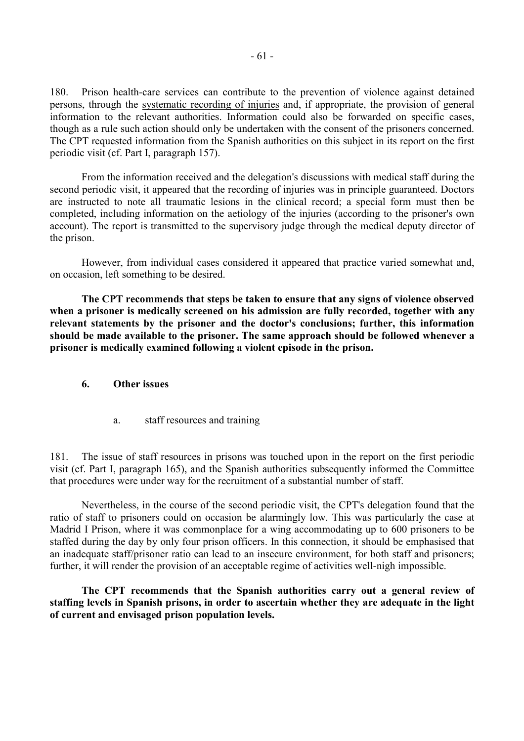180. Prison health-care services can contribute to the prevention of violence against detained persons, through the systematic recording of injuries and, if appropriate, the provision of general information to the relevant authorities. Information could also be forwarded on specific cases, though as a rule such action should only be undertaken with the consent of the prisoners concerned. The CPT requested information from the Spanish authorities on this subject in its report on the first periodic visit (cf. Part I, paragraph 157).

From the information received and the delegation's discussions with medical staff during the second periodic visit, it appeared that the recording of injuries was in principle guaranteed. Doctors are instructed to note all traumatic lesions in the clinical record; a special form must then be completed, including information on the aetiology of the injuries (according to the prisoner's own account). The report is transmitted to the supervisory judge through the medical deputy director of the prison.

However, from individual cases considered it appeared that practice varied somewhat and, on occasion, left something to be desired.

**The CPT recommends that steps be taken to ensure that any signs of violence observed when a prisoner is medically screened on his admission are fully recorded, together with any relevant statements by the prisoner and the doctor's conclusions; further, this information should be made available to the prisoner. The same approach should be followed whenever a prisoner is medically examined following a violent episode in the prison.**

### 6. Other issues

a. staff resources and training

181. The issue of staff resources in prisons was touched upon in the report on the first periodic visit (cf. Part I, paragraph 165), and the Spanish authorities subsequently informed the Committee that procedures were under way for the recruitment of a substantial number of staff.

Nevertheless, in the course of the second periodic visit, the CPT's delegation found that the ratio of staff to prisoners could on occasion be alarmingly low. This was particularly the case at Madrid I Prison, where it was commonplace for a wing accommodating up to 600 prisoners to be staffed during the day by only four prison officers. In this connection, it should be emphasised that an inadequate staff/prisoner ratio can lead to an insecure environment, for both staff and prisoners; further, it will render the provision of an acceptable regime of activities well-nigh impossible.

**The CPT recommends that the Spanish authorities carry out a general review of staffing levels in Spanish prisons, in order to ascertain whether they are adequate in the light of current and envisaged prison population levels.**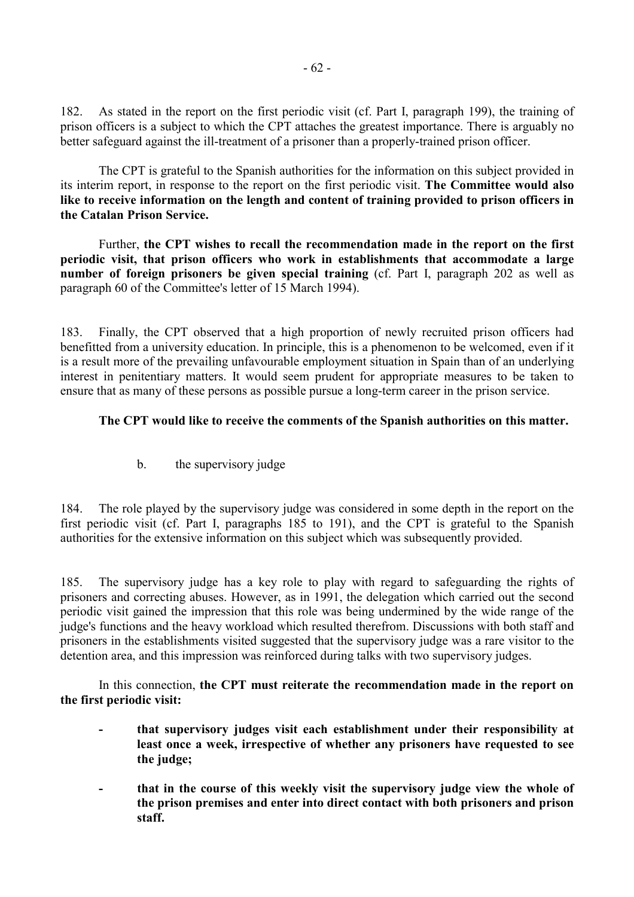182. As stated in the report on the first periodic visit (cf. Part I, paragraph 199), the training of prison officers is a subject to which the CPT attaches the greatest importance. There is arguably no better safeguard against the ill-treatment of a prisoner than a properly-trained prison officer.

The CPT is grateful to the Spanish authorities for the information on this subject provided in its interim report, in response to the report on the first periodic visit. **The Committee would also like to receive information on the length and content of training provided to prison officers in the Catalan Prison Service.**

Further, **the CPT wishes to recall the recommendation made in the report on the first periodic visit, that prison officers who work in establishments that accommodate a large number of foreign prisoners be given special training** (cf. Part I, paragraph 202 as well as paragraph 60 of the Committee's letter of 15 March 1994).

183. Finally, the CPT observed that a high proportion of newly recruited prison officers had benefitted from a university education. In principle, this is a phenomenon to be welcomed, even if it is a result more of the prevailing unfavourable employment situation in Spain than of an underlying interest in penitentiary matters. It would seem prudent for appropriate measures to be taken to ensure that as many of these persons as possible pursue a long-term career in the prison service.

**The CPT would like to receive the comments of the Spanish authorities on this matter.**

### b. the supervisory judge

184. The role played by the supervisory judge was considered in some depth in the report on the first periodic visit (cf. Part I, paragraphs 185 to 191), and the CPT is grateful to the Spanish authorities for the extensive information on this subject which was subsequently provided.

185. The supervisory judge has a key role to play with regard to safeguarding the rights of prisoners and correcting abuses. However, as in 1991, the delegation which carried out the second periodic visit gained the impression that this role was being undermined by the wide range of the judge's functions and the heavy workload which resulted therefrom. Discussions with both staff and prisoners in the establishments visited suggested that the supervisory judge was a rare visitor to the detention area, and this impression was reinforced during talks with two supervisory judges.

In this connection, **the CPT must reiterate the recommendation made in the report on the first periodic visit:**

- **that supervisory judges visit each establishment under their responsibility at least once a week, irrespective of whether any prisoners have requested to see the judge;**
- **that in the course of this weekly visit the supervisory judge view the whole of the prison premises and enter into direct contact with both prisoners and prison staff.**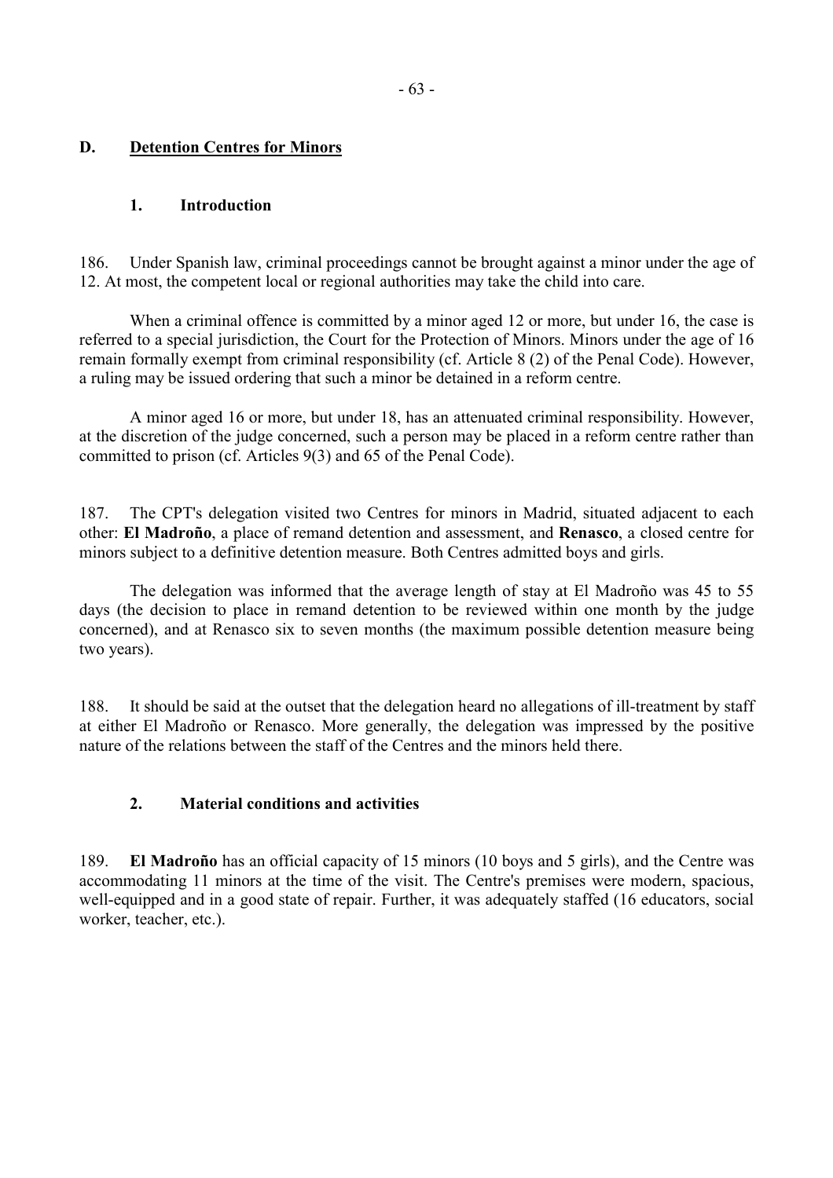## D. Detention Centres for Minors

### 1. Introduction

186. Under Spanish law, criminal proceedings cannot be brought against a minor under the age of 12. At most, the competent local or regional authorities may take the child into care.

When a criminal offence is committed by a minor aged 12 or more, but under 16, the case is referred to a special jurisdiction, the Court for the Protection of Minors. Minors under the age of 16 remain formally exempt from criminal responsibility (cf. Article 8 (2) of the Penal Code). However, a ruling may be issued ordering that such a minor be detained in a reform centre.

A minor aged 16 or more, but under 18, has an attenuated criminal responsibility. However, at the discretion of the judge concerned, such a person may be placed in a reform centre rather than committed to prison (cf. Articles 9(3) and 65 of the Penal Code).

187. The CPT's delegation visited two Centres for minors in Madrid, situated adjacent to each other: **El Madroño**, a place of remand detention and assessment, and **Renasco**, a closed centre for minors subject to a definitive detention measure. Both Centres admitted boys and girls.

The delegation was informed that the average length of stay at El Madroño was 45 to 55 days (the decision to place in remand detention to be reviewed within one month by the judge concerned), and at Renasco six to seven months (the maximum possible detention measure being two years).

188. It should be said at the outset that the delegation heard no allegations of ill-treatment by staff at either El Madroño or Renasco. More generally, the delegation was impressed by the positive nature of the relations between the staff of the Centres and the minors held there.

### 2. Material conditions and activities

189. **El Madroño** has an official capacity of 15 minors (10 boys and 5 girls), and the Centre was accommodating 11 minors at the time of the visit. The Centre's premises were modern, spacious, well-equipped and in a good state of repair. Further, it was adequately staffed (16 educators, social worker, teacher, etc.).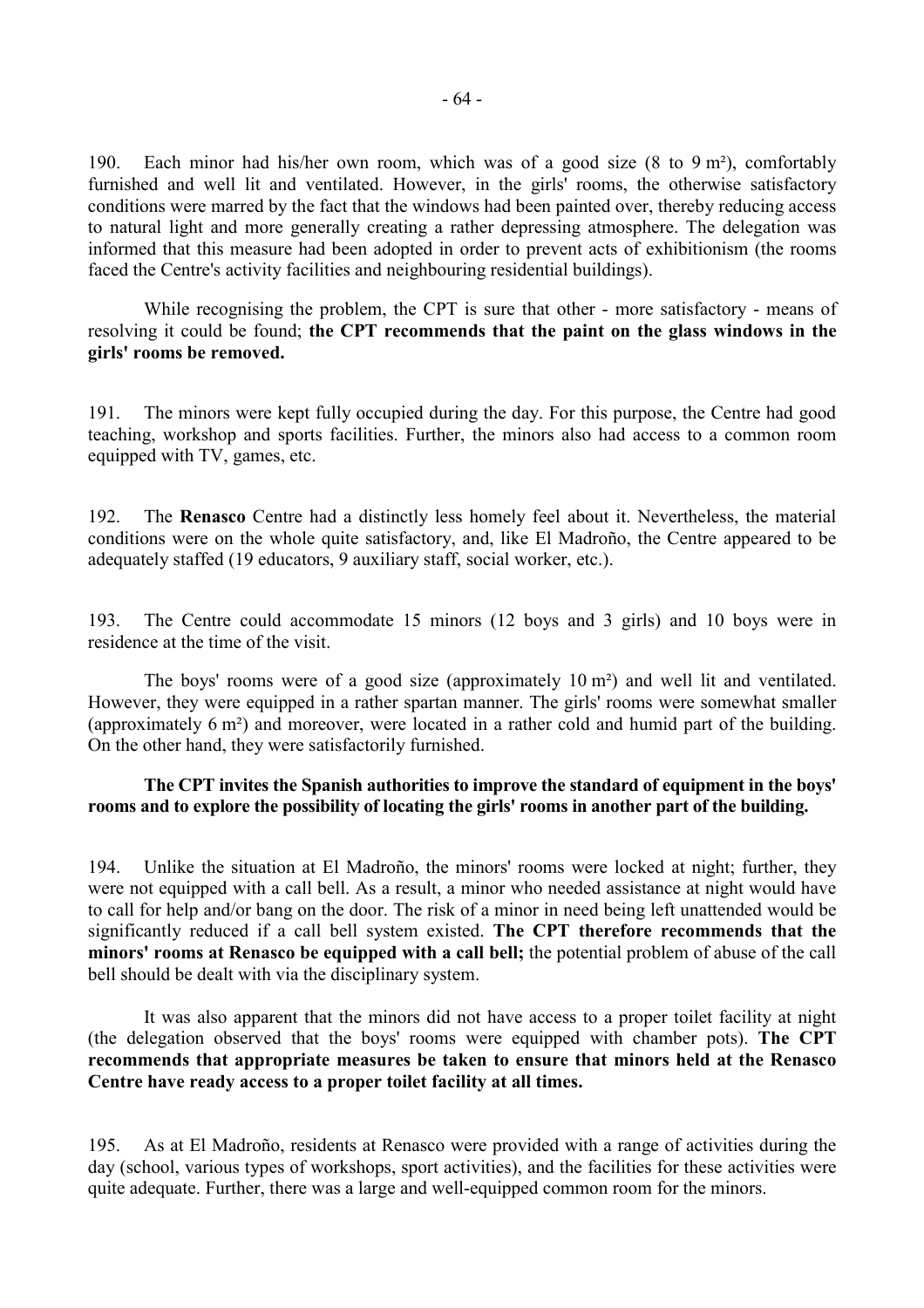190. Each minor had his/her own room, which was of a good size (8 to 9 m²), comfortably furnished and well lit and ventilated. However, in the girls' rooms, the otherwise satisfactory conditions were marred by the fact that the windows had been painted over, thereby reducing access to natural light and more generally creating a rather depressing atmosphere. The delegation was informed that this measure had been adopted in order to prevent acts of exhibitionism (the rooms faced the Centre's activity facilities and neighbouring residential buildings).

While recognising the problem, the CPT is sure that other - more satisfactory - means of resolving it could be found; **the CPT recommends that the paint on the glass windows in the girls' rooms be removed.**

191. The minors were kept fully occupied during the day. For this purpose, the Centre had good teaching, workshop and sports facilities. Further, the minors also had access to a common room equipped with TV, games, etc.

192. The **Renasco** Centre had a distinctly less homely feel about it. Nevertheless, the material conditions were on the whole quite satisfactory, and, like El Madroño, the Centre appeared to be adequately staffed (19 educators, 9 auxiliary staff, social worker, etc.).

193. The Centre could accommodate 15 minors (12 boys and 3 girls) and 10 boys were in residence at the time of the visit.

The boys' rooms were of a good size (approximately 10 m²) and well lit and ventilated. However, they were equipped in a rather spartan manner. The girls' rooms were somewhat smaller (approximately 6 m²) and moreover, were located in a rather cold and humid part of the building. On the other hand, they were satisfactorily furnished.

**The CPT invites the Spanish authorities to improve the standard of equipment in the boys' rooms and to explore the possibility of locating the girls' rooms in another part of the building.**

194. Unlike the situation at El Madroño, the minors' rooms were locked at night; further, they were not equipped with a call bell. As a result, a minor who needed assistance at night would have to call for help and/or bang on the door. The risk of a minor in need being left unattended would be significantly reduced if a call bell system existed. **The CPT therefore recommends that the minors' rooms at Renasco be equipped with a call bell;** the potential problem of abuse of the call bell should be dealt with via the disciplinary system.

It was also apparent that the minors did not have access to a proper toilet facility at night (the delegation observed that the boys' rooms were equipped with chamber pots). **The CPT recommends that appropriate measures be taken to ensure that minors held at the Renasco Centre have ready access to a proper toilet facility at all times.**

195. As at El Madroño, residents at Renasco were provided with a range of activities during the day (school, various types of workshops, sport activities), and the facilities for these activities were quite adequate. Further, there was a large and well-equipped common room for the minors.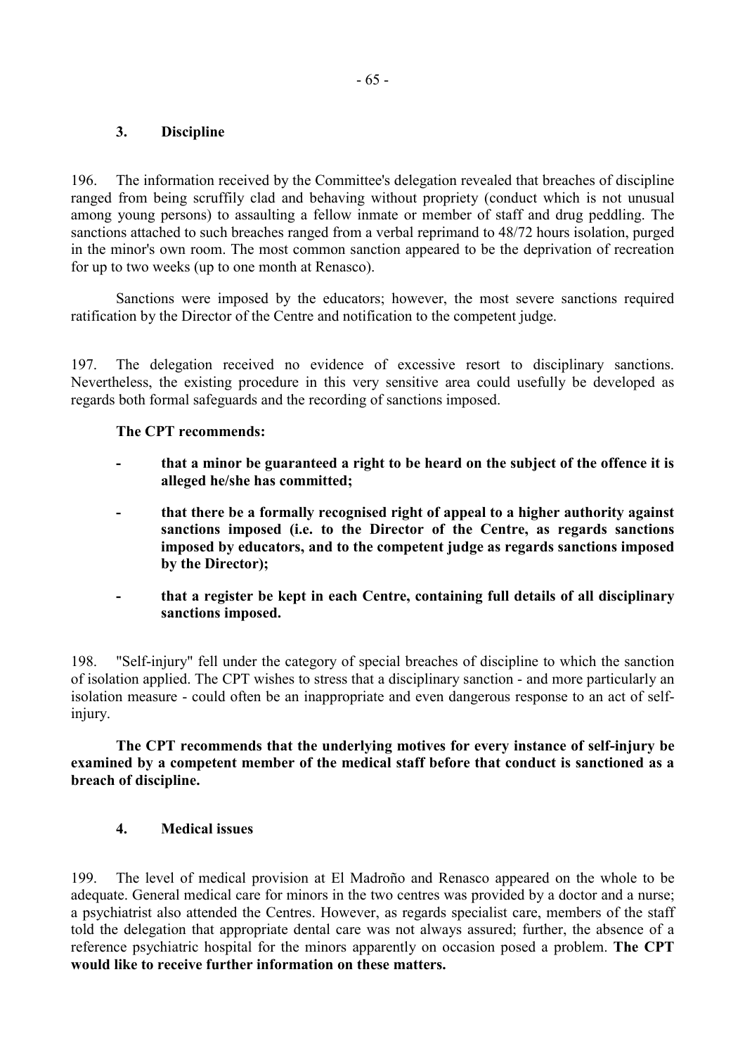### 3. Discipline

196. The information received by the Committee's delegation revealed that breaches of discipline ranged from being scruffily clad and behaving without propriety (conduct which is not unusual among young persons) to assaulting a fellow inmate or member of staff and drug peddling. The sanctions attached to such breaches ranged from a verbal reprimand to 48/72 hours isolation, purged in the minor's own room. The most common sanction appeared to be the deprivation of recreation for up to two weeks (up to one month at Renasco).

Sanctions were imposed by the educators; however, the most severe sanctions required ratification by the Director of the Centre and notification to the competent judge.

197. The delegation received no evidence of excessive resort to disciplinary sanctions. Nevertheless, the existing procedure in this very sensitive area could usefully be developed as regards both formal safeguards and the recording of sanctions imposed.

**The CPT recommends:**

- **that a minor be guaranteed a right to be heard on the subject of the offence it is alleged he/she has committed;**
- **that there be a formally recognised right of appeal to a higher authority against sanctions imposed (i.e. to the Director of the Centre, as regards sanctions imposed by educators, and to the competent judge as regards sanctions imposed by the Director);**
- **that a register be kept in each Centre, containing full details of all disciplinary sanctions imposed.**

198. "Self-injury" fell under the category of special breaches of discipline to which the sanction of isolation applied. The CPT wishes to stress that a disciplinary sanction - and more particularly an isolation measure - could often be an inappropriate and even dangerous response to an act of self-injury.

**The CPT recommends that the underlying motives for every instance of self-injury be examined by a competent member of the medical staff before that conduct is sanctioned as a breach of discipline.**

### 4. Medical issues

199. The level of medical provision at El Madroño and Renasco appeared on the whole to be adequate. General medical care for minors in the two centres was provided by a doctor and a nurse; a psychiatrist also attended the Centres. However, as regards specialist care, members of the staff told the delegation that appropriate dental care was not always assured; further, the absence of a reference psychiatric hospital for the minors apparently on occasion posed a problem. **The CPT would like to receive further information on these matters.**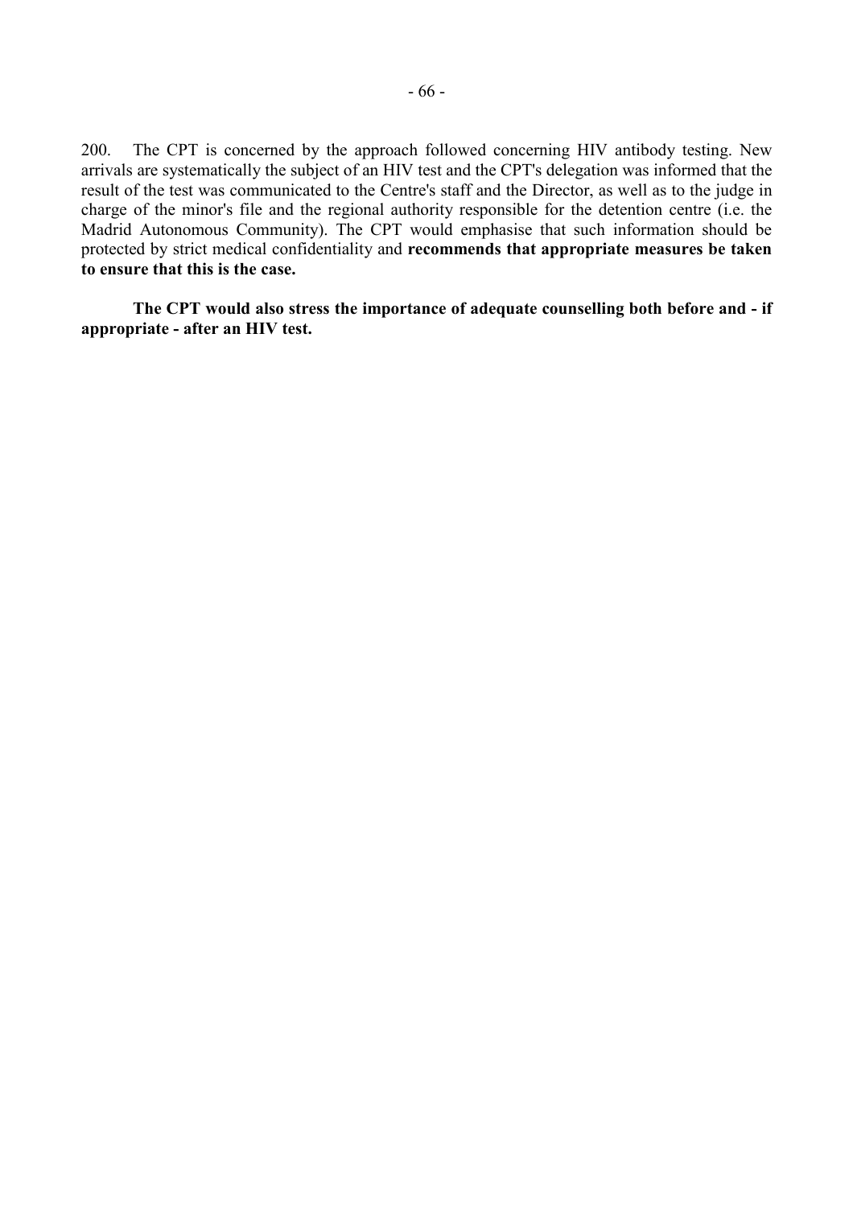200. The CPT is concerned by the approach followed concerning HIV antibody testing. New arrivals are systematically the subject of an HIV test and the CPT's delegation was informed that the result of the test was communicated to the Centre's staff and the Director, as well as to the judge in charge of the minor's file and the regional authority responsible for the detention centre (i.e. the Madrid Autonomous Community). The CPT would emphasise that such information should be protected by strict medical confidentiality and **recommends that appropriate measures be taken to ensure that this is the case.**

**The CPT would also stress the importance of adequate counselling both before and - if appropriate - after an HIV test.**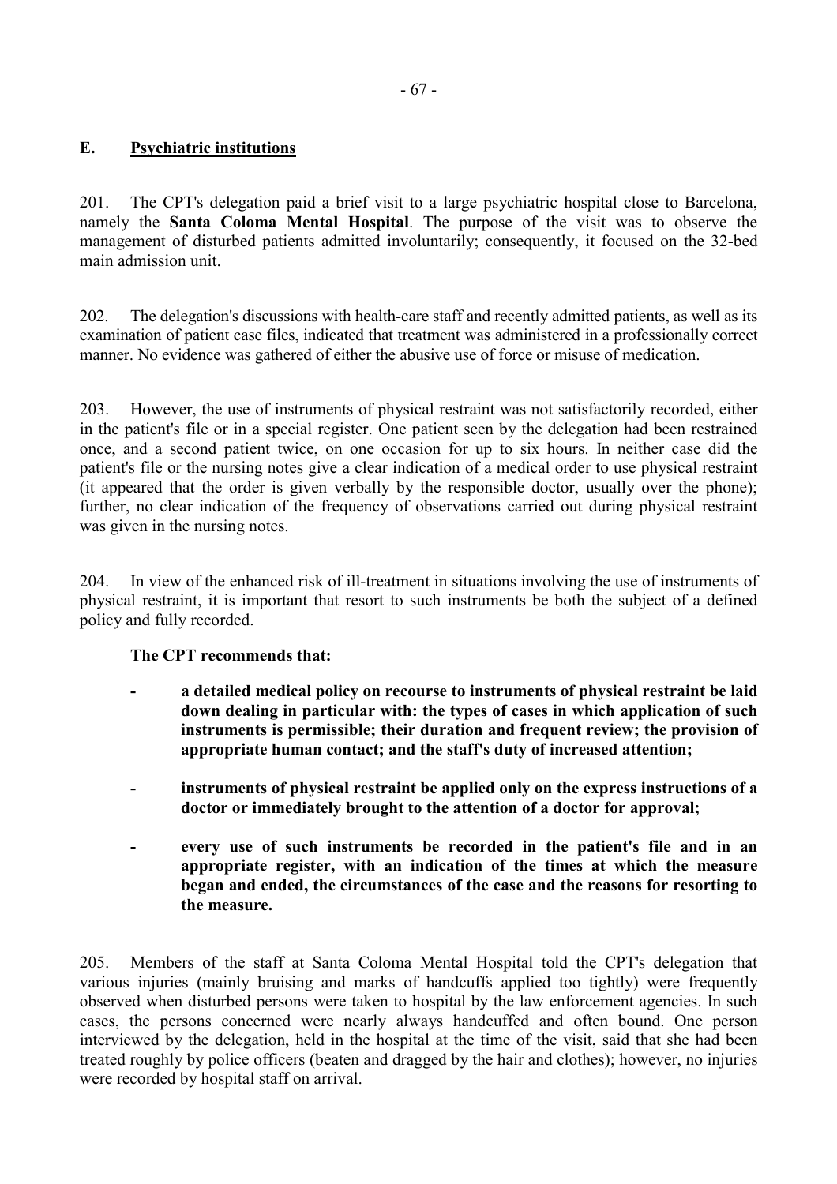## E. Psychiatric institutions

201. The CPT's delegation paid a brief visit to a large psychiatric hospital close to Barcelona, namely the **Santa Coloma Mental Hospital**. The purpose of the visit was to observe the management of disturbed patients admitted involuntarily; consequently, it focused on the 32-bed main admission unit.

202. The delegation's discussions with health-care staff and recently admitted patients, as well as its examination of patient case files, indicated that treatment was administered in a professionally correct manner. No evidence was gathered of either the abusive use of force or misuse of medication.

203. However, the use of instruments of physical restraint was not satisfactorily recorded, either in the patient's file or in a special register. One patient seen by the delegation had been restrained once, and a second patient twice, on one occasion for up to six hours. In neither case did the patient's file or the nursing notes give a clear indication of a medical order to use physical restraint (it appeared that the order is given verbally by the responsible doctor, usually over the phone); further, no clear indication of the frequency of observations carried out during physical restraint was given in the nursing notes.

204. In view of the enhanced risk of ill-treatment in situations involving the use of instruments of physical restraint, it is important that resort to such instruments be both the subject of a defined policy and fully recorded.

**The CPT recommends that:**

- **a detailed medical policy on recourse to instruments of physical restraint be laid down dealing in particular with: the types of cases in which application of such instruments is permissible; their duration and frequent review; the provision of appropriate human contact; and the staff's duty of increased attention;**
- **instruments of physical restraint be applied only on the express instructions of a doctor or immediately brought to the attention of a doctor for approval;**
- **every use of such instruments be recorded in the patient's file and in an appropriate register, with an indication of the times at which the measure began and ended, the circumstances of the case and the reasons for resorting to the measure.**

205. Members of the staff at Santa Coloma Mental Hospital told the CPT's delegation that various injuries (mainly bruising and marks of handcuffs applied too tightly) were frequently observed when disturbed persons were taken to hospital by the law enforcement agencies. In such cases, the persons concerned were nearly always handcuffed and often bound. One person interviewed by the delegation, held in the hospital at the time of the visit, said that she had been treated roughly by police officers (beaten and dragged by the hair and clothes); however, no injuries were recorded by hospital staff on arrival.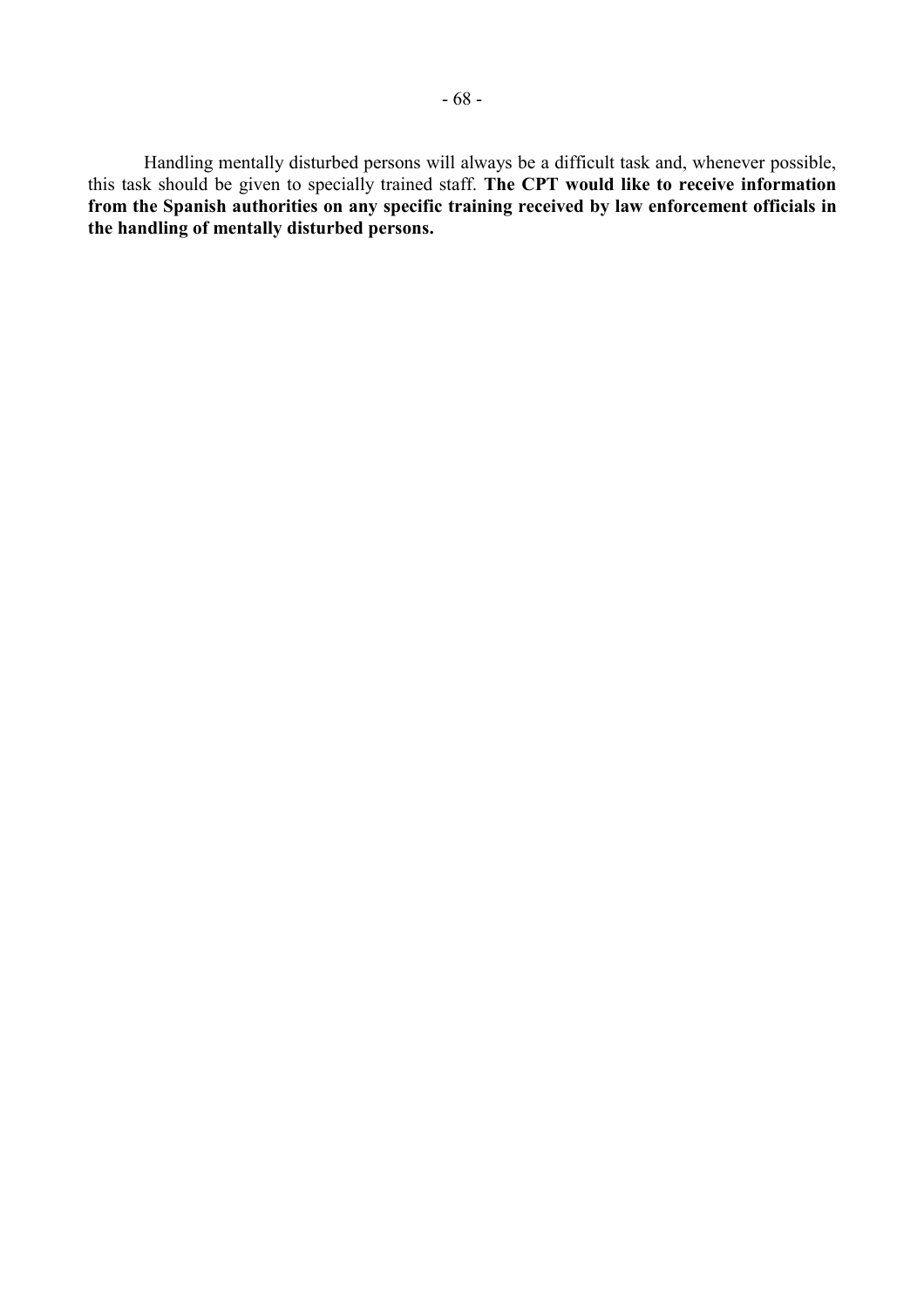Handling mentally disturbed persons will always be a difficult task and, whenever possible, this task should be given to specially trained staff. **The CPT would like to receive information from the Spanish authorities on any specific training received by law enforcement officials in the handling of mentally disturbed persons.**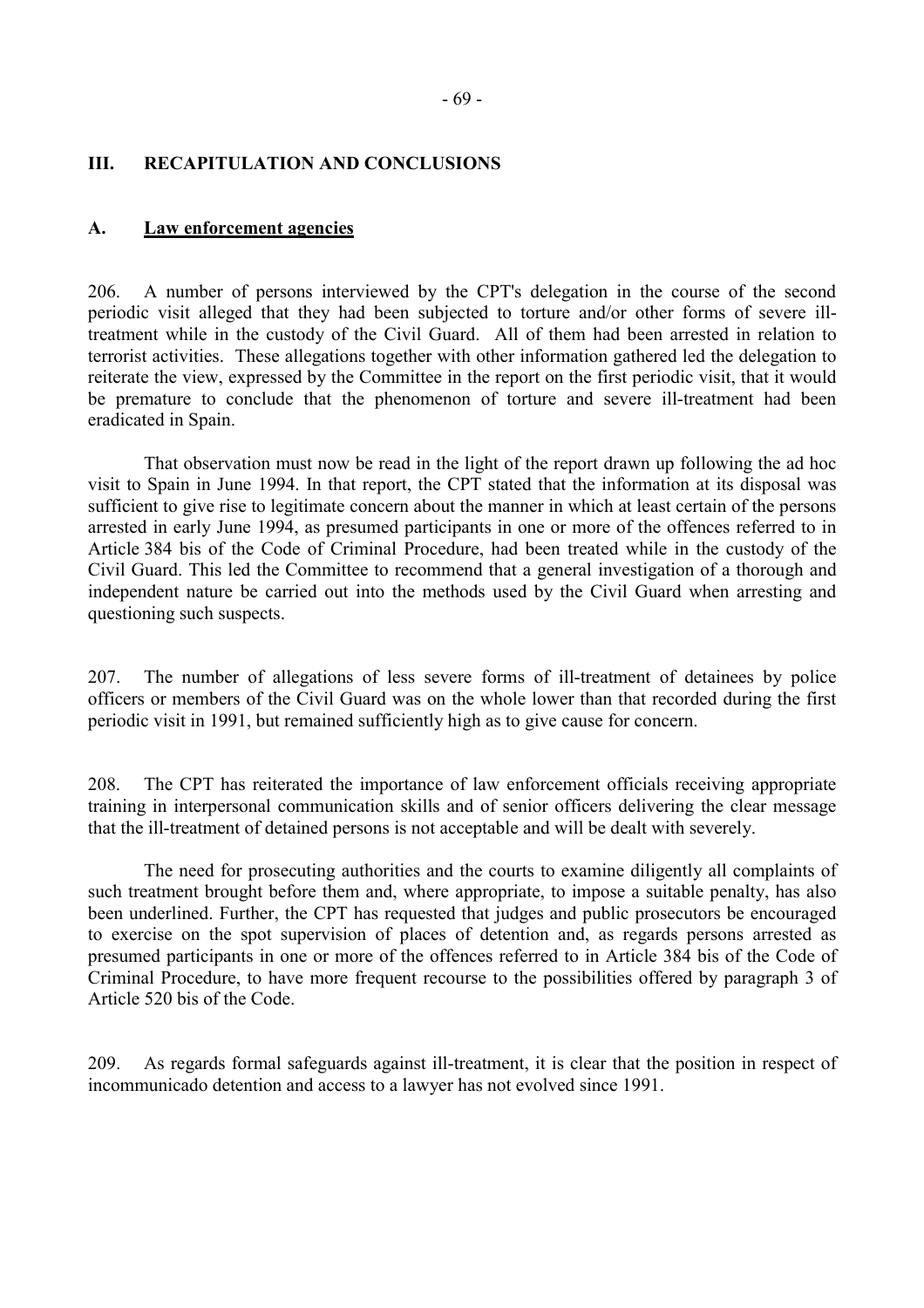## III. RECAPITULATION AND CONCLUSIONS

### A. Law enforcement agencies

206. A number of persons interviewed by the CPT's delegation in the course of the second periodic visit alleged that they had been subjected to torture and/or other forms of severe ill-treatment while in the custody of the Civil Guard. All of them had been arrested in relation to terrorist activities. These allegations together with other information gathered led the delegation to reiterate the view, expressed by the Committee in the report on the first periodic visit, that it would be premature to conclude that the phenomenon of torture and severe ill-treatment had been eradicated in Spain.

That observation must now be read in the light of the report drawn up following the ad hoc visit to Spain in June 1994. In that report, the CPT stated that the information at its disposal was sufficient to give rise to legitimate concern about the manner in which at least certain of the persons arrested in early June 1994, as presumed participants in one or more of the offences referred to in Article 384 bis of the Code of Criminal Procedure, had been treated while in the custody of the Civil Guard. This led the Committee to recommend that a general investigation of a thorough and independent nature be carried out into the methods used by the Civil Guard when arresting and questioning such suspects.

207. The number of allegations of less severe forms of ill-treatment of detainees by police officers or members of the Civil Guard was on the whole lower than that recorded during the first periodic visit in 1991, but remained sufficiently high as to give cause for concern.

208. The CPT has reiterated the importance of law enforcement officials receiving appropriate training in interpersonal communication skills and of senior officers delivering the clear message that the ill-treatment of detained persons is not acceptable and will be dealt with severely.

The need for prosecuting authorities and the courts to examine diligently all complaints of such treatment brought before them and, where appropriate, to impose a suitable penalty, has also been underlined. Further, the CPT has requested that judges and public prosecutors be encouraged to exercise on the spot supervision of places of detention and, as regards persons arrested as presumed participants in one or more of the offences referred to in Article 384 bis of the Code of Criminal Procedure, to have more frequent recourse to the possibilities offered by paragraph 3 of Article 520 bis of the Code.

209. As regards formal safeguards against ill-treatment, it is clear that the position in respect of incommunicado detention and access to a lawyer has not evolved since 1991.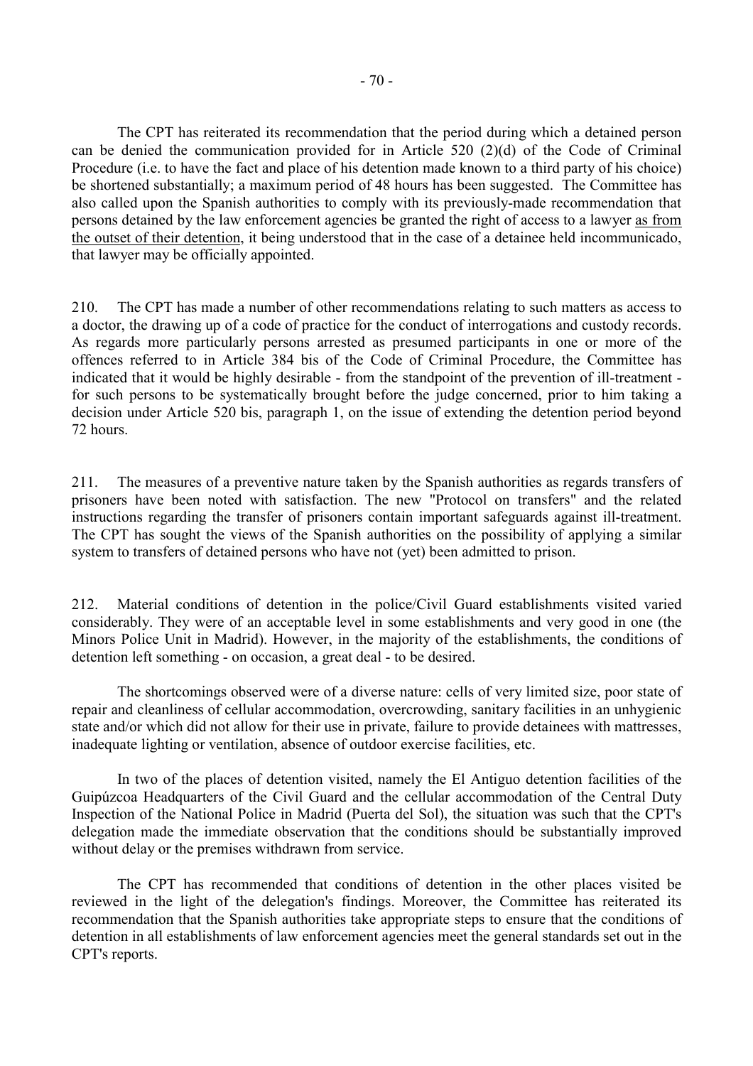The CPT has reiterated its recommendation that the period during which a detained person can be denied the communication provided for in Article 520 (2)(d) of the Code of Criminal Procedure (i.e. to have the fact and place of his detention made known to a third party of his choice) be shortened substantially; a maximum period of 48 hours has been suggested. The Committee has also called upon the Spanish authorities to comply with its previously-made recommendation that persons detained by the law enforcement agencies be granted the right of access to a lawyer as from the outset of their detention, it being understood that in the case of a detainee held incommunicado, that lawyer may be officially appointed.

210. The CPT has made a number of other recommendations relating to such matters as access to a doctor, the drawing up of a code of practice for the conduct of interrogations and custody records. As regards more particularly persons arrested as presumed participants in one or more of the offences referred to in Article 384 bis of the Code of Criminal Procedure, the Committee has indicated that it would be highly desirable - from the standpoint of the prevention of ill-treatment - for such persons to be systematically brought before the judge concerned, prior to him taking a decision under Article 520 bis, paragraph 1, on the issue of extending the detention period beyond 72 hours.

211. The measures of a preventive nature taken by the Spanish authorities as regards transfers of prisoners have been noted with satisfaction. The new "Protocol on transfers" and the related instructions regarding the transfer of prisoners contain important safeguards against ill-treatment. The CPT has sought the views of the Spanish authorities on the possibility of applying a similar system to transfers of detained persons who have not (yet) been admitted to prison.

212. Material conditions of detention in the police/Civil Guard establishments visited varied considerably. They were of an acceptable level in some establishments and very good in one (the Minors Police Unit in Madrid). However, in the majority of the establishments, the conditions of detention left something - on occasion, a great deal - to be desired.

The shortcomings observed were of a diverse nature: cells of very limited size, poor state of repair and cleanliness of cellular accommodation, overcrowding, sanitary facilities in an unhygienic state and/or which did not allow for their use in private, failure to provide detainees with mattresses, inadequate lighting or ventilation, absence of outdoor exercise facilities, etc.

In two of the places of detention visited, namely the El Antiguo detention facilities of the Guipúzcoa Headquarters of the Civil Guard and the cellular accommodation of the Central Duty Inspection of the National Police in Madrid (Puerta del Sol), the situation was such that the CPT's delegation made the immediate observation that the conditions should be substantially improved without delay or the premises withdrawn from service.

The CPT has recommended that conditions of detention in the other places visited be reviewed in the light of the delegation's findings. Moreover, the Committee has reiterated its recommendation that the Spanish authorities take appropriate steps to ensure that the conditions of detention in all establishments of law enforcement agencies meet the general standards set out in the CPT's reports.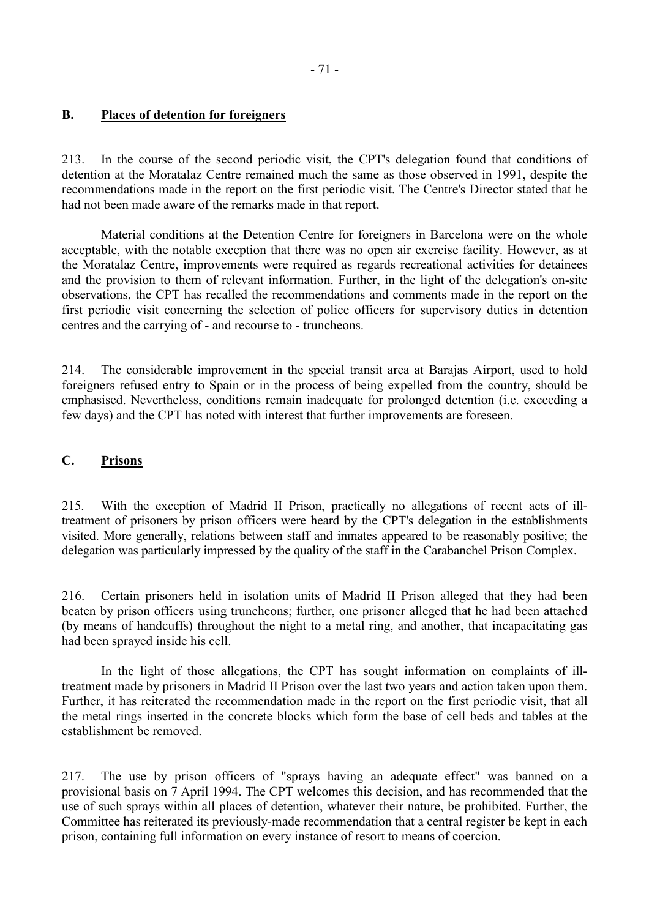## B. Places of detention for foreigners

213. In the course of the second periodic visit, the CPT's delegation found that conditions of detention at the Moratalaz Centre remained much the same as those observed in 1991, despite the recommendations made in the report on the first periodic visit. The Centre's Director stated that he had not been made aware of the remarks made in that report.

Material conditions at the Detention Centre for foreigners in Barcelona were on the whole acceptable, with the notable exception that there was no open air exercise facility. However, as at the Moratalaz Centre, improvements were required as regards recreational activities for detainees and the provision to them of relevant information. Further, in the light of the delegation's on-site observations, the CPT has recalled the recommendations and comments made in the report on the first periodic visit concerning the selection of police officers for supervisory duties in detention centres and the carrying of - and recourse to - truncheons.

214. The considerable improvement in the special transit area at Barajas Airport, used to hold foreigners refused entry to Spain or in the process of being expelled from the country, should be emphasised. Nevertheless, conditions remain inadequate for prolonged detention (i.e. exceeding a few days) and the CPT has noted with interest that further improvements are foreseen.

## C. Prisons

215. With the exception of Madrid II Prison, practically no allegations of recent acts of ill-treatment of prisoners by prison officers were heard by the CPT's delegation in the establishments visited. More generally, relations between staff and inmates appeared to be reasonably positive; the delegation was particularly impressed by the quality of the staff in the Carabanchel Prison Complex.

216. Certain prisoners held in isolation units of Madrid II Prison alleged that they had been beaten by prison officers using truncheons; further, one prisoner alleged that he had been attached (by means of handcuffs) throughout the night to a metal ring, and another, that incapacitating gas had been sprayed inside his cell.

In the light of those allegations, the CPT has sought information on complaints of ill-treatment made by prisoners in Madrid II Prison over the last two years and action taken upon them. Further, it has reiterated the recommendation made in the report on the first periodic visit, that all the metal rings inserted in the concrete blocks which form the base of cell beds and tables at the establishment be removed.

217. The use by prison officers of "sprays having an adequate effect" was banned on a provisional basis on 7 April 1994. The CPT welcomes this decision, and has recommended that the use of such sprays within all places of detention, whatever their nature, be prohibited. Further, the Committee has reiterated its previously-made recommendation that a central register be kept in each prison, containing full information on every instance of resort to means of coercion.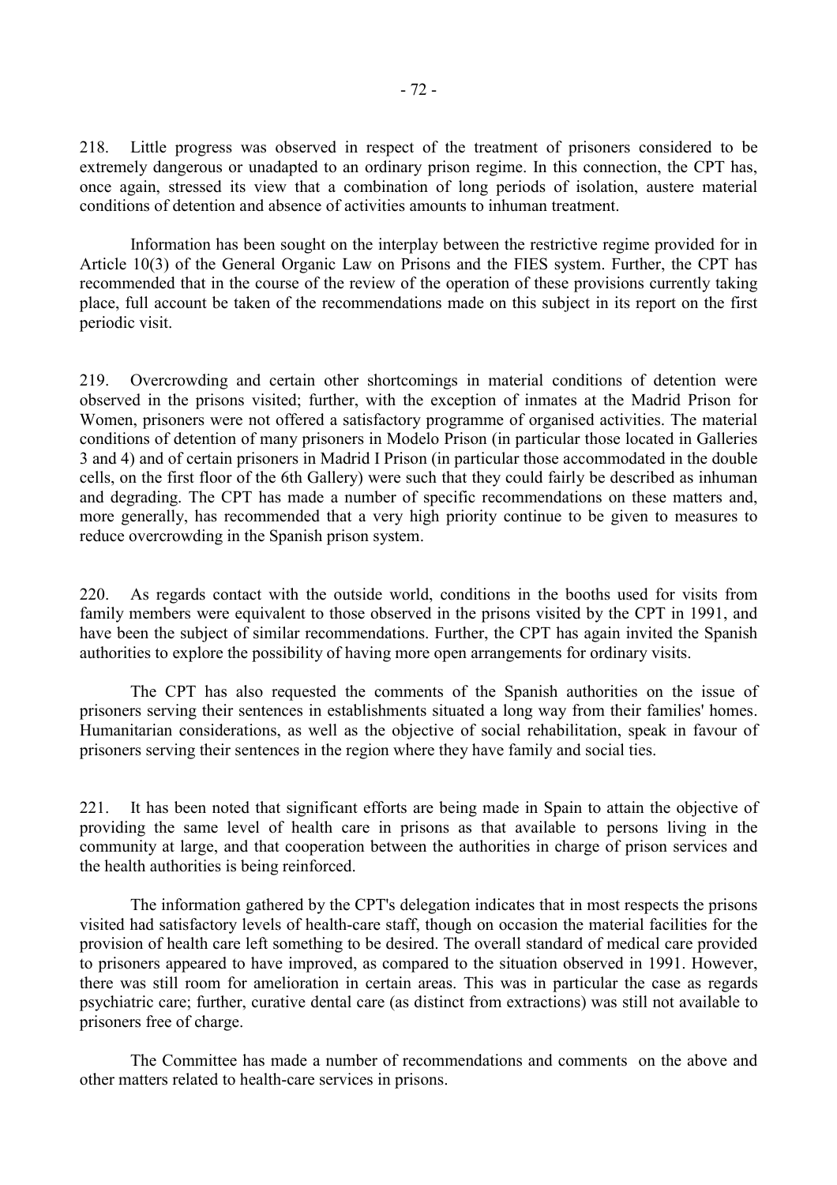218. Little progress was observed in respect of the treatment of prisoners considered to be extremely dangerous or unadapted to an ordinary prison regime. In this connection, the CPT has, once again, stressed its view that a combination of long periods of isolation, austere material conditions of detention and absence of activities amounts to inhuman treatment.

Information has been sought on the interplay between the restrictive regime provided for in Article 10(3) of the General Organic Law on Prisons and the FIES system. Further, the CPT has recommended that in the course of the review of the operation of these provisions currently taking place, full account be taken of the recommendations made on this subject in its report on the first periodic visit.

219. Overcrowding and certain other shortcomings in material conditions of detention were observed in the prisons visited; further, with the exception of inmates at the Madrid Prison for Women, prisoners were not offered a satisfactory programme of organised activities. The material conditions of detention of many prisoners in Modelo Prison (in particular those located in Galleries 3 and 4) and of certain prisoners in Madrid I Prison (in particular those accommodated in the double cells, on the first floor of the 6th Gallery) were such that they could fairly be described as inhuman and degrading. The CPT has made a number of specific recommendations on these matters and, more generally, has recommended that a very high priority continue to be given to measures to reduce overcrowding in the Spanish prison system.

220. As regards contact with the outside world, conditions in the booths used for visits from family members were equivalent to those observed in the prisons visited by the CPT in 1991, and have been the subject of similar recommendations. Further, the CPT has again invited the Spanish authorities to explore the possibility of having more open arrangements for ordinary visits.

The CPT has also requested the comments of the Spanish authorities on the issue of prisoners serving their sentences in establishments situated a long way from their families' homes. Humanitarian considerations, as well as the objective of social rehabilitation, speak in favour of prisoners serving their sentences in the region where they have family and social ties.

221. It has been noted that significant efforts are being made in Spain to attain the objective of providing the same level of health care in prisons as that available to persons living in the community at large, and that cooperation between the authorities in charge of prison services and the health authorities is being reinforced.

The information gathered by the CPT's delegation indicates that in most respects the prisons visited had satisfactory levels of health-care staff, though on occasion the material facilities for the provision of health care left something to be desired. The overall standard of medical care provided to prisoners appeared to have improved, as compared to the situation observed in 1991. However, there was still room for amelioration in certain areas. This was in particular the case as regards psychiatric care; further, curative dental care (as distinct from extractions) was still not available to prisoners free of charge.

The Committee has made a number of recommendations and comments on the above and other matters related to health-care services in prisons.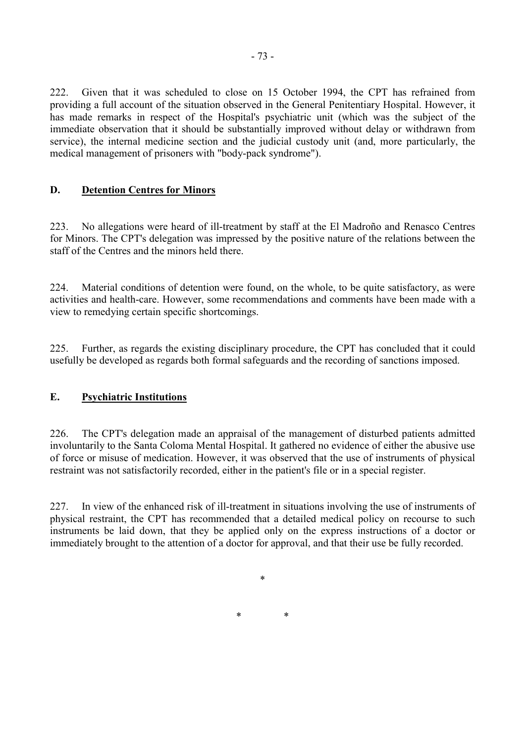222. Given that it was scheduled to close on 15 October 1994, the CPT has refrained from providing a full account of the situation observed in the General Penitentiary Hospital. However, it has made remarks in respect of the Hospital's psychiatric unit (which was the subject of the immediate observation that it should be substantially improved without delay or withdrawn from service), the internal medicine section and the judicial custody unit (and, more particularly, the medical management of prisoners with "body-pack syndrome").

## D. Detention Centres for Minors

223. No allegations were heard of ill-treatment by staff at the El Madroño and Renasco Centres for Minors. The CPT's delegation was impressed by the positive nature of the relations between the staff of the Centres and the minors held there.

224. Material conditions of detention were found, on the whole, to be quite satisfactory, as were activities and health-care. However, some recommendations and comments have been made with a view to remedying certain specific shortcomings.

225. Further, as regards the existing disciplinary procedure, the CPT has concluded that it could usefully be developed as regards both formal safeguards and the recording of sanctions imposed.

## E. Psychiatric Institutions

226. The CPT's delegation made an appraisal of the management of disturbed patients admitted involuntarily to the Santa Coloma Mental Hospital. It gathered no evidence of either the abusive use of force or misuse of medication. However, it was observed that the use of instruments of physical restraint was not satisfactorily recorded, either in the patient's file or in a special register.

227. In view of the enhanced risk of ill-treatment in situations involving the use of instruments of physical restraint, the CPT has recommended that a detailed medical policy on recourse to such instruments be laid down, that they be applied only on the express instructions of a doctor or immediately brought to the attention of a doctor for approval, and that their use be fully recorded.

*

\*          *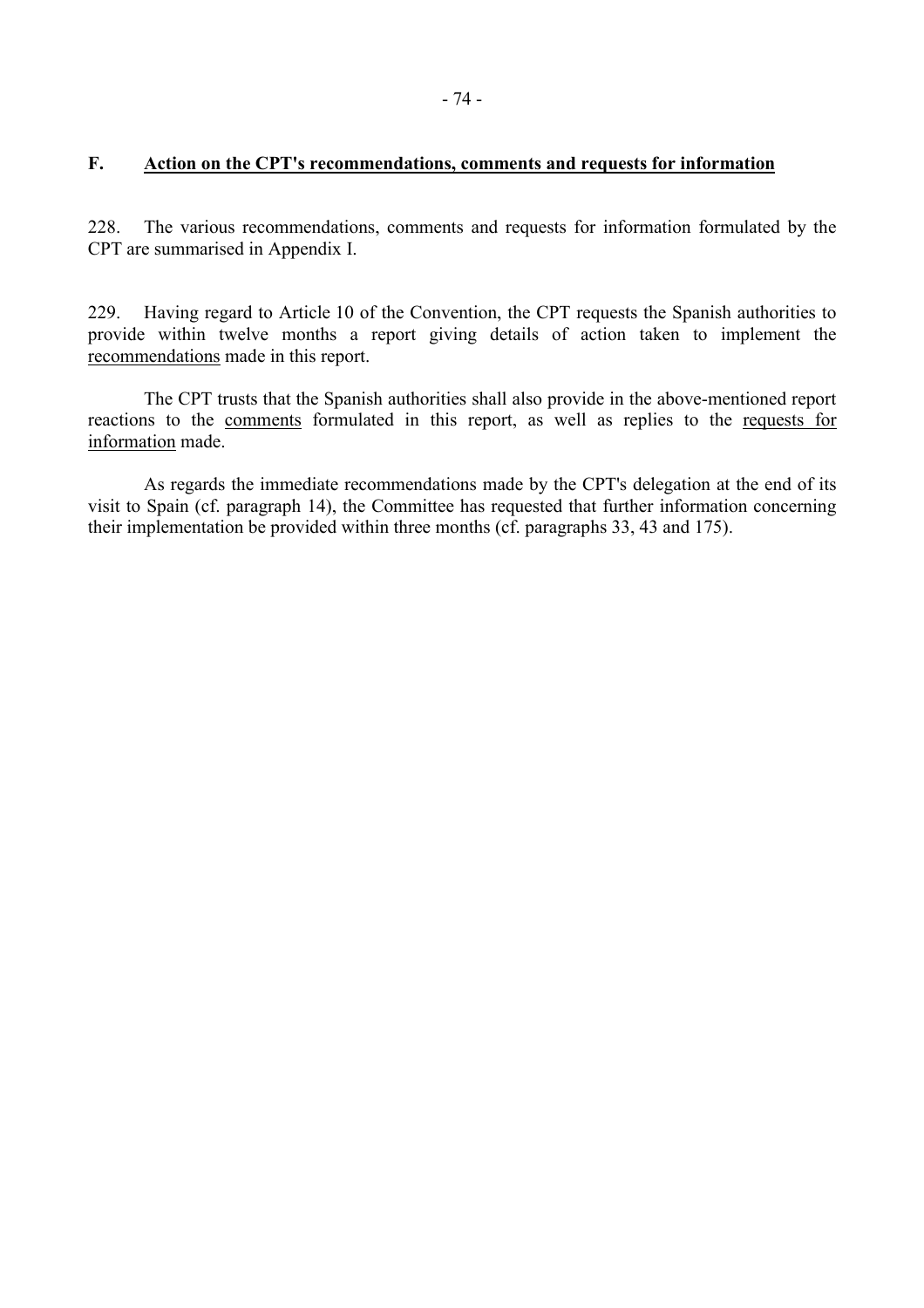## F. Action on the CPT's recommendations, comments and requests for information

228. The various recommendations, comments and requests for information formulated by the CPT are summarised in Appendix I.

229. Having regard to Article 10 of the Convention, the CPT requests the Spanish authorities to provide within twelve months a report giving details of action taken to implement the recommendations made in this report.

The CPT trusts that the Spanish authorities shall also provide in the above-mentioned report reactions to the comments formulated in this report, as well as replies to the requests for information made.

As regards the immediate recommendations made by the CPT's delegation at the end of its visit to Spain (cf. paragraph 14), the Committee has requested that further information concerning their implementation be provided within three months (cf. paragraphs 33, 43 and 175).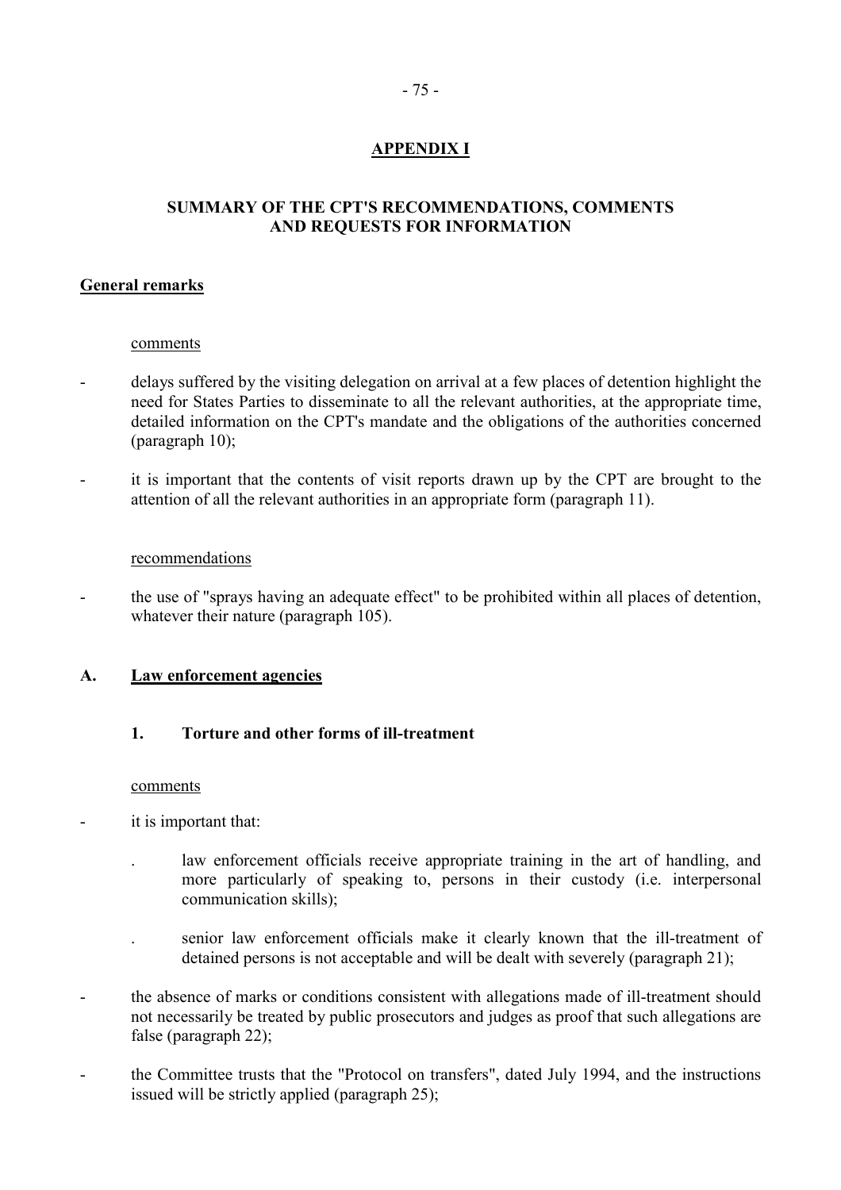## APPENDIX I

## SUMMARY OF THE CPT'S RECOMMENDATIONS, COMMENTS AND REQUESTS FOR INFORMATION

### General remarks

comments

- delays suffered by the visiting delegation on arrival at a few places of detention highlight the need for States Parties to disseminate to all the relevant authorities, at the appropriate time, detailed information on the CPT's mandate and the obligations of the authorities concerned (paragraph 10);

- it is important that the contents of visit reports drawn up by the CPT are brought to the attention of all the relevant authorities in an appropriate form (paragraph 11).

recommendations

- the use of "sprays having an adequate effect" to be prohibited within all places of detention, whatever their nature (paragraph 105).

### A. Law enforcement agencies

#### 1. Torture and other forms of ill-treatment

comments

- it is important that:

  . law enforcement officials receive appropriate training in the art of handling, and more particularly of speaking to, persons in their custody (i.e. interpersonal communication skills);

  . senior law enforcement officials make it clearly known that the ill-treatment of detained persons is not acceptable and will be dealt with severely (paragraph 21);

- the absence of marks or conditions consistent with allegations made of ill-treatment should not necessarily be treated by public prosecutors and judges as proof that such allegations are false (paragraph 22);

- the Committee trusts that the "Protocol on transfers", dated July 1994, and the instructions issued will be strictly applied (paragraph 25);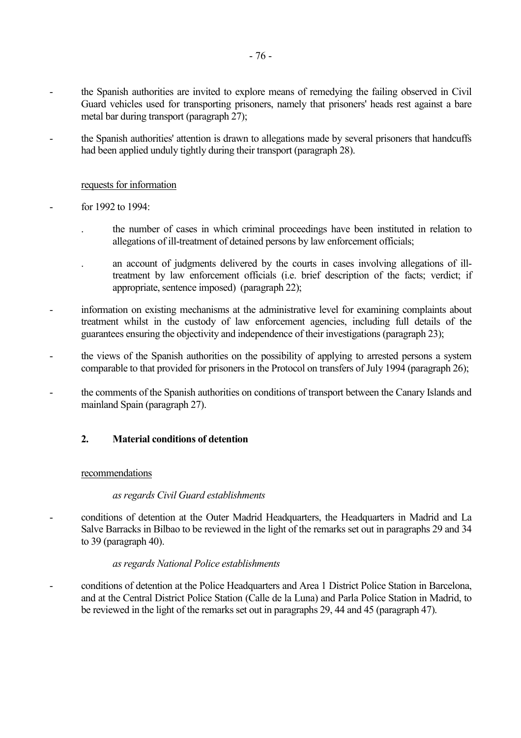- the Spanish authorities are invited to explore means of remedying the failing observed in Civil Guard vehicles used for transporting prisoners, namely that prisoners' heads rest against a bare metal bar during transport (paragraph 27);

- the Spanish authorities' attention is drawn to allegations made by several prisoners that handcuffs had been applied unduly tightly during their transport (paragraph 28).

<u>requests for information</u>

- for 1992 to 1994:

  . the number of cases in which criminal proceedings have been instituted in relation to allegations of ill-treatment of detained persons by law enforcement officials;

  . an account of judgments delivered by the courts in cases involving allegations of ill-treatment by law enforcement officials (i.e. brief description of the facts; verdict; if appropriate, sentence imposed) (paragraph 22);

- information on existing mechanisms at the administrative level for examining complaints about treatment whilst in the custody of law enforcement agencies, including full details of the guarantees ensuring the objectivity and independence of their investigations (paragraph 23);

- the views of the Spanish authorities on the possibility of applying to arrested persons a system comparable to that provided for prisoners in the Protocol on transfers of July 1994 (paragraph 26);

- the comments of the Spanish authorities on conditions of transport between the Canary Islands and mainland Spain (paragraph 27).

## 2. Material conditions of detention

<u>recommendations</u>

*as regards Civil Guard establishments*

- conditions of detention at the Outer Madrid Headquarters, the Headquarters in Madrid and La Salve Barracks in Bilbao to be reviewed in the light of the remarks set out in paragraphs 29 and 34 to 39 (paragraph 40).

*as regards National Police establishments*

- conditions of detention at the Police Headquarters and Area 1 District Police Station in Barcelona, and at the Central District Police Station (Calle de la Luna) and Parla Police Station in Madrid, to be reviewed in the light of the remarks set out in paragraphs 29, 44 and 45 (paragraph 47).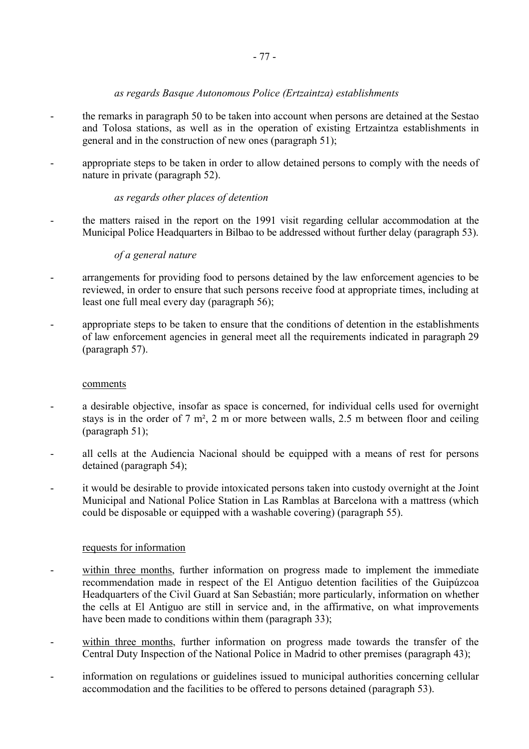*as regards Basque Autonomous Police (Ertzaintza) establishments*

- the remarks in paragraph 50 to be taken into account when persons are detained at the Sestao and Tolosa stations, as well as in the operation of existing Ertzaintza establishments in general and in the construction of new ones (paragraph 51);
- appropriate steps to be taken in order to allow detained persons to comply with the needs of nature in private (paragraph 52).

*as regards other places of detention*

- the matters raised in the report on the 1991 visit regarding cellular accommodation at the Municipal Police Headquarters in Bilbao to be addressed without further delay (paragraph 53).

*of a general nature*

- arrangements for providing food to persons detained by the law enforcement agencies to be reviewed, in order to ensure that such persons receive food at appropriate times, including at least one full meal every day (paragraph 56);
- appropriate steps to be taken to ensure that the conditions of detention in the establishments of law enforcement agencies in general meet all the requirements indicated in paragraph 29 (paragraph 57).

comments

- a desirable objective, insofar as space is concerned, for individual cells used for overnight stays is in the order of 7 m², 2 m or more between walls, 2.5 m between floor and ceiling (paragraph 51);
- all cells at the Audiencia Nacional should be equipped with a means of rest for persons detained (paragraph 54);
- it would be desirable to provide intoxicated persons taken into custody overnight at the Joint Municipal and National Police Station in Las Ramblas at Barcelona with a mattress (which could be disposable or equipped with a washable covering) (paragraph 55).

requests for information

- within three months, further information on progress made to implement the immediate recommendation made in respect of the El Antiguo detention facilities of the Guipúzcoa Headquarters of the Civil Guard at San Sebastián; more particularly, information on whether the cells at El Antiguo are still in service and, in the affirmative, on what improvements have been made to conditions within them (paragraph 33);
- within three months, further information on progress made towards the transfer of the Central Duty Inspection of the National Police in Madrid to other premises (paragraph 43);
- information on regulations or guidelines issued to municipal authorities concerning cellular accommodation and the facilities to be offered to persons detained (paragraph 53).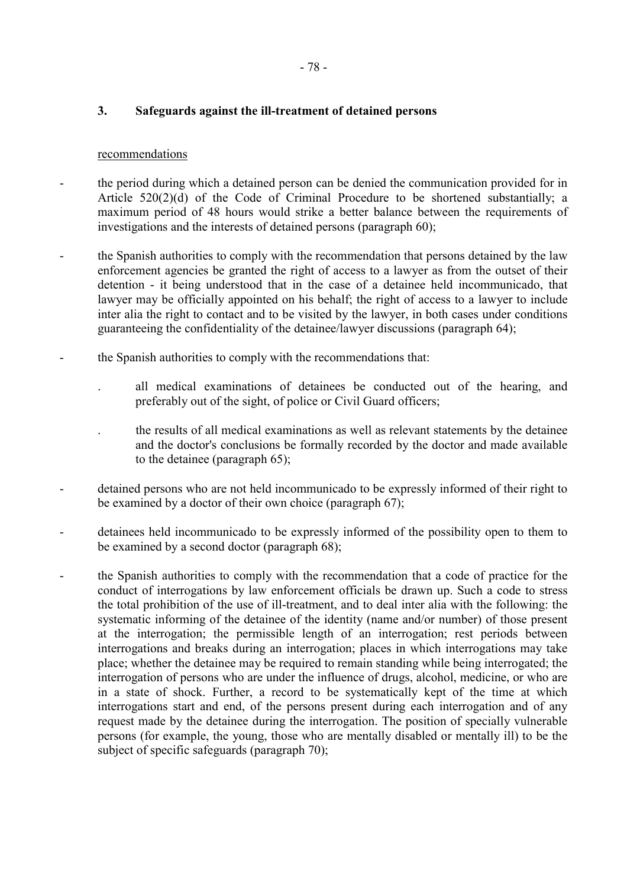### 3. Safeguards against the ill-treatment of detained persons

recommendations

- the period during which a detained person can be denied the communication provided for in Article 520(2)(d) of the Code of Criminal Procedure to be shortened substantially; a maximum period of 48 hours would strike a better balance between the requirements of investigations and the interests of detained persons (paragraph 60);

- the Spanish authorities to comply with the recommendation that persons detained by the law enforcement agencies be granted the right of access to a lawyer as from the outset of their detention - it being understood that in the case of a detainee held incommunicado, that lawyer may be officially appointed on his behalf; the right of access to a lawyer to include inter alia the right to contact and to be visited by the lawyer, in both cases under conditions guaranteeing the confidentiality of the detainee/lawyer discussions (paragraph 64);

- the Spanish authorities to comply with the recommendations that:

  . all medical examinations of detainees be conducted out of the hearing, and preferably out of the sight, of police or Civil Guard officers;

  . the results of all medical examinations as well as relevant statements by the detainee and the doctor's conclusions be formally recorded by the doctor and made available to the detainee (paragraph 65);

- detained persons who are not held incommunicado to be expressly informed of their right to be examined by a doctor of their own choice (paragraph 67);

- detainees held incommunicado to be expressly informed of the possibility open to them to be examined by a second doctor (paragraph 68);

- the Spanish authorities to comply with the recommendation that a code of practice for the conduct of interrogations by law enforcement officials be drawn up. Such a code to stress the total prohibition of the use of ill-treatment, and to deal inter alia with the following: the systematic informing of the detainee of the identity (name and/or number) of those present at the interrogation; the permissible length of an interrogation; rest periods between interrogations and breaks during an interrogation; places in which interrogations may take place; whether the detainee may be required to remain standing while being interrogated; the interrogation of persons who are under the influence of drugs, alcohol, medicine, or who are in a state of shock. Further, a record to be systematically kept of the time at which interrogations start and end, of the persons present during each interrogation and of any request made by the detainee during the interrogation. The position of specially vulnerable persons (for example, the young, those who are mentally disabled or mentally ill) to be the subject of specific safeguards (paragraph 70);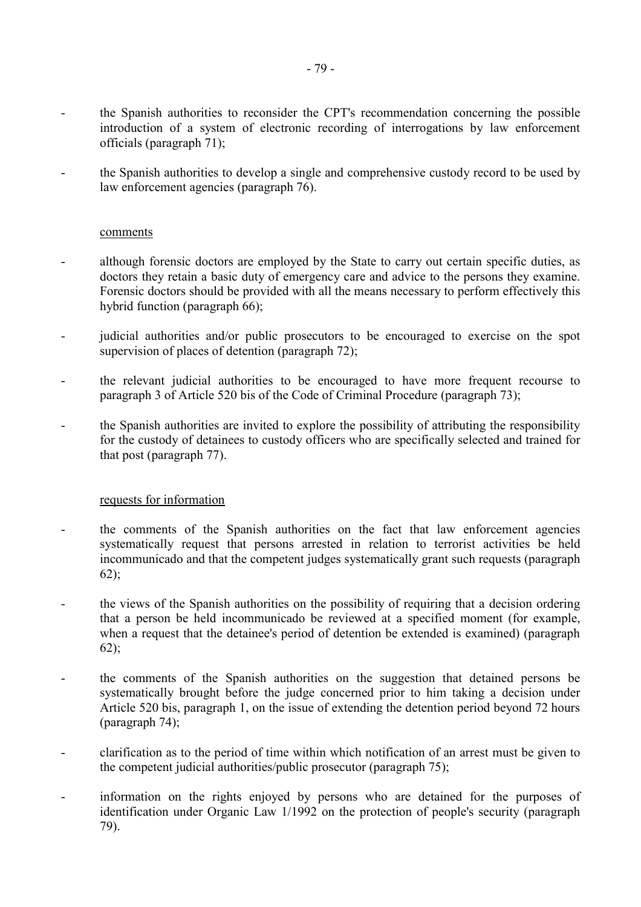- the Spanish authorities to reconsider the CPT's recommendation concerning the possible introduction of a system of electronic recording of interrogations by law enforcement officials (paragraph 71);

- the Spanish authorities to develop a single and comprehensive custody record to be used by law enforcement agencies (paragraph 76).

comments

- although forensic doctors are employed by the State to carry out certain specific duties, as doctors they retain a basic duty of emergency care and advice to the persons they examine. Forensic doctors should be provided with all the means necessary to perform effectively this hybrid function (paragraph 66);

- judicial authorities and/or public prosecutors to be encouraged to exercise on the spot supervision of places of detention (paragraph 72);

- the relevant judicial authorities to be encouraged to have more frequent recourse to paragraph 3 of Article 520 bis of the Code of Criminal Procedure (paragraph 73);

- the Spanish authorities are invited to explore the possibility of attributing the responsibility for the custody of detainees to custody officers who are specifically selected and trained for that post (paragraph 77).

requests for information

- the comments of the Spanish authorities on the fact that law enforcement agencies systematically request that persons arrested in relation to terrorist activities be held incommunicado and that the competent judges systematically grant such requests (paragraph 62);

- the views of the Spanish authorities on the possibility of requiring that a decision ordering that a person be held incommunicado be reviewed at a specified moment (for example, when a request that the detainee's period of detention be extended is examined) (paragraph 62);

- the comments of the Spanish authorities on the suggestion that detained persons be systematically brought before the judge concerned prior to him taking a decision under Article 520 bis, paragraph 1, on the issue of extending the detention period beyond 72 hours (paragraph 74);

- clarification as to the period of time within which notification of an arrest must be given to the competent judicial authorities/public prosecutor (paragraph 75);

- information on the rights enjoyed by persons who are detained for the purposes of identification under Organic Law 1/1992 on the protection of people's security (paragraph 79).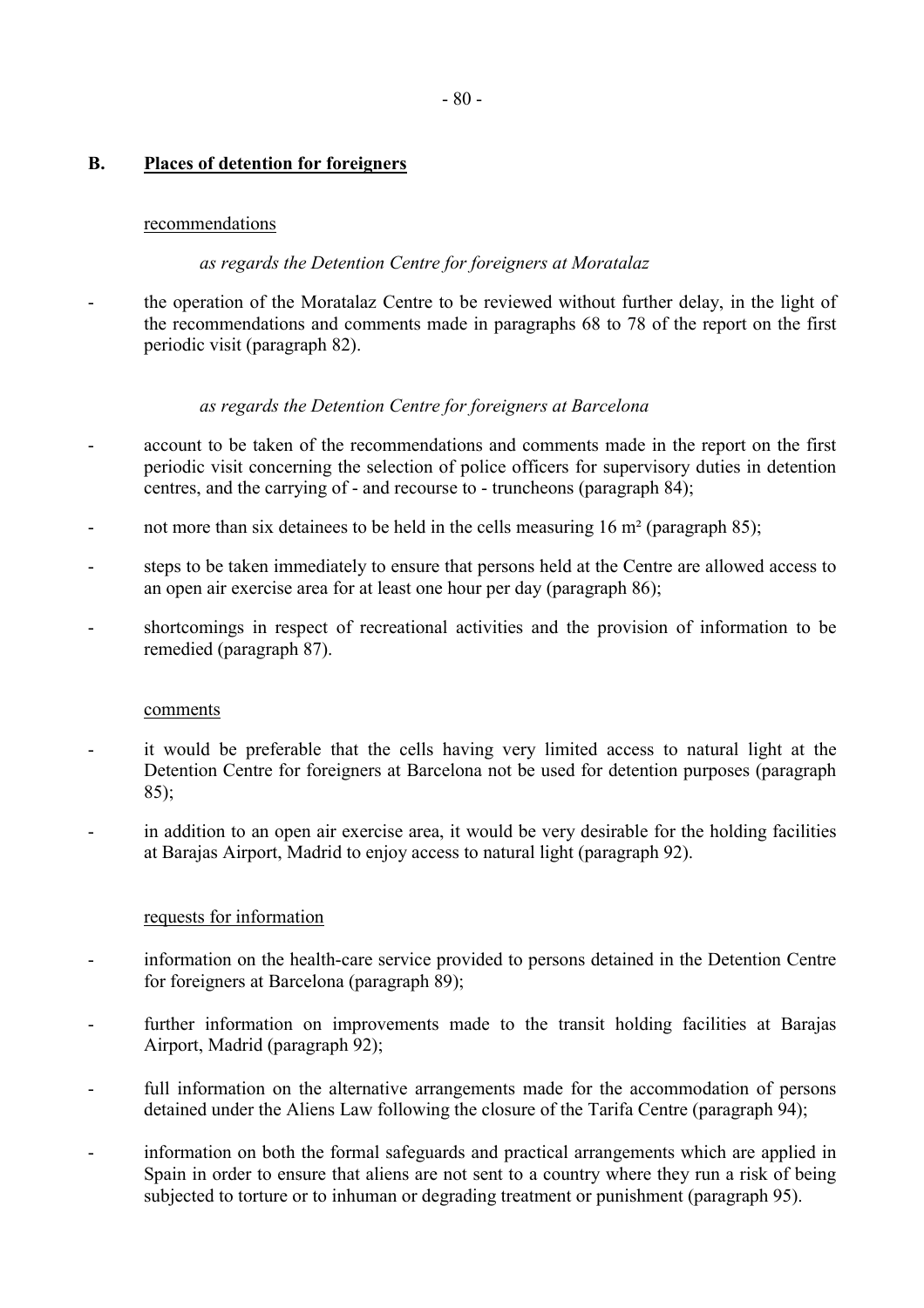## B. Places of detention for foreigners

recommendations

*as regards the Detention Centre for foreigners at Moratalaz*

- the operation of the Moratalaz Centre to be reviewed without further delay, in the light of the recommendations and comments made in paragraphs 68 to 78 of the report on the first periodic visit (paragraph 82).

*as regards the Detention Centre for foreigners at Barcelona*

- account to be taken of the recommendations and comments made in the report on the first periodic visit concerning the selection of police officers for supervisory duties in detention centres, and the carrying of - and recourse to - truncheons (paragraph 84);
- not more than six detainees to be held in the cells measuring 16 m² (paragraph 85);
- steps to be taken immediately to ensure that persons held at the Centre are allowed access to an open air exercise area for at least one hour per day (paragraph 86);
- shortcomings in respect of recreational activities and the provision of information to be remedied (paragraph 87).

comments

- it would be preferable that the cells having very limited access to natural light at the Detention Centre for foreigners at Barcelona not be used for detention purposes (paragraph 85);
- in addition to an open air exercise area, it would be very desirable for the holding facilities at Barajas Airport, Madrid to enjoy access to natural light (paragraph 92).

requests for information

- information on the health-care service provided to persons detained in the Detention Centre for foreigners at Barcelona (paragraph 89);
- further information on improvements made to the transit holding facilities at Barajas Airport, Madrid (paragraph 92);
- full information on the alternative arrangements made for the accommodation of persons detained under the Aliens Law following the closure of the Tarifa Centre (paragraph 94);
- information on both the formal safeguards and practical arrangements which are applied in Spain in order to ensure that aliens are not sent to a country where they run a risk of being subjected to torture or to inhuman or degrading treatment or punishment (paragraph 95).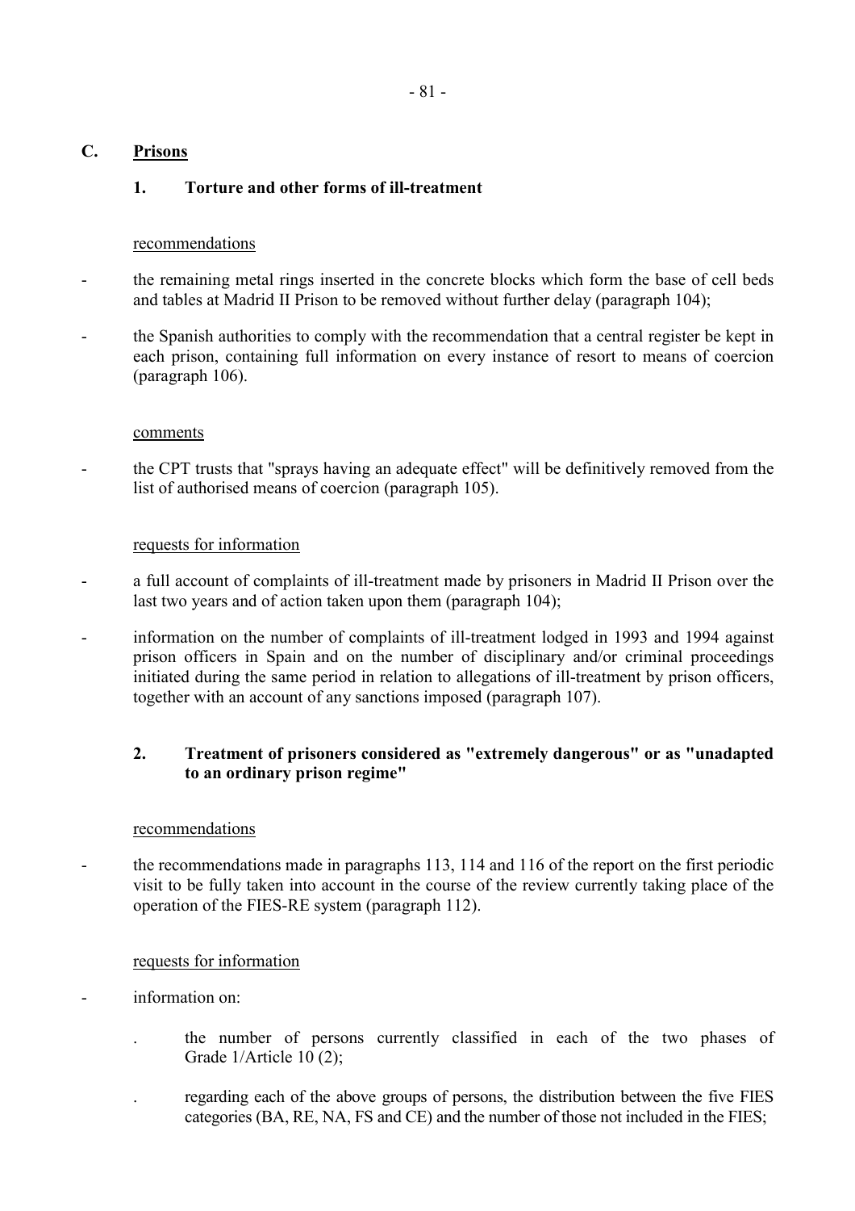## C. Prisons

### 1. Torture and other forms of ill-treatment

recommendations

- the remaining metal rings inserted in the concrete blocks which form the base of cell beds and tables at Madrid II Prison to be removed without further delay (paragraph 104);
- the Spanish authorities to comply with the recommendation that a central register be kept in each prison, containing full information on every instance of resort to means of coercion (paragraph 106).

comments

- the CPT trusts that "sprays having an adequate effect" will be definitively removed from the list of authorised means of coercion (paragraph 105).

requests for information

- a full account of complaints of ill-treatment made by prisoners in Madrid II Prison over the last two years and of action taken upon them (paragraph 104);
- information on the number of complaints of ill-treatment lodged in 1993 and 1994 against prison officers in Spain and on the number of disciplinary and/or criminal proceedings initiated during the same period in relation to allegations of ill-treatment by prison officers, together with an account of any sanctions imposed (paragraph 107).

### 2. Treatment of prisoners considered as "extremely dangerous" or as "unadapted to an ordinary prison regime"

recommendations

- the recommendations made in paragraphs 113, 114 and 116 of the report on the first periodic visit to be fully taken into account in the course of the review currently taking place of the operation of the FIES-RE system (paragraph 112).

requests for information

- information on:
  - . the number of persons currently classified in each of the two phases of Grade 1/Article 10 (2);
  - . regarding each of the above groups of persons, the distribution between the five FIES categories (BA, RE, NA, FS and CE) and the number of those not included in the FIES;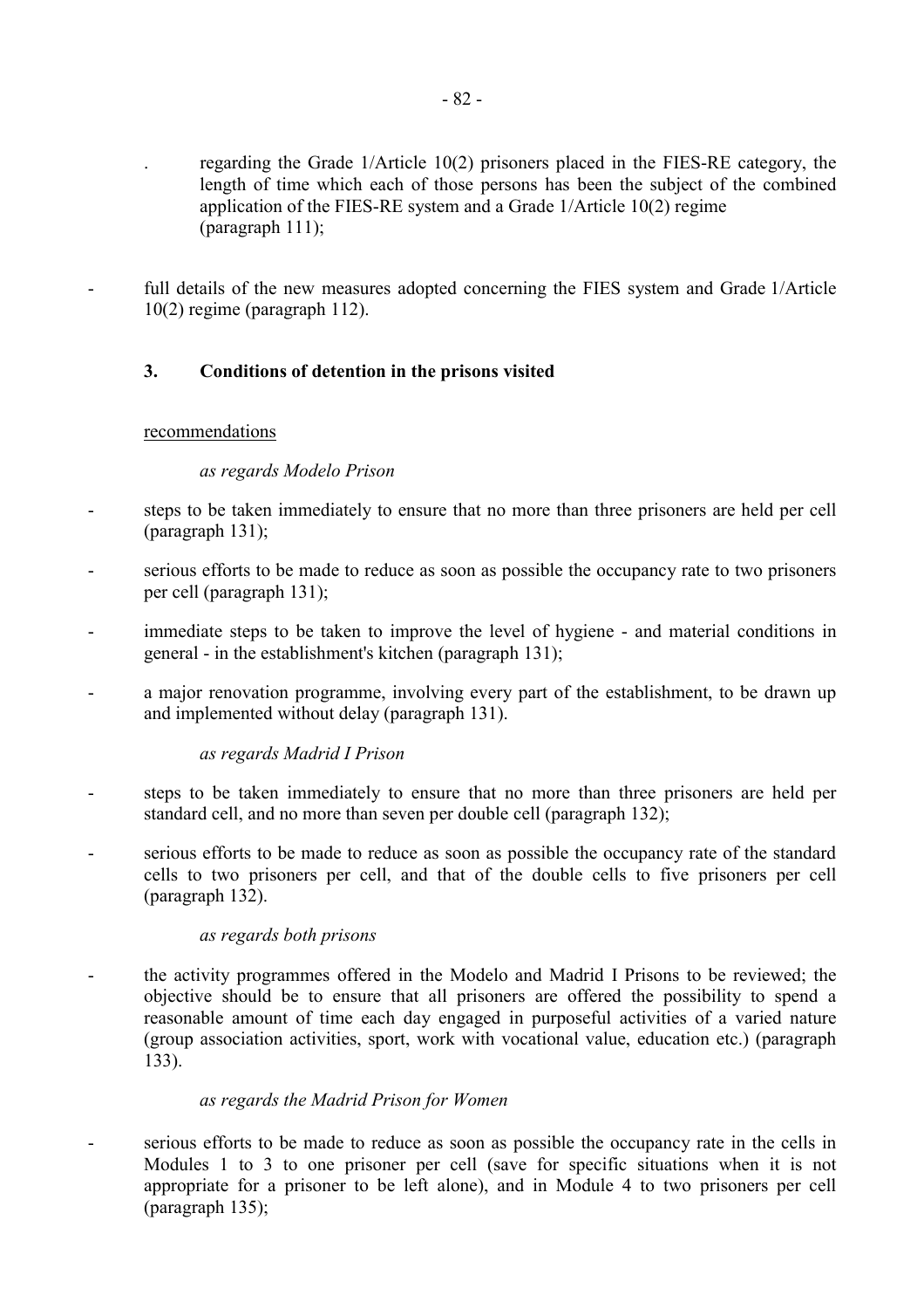. regarding the Grade 1/Article 10(2) prisoners placed in the FIES-RE category, the length of time which each of those persons has been the subject of the combined application of the FIES-RE system and a Grade 1/Article 10(2) regime (paragraph 111);

- full details of the new measures adopted concerning the FIES system and Grade 1/Article 10(2) regime (paragraph 112).

### 3. Conditions of detention in the prisons visited

recommendations

*as regards Modelo Prison*

- steps to be taken immediately to ensure that no more than three prisoners are held per cell (paragraph 131);
- serious efforts to be made to reduce as soon as possible the occupancy rate to two prisoners per cell (paragraph 131);
- immediate steps to be taken to improve the level of hygiene - and material conditions in general - in the establishment's kitchen (paragraph 131);
- a major renovation programme, involving every part of the establishment, to be drawn up and implemented without delay (paragraph 131).

*as regards Madrid I Prison*

- steps to be taken immediately to ensure that no more than three prisoners are held per standard cell, and no more than seven per double cell (paragraph 132);
- serious efforts to be made to reduce as soon as possible the occupancy rate of the standard cells to two prisoners per cell, and that of the double cells to five prisoners per cell (paragraph 132).

*as regards both prisons*

- the activity programmes offered in the Modelo and Madrid I Prisons to be reviewed; the objective should be to ensure that all prisoners are offered the possibility to spend a reasonable amount of time each day engaged in purposeful activities of a varied nature (group association activities, sport, work with vocational value, education etc.) (paragraph 133).

*as regards the Madrid Prison for Women*

- serious efforts to be made to reduce as soon as possible the occupancy rate in the cells in Modules 1 to 3 to one prisoner per cell (save for specific situations when it is not appropriate for a prisoner to be left alone), and in Module 4 to two prisoners per cell (paragraph 135);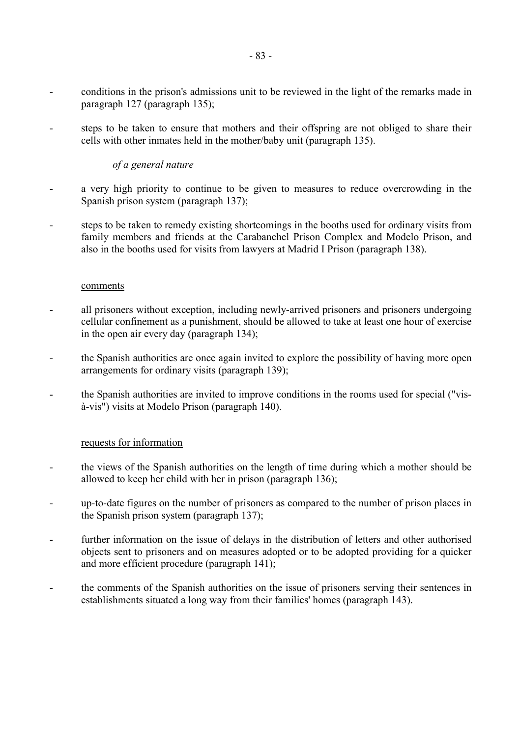- conditions in the prison's admissions unit to be reviewed in the light of the remarks made in paragraph 127 (paragraph 135);
- steps to be taken to ensure that mothers and their offspring are not obliged to share their cells with other inmates held in the mother/baby unit (paragraph 135).

*of a general nature*

- a very high priority to continue to be given to measures to reduce overcrowding in the Spanish prison system (paragraph 137);
- steps to be taken to remedy existing shortcomings in the booths used for ordinary visits from family members and friends at the Carabanchel Prison Complex and Modelo Prison, and also in the booths used for visits from lawyers at Madrid I Prison (paragraph 138).

comments

- all prisoners without exception, including newly-arrived prisoners and prisoners undergoing cellular confinement as a punishment, should be allowed to take at least one hour of exercise in the open air every day (paragraph 134);
- the Spanish authorities are once again invited to explore the possibility of having more open arrangements for ordinary visits (paragraph 139);
- the Spanish authorities are invited to improve conditions in the rooms used for special ("vis-à-vis") visits at Modelo Prison (paragraph 140).

requests for information

- the views of the Spanish authorities on the length of time during which a mother should be allowed to keep her child with her in prison (paragraph 136);
- up-to-date figures on the number of prisoners as compared to the number of prison places in the Spanish prison system (paragraph 137);
- further information on the issue of delays in the distribution of letters and other authorised objects sent to prisoners and on measures adopted or to be adopted providing for a quicker and more efficient procedure (paragraph 141);
- the comments of the Spanish authorities on the issue of prisoners serving their sentences in establishments situated a long way from their families' homes (paragraph 143).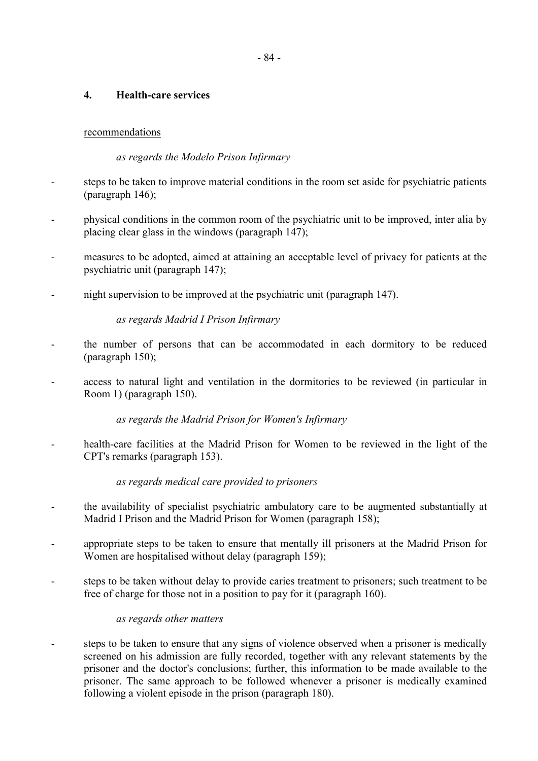## 4. Health-care services

recommendations

*as regards the Modelo Prison Infirmary*

- steps to be taken to improve material conditions in the room set aside for psychiatric patients (paragraph 146);
- physical conditions in the common room of the psychiatric unit to be improved, inter alia by placing clear glass in the windows (paragraph 147);
- measures to be adopted, aimed at attaining an acceptable level of privacy for patients at the psychiatric unit (paragraph 147);
- night supervision to be improved at the psychiatric unit (paragraph 147).

*as regards Madrid I Prison Infirmary*

- the number of persons that can be accommodated in each dormitory to be reduced (paragraph 150);
- access to natural light and ventilation in the dormitories to be reviewed (in particular in Room 1) (paragraph 150).

*as regards the Madrid Prison for Women's Infirmary*

- health-care facilities at the Madrid Prison for Women to be reviewed in the light of the CPT's remarks (paragraph 153).

*as regards medical care provided to prisoners*

- the availability of specialist psychiatric ambulatory care to be augmented substantially at Madrid I Prison and the Madrid Prison for Women (paragraph 158);
- appropriate steps to be taken to ensure that mentally ill prisoners at the Madrid Prison for Women are hospitalised without delay (paragraph 159);
- steps to be taken without delay to provide caries treatment to prisoners; such treatment to be free of charge for those not in a position to pay for it (paragraph 160).

*as regards other matters*

- steps to be taken to ensure that any signs of violence observed when a prisoner is medically screened on his admission are fully recorded, together with any relevant statements by the prisoner and the doctor's conclusions; further, this information to be made available to the prisoner. The same approach to be followed whenever a prisoner is medically examined following a violent episode in the prison (paragraph 180).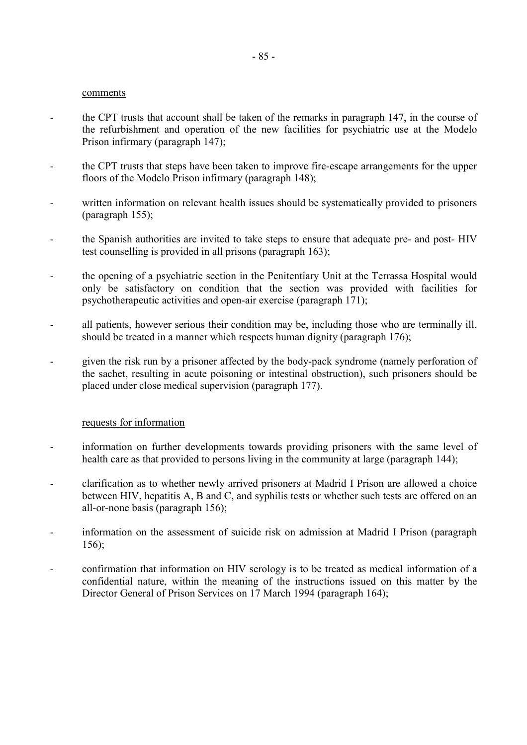comments

- the CPT trusts that account shall be taken of the remarks in paragraph 147, in the course of the refurbishment and operation of the new facilities for psychiatric use at the Modelo Prison infirmary (paragraph 147);
- the CPT trusts that steps have been taken to improve fire-escape arrangements for the upper floors of the Modelo Prison infirmary (paragraph 148);
- written information on relevant health issues should be systematically provided to prisoners (paragraph 155);
- the Spanish authorities are invited to take steps to ensure that adequate pre- and post- HIV test counselling is provided in all prisons (paragraph 163);
- the opening of a psychiatric section in the Penitentiary Unit at the Terrassa Hospital would only be satisfactory on condition that the section was provided with facilities for psychotherapeutic activities and open-air exercise (paragraph 171);
- all patients, however serious their condition may be, including those who are terminally ill, should be treated in a manner which respects human dignity (paragraph 176);
- given the risk run by a prisoner affected by the body-pack syndrome (namely perforation of the sachet, resulting in acute poisoning or intestinal obstruction), such prisoners should be placed under close medical supervision (paragraph 177).

requests for information

- information on further developments towards providing prisoners with the same level of health care as that provided to persons living in the community at large (paragraph 144);
- clarification as to whether newly arrived prisoners at Madrid I Prison are allowed a choice between HIV, hepatitis A, B and C, and syphilis tests or whether such tests are offered on an all-or-none basis (paragraph 156);
- information on the assessment of suicide risk on admission at Madrid I Prison (paragraph 156);
- confirmation that information on HIV serology is to be treated as medical information of a confidential nature, within the meaning of the instructions issued on this matter by the Director General of Prison Services on 17 March 1994 (paragraph 164);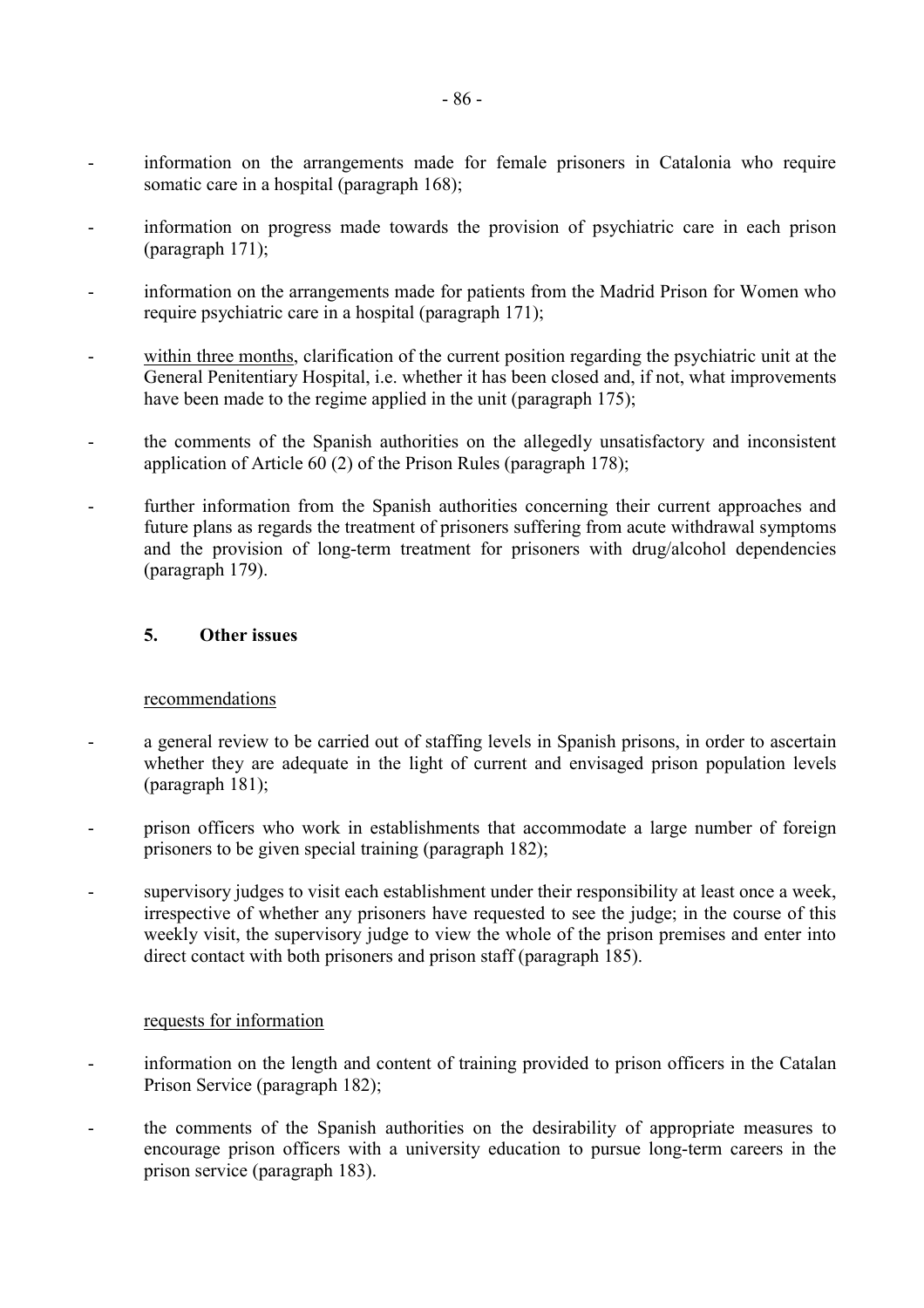- information on the arrangements made for female prisoners in Catalonia who require somatic care in a hospital (paragraph 168);

- information on progress made towards the provision of psychiatric care in each prison (paragraph 171);

- information on the arrangements made for patients from the Madrid Prison for Women who require psychiatric care in a hospital (paragraph 171);

- within three months, clarification of the current position regarding the psychiatric unit at the General Penitentiary Hospital, i.e. whether it has been closed and, if not, what improvements have been made to the regime applied in the unit (paragraph 175);

- the comments of the Spanish authorities on the allegedly unsatisfactory and inconsistent application of Article 60 (2) of the Prison Rules (paragraph 178);

- further information from the Spanish authorities concerning their current approaches and future plans as regards the treatment of prisoners suffering from acute withdrawal symptoms and the provision of long-term treatment for prisoners with drug/alcohol dependencies (paragraph 179).

## 5. Other issues

recommendations

- a general review to be carried out of staffing levels in Spanish prisons, in order to ascertain whether they are adequate in the light of current and envisaged prison population levels (paragraph 181);

- prison officers who work in establishments that accommodate a large number of foreign prisoners to be given special training (paragraph 182);

- supervisory judges to visit each establishment under their responsibility at least once a week, irrespective of whether any prisoners have requested to see the judge; in the course of this weekly visit, the supervisory judge to view the whole of the prison premises and enter into direct contact with both prisoners and prison staff (paragraph 185).

requests for information

- information on the length and content of training provided to prison officers in the Catalan Prison Service (paragraph 182);

- the comments of the Spanish authorities on the desirability of appropriate measures to encourage prison officers with a university education to pursue long-term careers in the prison service (paragraph 183).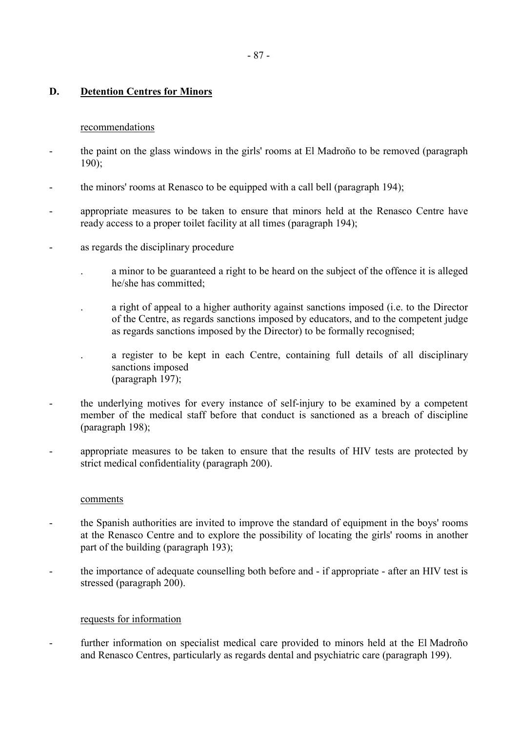## D. Detention Centres for Minors

recommendations

- the paint on the glass windows in the girls' rooms at El Madroño to be removed (paragraph 190);
- the minors' rooms at Renasco to be equipped with a call bell (paragraph 194);
- appropriate measures to be taken to ensure that minors held at the Renasco Centre have ready access to a proper toilet facility at all times (paragraph 194);
- as regards the disciplinary procedure
  - . a minor to be guaranteed a right to be heard on the subject of the offence it is alleged he/she has committed;
  - . a right of appeal to a higher authority against sanctions imposed (i.e. to the Director of the Centre, as regards sanctions imposed by educators, and to the competent judge as regards sanctions imposed by the Director) to be formally recognised;
  - . a register to be kept in each Centre, containing full details of all disciplinary sanctions imposed (paragraph 197);
- the underlying motives for every instance of self-injury to be examined by a competent member of the medical staff before that conduct is sanctioned as a breach of discipline (paragraph 198);
- appropriate measures to be taken to ensure that the results of HIV tests are protected by strict medical confidentiality (paragraph 200).

comments

- the Spanish authorities are invited to improve the standard of equipment in the boys' rooms at the Renasco Centre and to explore the possibility of locating the girls' rooms in another part of the building (paragraph 193);
- the importance of adequate counselling both before and - if appropriate - after an HIV test is stressed (paragraph 200).

requests for information

- further information on specialist medical care provided to minors held at the El Madroño and Renasco Centres, particularly as regards dental and psychiatric care (paragraph 199).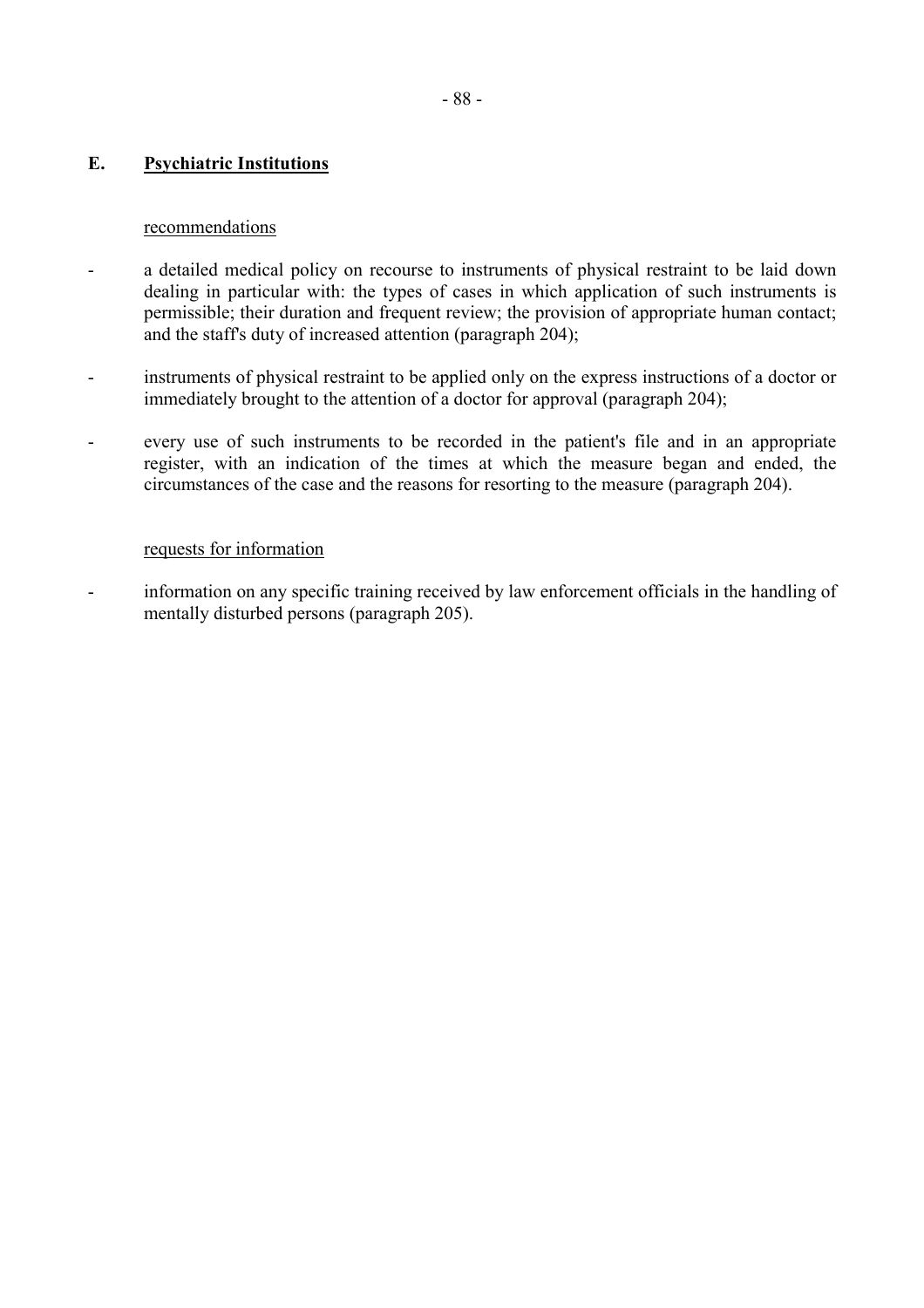## E. Psychiatric Institutions

recommendations

- a detailed medical policy on recourse to instruments of physical restraint to be laid down dealing in particular with: the types of cases in which application of such instruments is permissible; their duration and frequent review; the provision of appropriate human contact; and the staff's duty of increased attention (paragraph 204);
- instruments of physical restraint to be applied only on the express instructions of a doctor or immediately brought to the attention of a doctor for approval (paragraph 204);
- every use of such instruments to be recorded in the patient's file and in an appropriate register, with an indication of the times at which the measure began and ended, the circumstances of the case and the reasons for resorting to the measure (paragraph 204).

requests for information

- information on any specific training received by law enforcement officials in the handling of mentally disturbed persons (paragraph 205).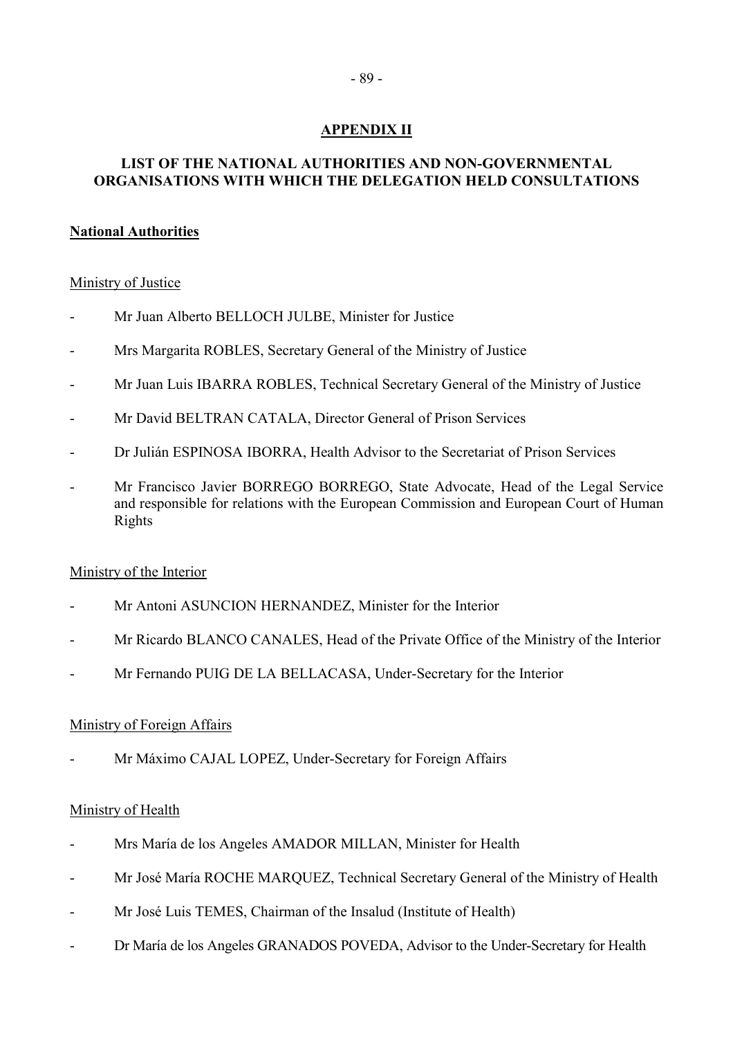## APPENDIX II

## LIST OF THE NATIONAL AUTHORITIES AND NON-GOVERNMENTAL ORGANISATIONS WITH WHICH THE DELEGATION HELD CONSULTATIONS

### National Authorities

Ministry of Justice

- Mr Juan Alberto BELLOCH JULBE, Minister for Justice
- Mrs Margarita ROBLES, Secretary General of the Ministry of Justice
- Mr Juan Luis IBARRA ROBLES, Technical Secretary General of the Ministry of Justice
- Mr David BELTRAN CATALA, Director General of Prison Services
- Dr Julián ESPINOSA IBORRA, Health Advisor to the Secretariat of Prison Services
- Mr Francisco Javier BORREGO BORREGO, State Advocate, Head of the Legal Service and responsible for relations with the European Commission and European Court of Human Rights

Ministry of the Interior

- Mr Antoni ASUNCION HERNANDEZ, Minister for the Interior
- Mr Ricardo BLANCO CANALES, Head of the Private Office of the Ministry of the Interior
- Mr Fernando PUIG DE LA BELLACASA, Under-Secretary for the Interior

Ministry of Foreign Affairs

- Mr Máximo CAJAL LOPEZ, Under-Secretary for Foreign Affairs

Ministry of Health

- Mrs María de los Angeles AMADOR MILLAN, Minister for Health
- Mr José María ROCHE MARQUEZ, Technical Secretary General of the Ministry of Health
- Mr José Luis TEMES, Chairman of the Insalud (Institute of Health)
- Dr María de los Angeles GRANADOS POVEDA, Advisor to the Under-Secretary for Health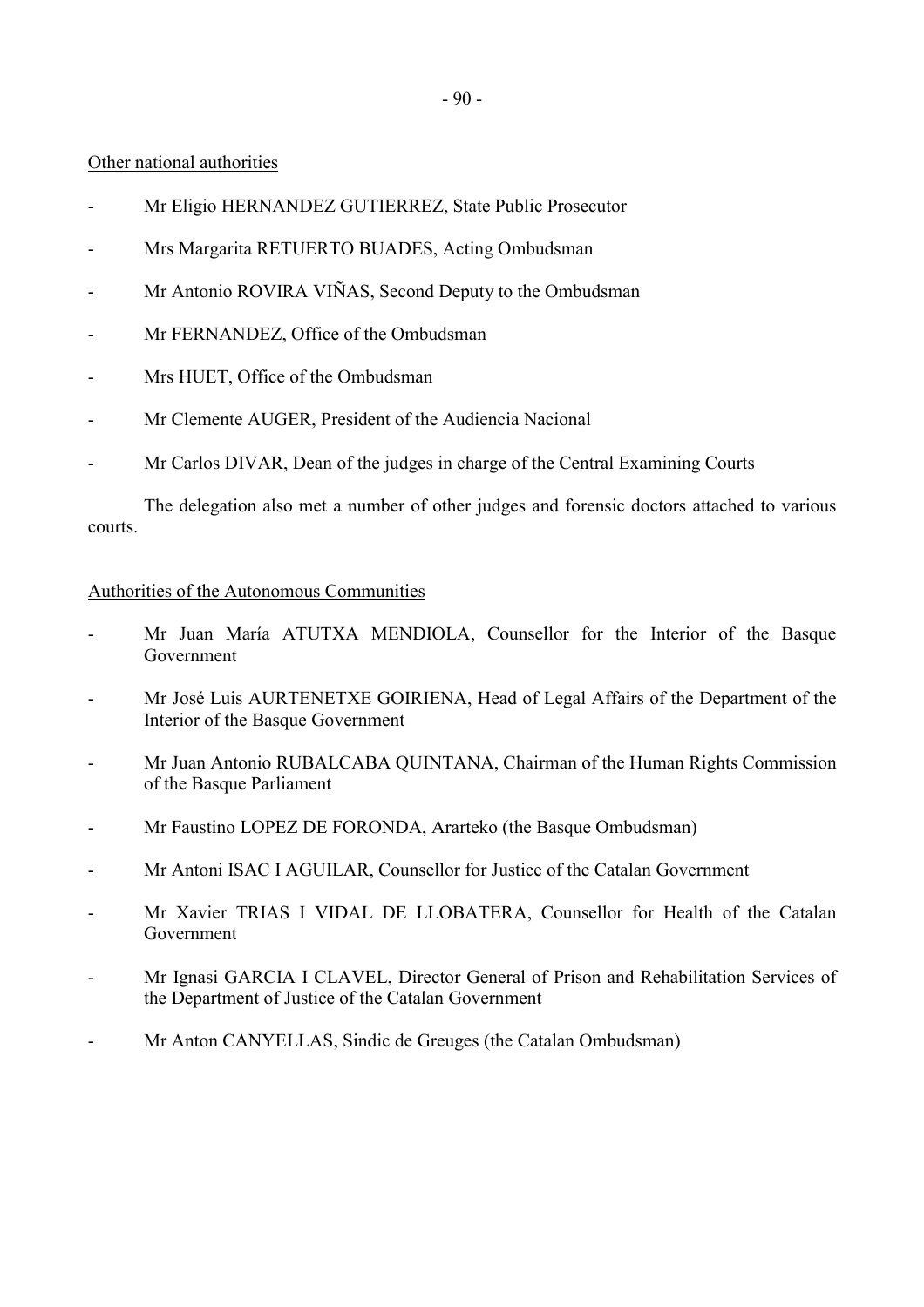Other national authorities

- Mr Eligio HERNANDEZ GUTIERREZ, State Public Prosecutor
- Mrs Margarita RETUERTO BUADES, Acting Ombudsman
- Mr Antonio ROVIRA VIÑAS, Second Deputy to the Ombudsman
- Mr FERNANDEZ, Office of the Ombudsman
- Mrs HUET, Office of the Ombudsman
- Mr Clemente AUGER, President of the Audiencia Nacional
- Mr Carlos DIVAR, Dean of the judges in charge of the Central Examining Courts

The delegation also met a number of other judges and forensic doctors attached to various courts.

Authorities of the Autonomous Communities

- Mr Juan María ATUTXA MENDIOLA, Counsellor for the Interior of the Basque Government
- Mr José Luis AURTENETXE GOIRIENA, Head of Legal Affairs of the Department of the Interior of the Basque Government
- Mr Juan Antonio RUBALCABA QUINTANA, Chairman of the Human Rights Commission of the Basque Parliament
- Mr Faustino LOPEZ DE FORONDA, Ararteko (the Basque Ombudsman)
- Mr Antoni ISAC I AGUILAR, Counsellor for Justice of the Catalan Government
- Mr Xavier TRIAS I VIDAL DE LLOBATERA, Counsellor for Health of the Catalan Government
- Mr Ignasi GARCIA I CLAVEL, Director General of Prison and Rehabilitation Services of the Department of Justice of the Catalan Government
- Mr Anton CANYELLAS, Sindic de Greuges (the Catalan Ombudsman)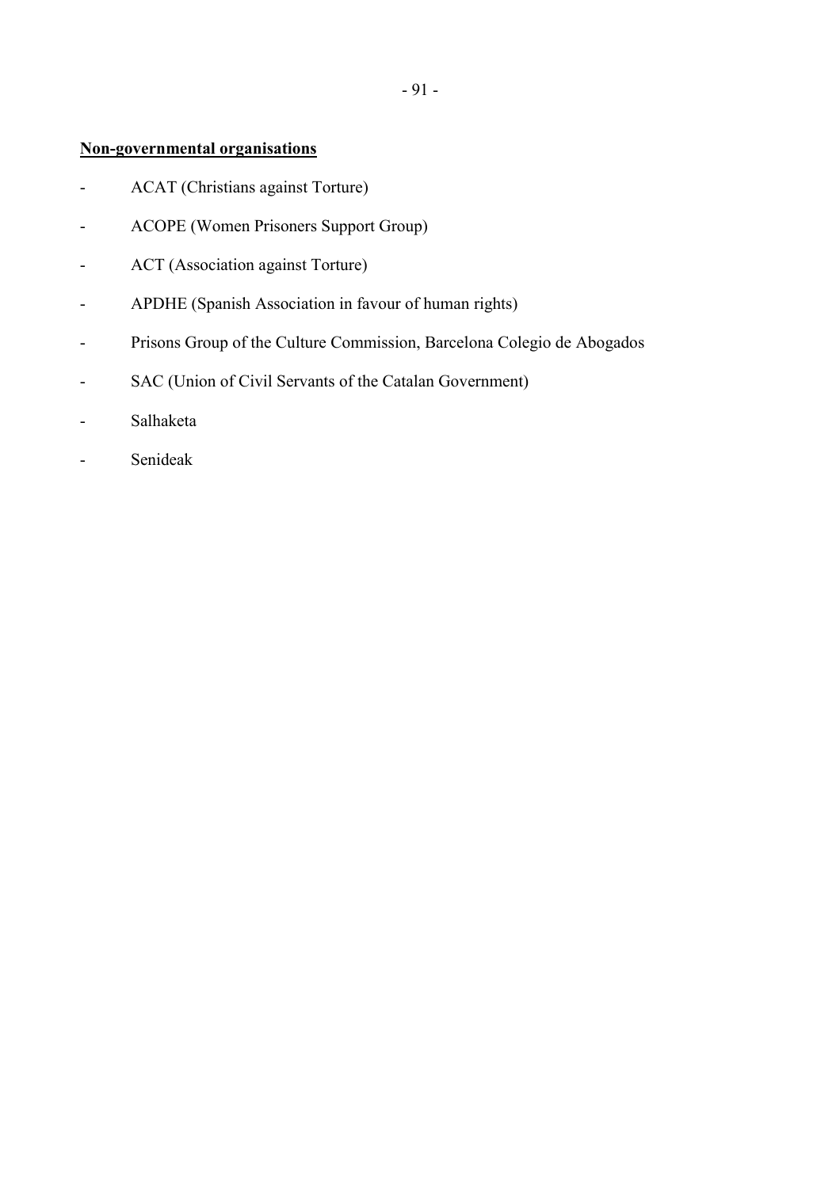**Non-governmental organisations**

- ACAT (Christians against Torture)
- ACOPE (Women Prisoners Support Group)
- ACT (Association against Torture)
- APDHE (Spanish Association in favour of human rights)
- Prisons Group of the Culture Commission, Barcelona Colegio de Abogados
- SAC (Union of Civil Servants of the Catalan Government)
- Salhaketa
- Senideak